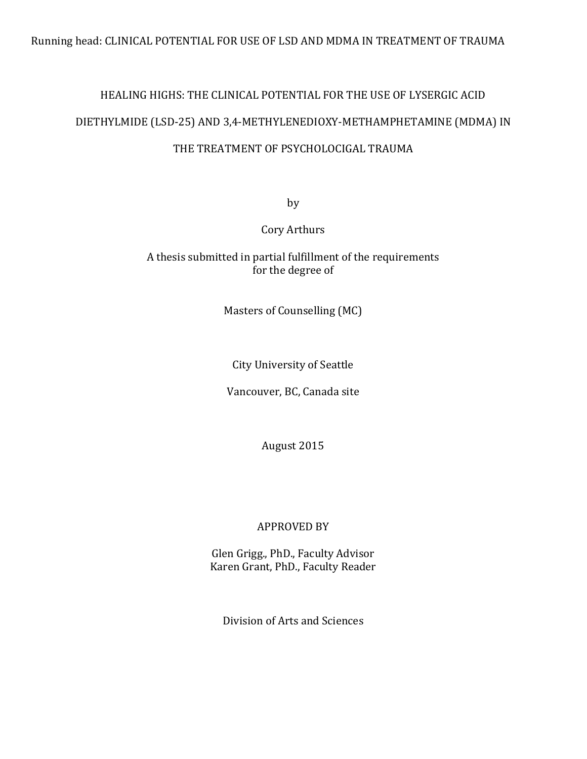# HEALING HIGHS: THE CLINICAL POTENTIAL FOR THE USE OF LYSERGIC ACID DIETHYLMIDE (LSD-25) AND 3,4-METHYLENEDIOXY-METHAMPHETAMINE (MDMA) IN THE TREATMENT OF PSYCHOLOCIGAL TRAUMA

by

Cory Arthurs

A thesis submitted in partial fulfillment of the requirements
for the degree of

Masters of Counselling (MC)

City University of Seattle

Vancouver, BC, Canada site

August 2015

APPROVED BY

Glen Grigg., PhD., Faculty Advisor
Karen Grant, PhD., Faculty Reader

Division of Arts and Sciences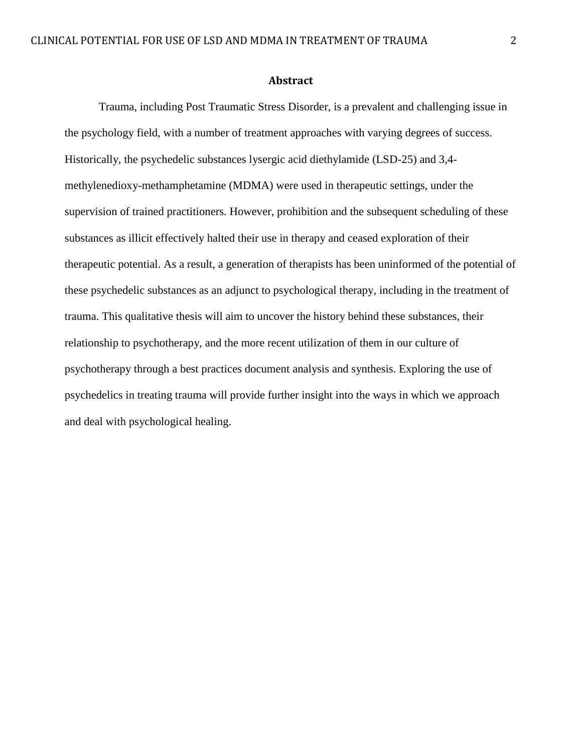# Abstract

Trauma, including Post Traumatic Stress Disorder, is a prevalent and challenging issue in the psychology field, with a number of treatment approaches with varying degrees of success. Historically, the psychedelic substances lysergic acid diethylamide (LSD-25) and 3,4-methylenedioxy-methamphetamine (MDMA) were used in therapeutic settings, under the supervision of trained practitioners. However, prohibition and the subsequent scheduling of these substances as illicit effectively halted their use in therapy and ceased exploration of their therapeutic potential. As a result, a generation of therapists has been uninformed of the potential of these psychedelic substances as an adjunct to psychological therapy, including in the treatment of trauma. This qualitative thesis will aim to uncover the history behind these substances, their relationship to psychotherapy, and the more recent utilization of them in our culture of psychotherapy through a best practices document analysis and synthesis. Exploring the use of psychedelics in treating trauma will provide further insight into the ways in which we approach and deal with psychological healing.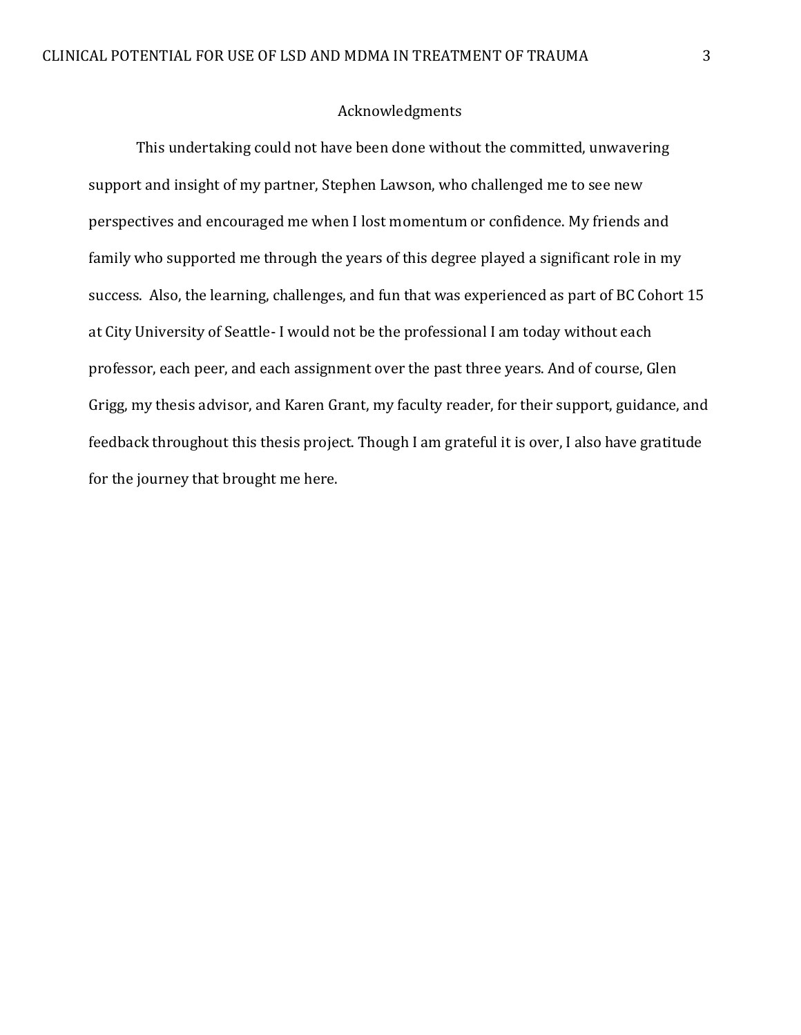# Acknowledgments

This undertaking could not have been done without the committed, unwavering support and insight of my partner, Stephen Lawson, who challenged me to see new perspectives and encouraged me when I lost momentum or confidence. My friends and family who supported me through the years of this degree played a significant role in my success. Also, the learning, challenges, and fun that was experienced as part of BC Cohort 15 at City University of Seattle- I would not be the professional I am today without each professor, each peer, and each assignment over the past three years. And of course, Glen Grigg, my thesis advisor, and Karen Grant, my faculty reader, for their support, guidance, and feedback throughout this thesis project. Though I am grateful it is over, I also have gratitude for the journey that brought me here.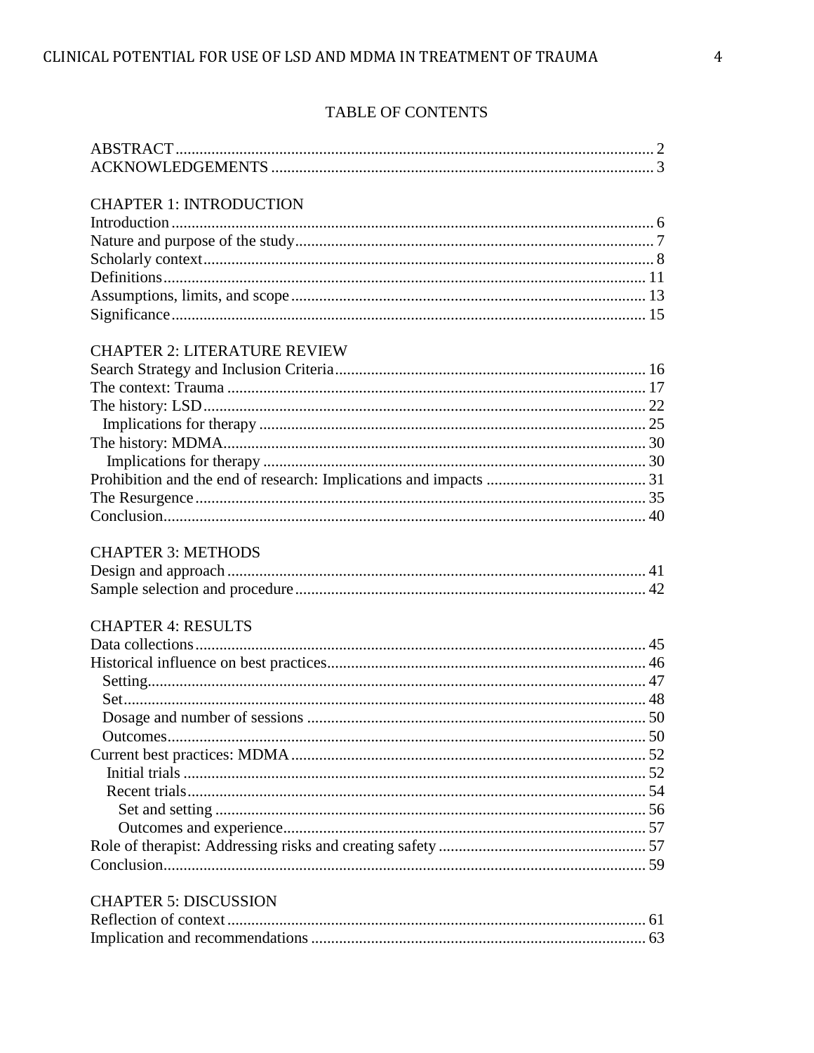# TABLE OF CONTENTS

ABSTRACT .......... 2
ACKNOWLEDGEMENTS .......... 3

CHAPTER 1: INTRODUCTION
Introduction .......... 6
Nature and purpose of the study .......... 7
Scholarly context .......... 8
Definitions .......... 11
Assumptions, limits, and scope .......... 13
Significance .......... 15

CHAPTER 2: LITERATURE REVIEW
Search Strategy and Inclusion Criteria .......... 16
The context: Trauma .......... 17
The history: LSD .......... 22
  Implications for therapy .......... 25
The history: MDMA .......... 30
  Implications for therapy .......... 30
Prohibition and the end of research: Implications and impacts .......... 31
The Resurgence .......... 35
Conclusion .......... 40

CHAPTER 3: METHODS
Design and approach .......... 41
Sample selection and procedure .......... 42

CHAPTER 4: RESULTS
Data collections .......... 45
Historical influence on best practices .......... 46
  Setting .......... 47
  Set .......... 48
  Dosage and number of sessions .......... 50
  Outcomes .......... 50
Current best practices: MDMA .......... 52
  Initial trials .......... 52
  Recent trials .......... 54
    Set and setting .......... 56
    Outcomes and experience .......... 57
Role of therapist: Addressing risks and creating safety .......... 57
Conclusion .......... 59

CHAPTER 5: DISCUSSION
Reflection of context .......... 61
Implication and recommendations .......... 63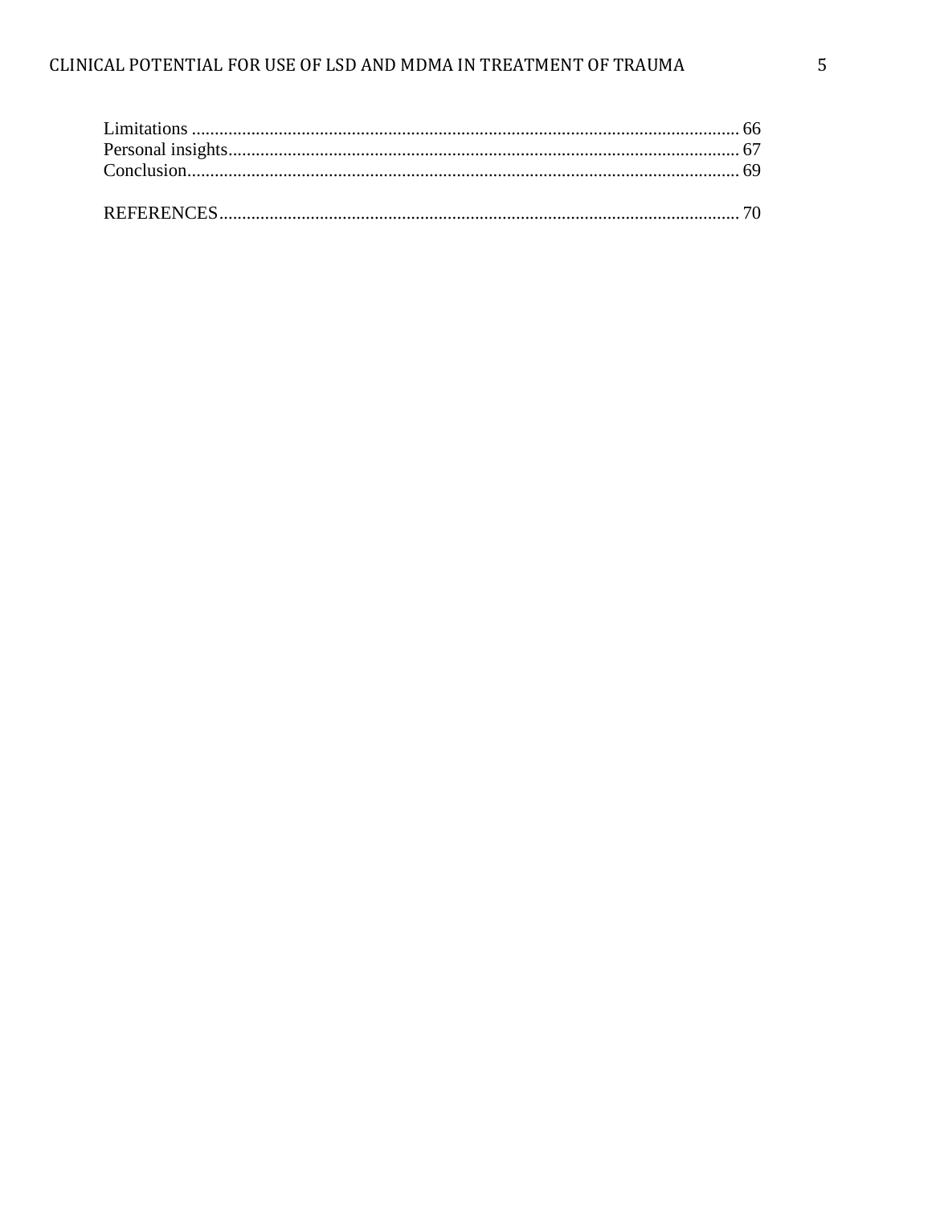Limitations ........................................................................................................................ 66
Personal insights................................................................................................................ 67
Conclusion......................................................................................................................... 69

REFERENCES.................................................................................................................. 70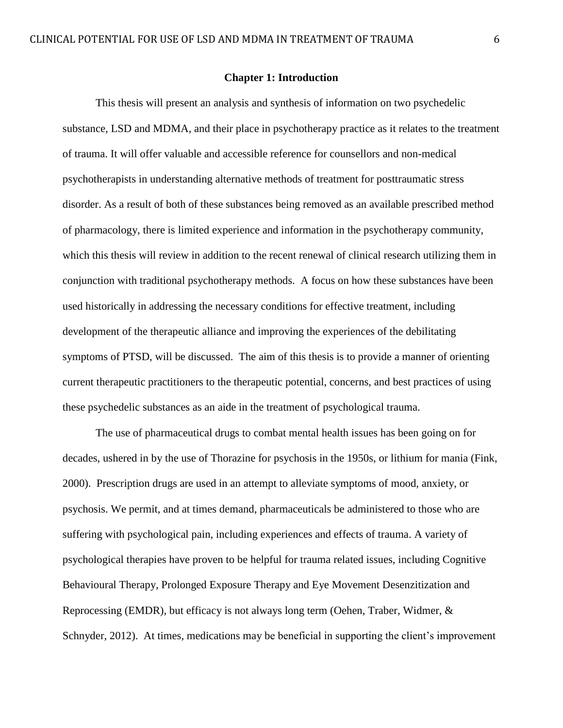## Chapter 1: Introduction

This thesis will present an analysis and synthesis of information on two psychedelic substance, LSD and MDMA, and their place in psychotherapy practice as it relates to the treatment of trauma. It will offer valuable and accessible reference for counsellors and non-medical psychotherapists in understanding alternative methods of treatment for posttraumatic stress disorder. As a result of both of these substances being removed as an available prescribed method of pharmacology, there is limited experience and information in the psychotherapy community, which this thesis will review in addition to the recent renewal of clinical research utilizing them in conjunction with traditional psychotherapy methods. A focus on how these substances have been used historically in addressing the necessary conditions for effective treatment, including development of the therapeutic alliance and improving the experiences of the debilitating symptoms of PTSD, will be discussed. The aim of this thesis is to provide a manner of orienting current therapeutic practitioners to the therapeutic potential, concerns, and best practices of using these psychedelic substances as an aide in the treatment of psychological trauma.

The use of pharmaceutical drugs to combat mental health issues has been going on for decades, ushered in by the use of Thorazine for psychosis in the 1950s, or lithium for mania (Fink, 2000). Prescription drugs are used in an attempt to alleviate symptoms of mood, anxiety, or psychosis. We permit, and at times demand, pharmaceuticals be administered to those who are suffering with psychological pain, including experiences and effects of trauma. A variety of psychological therapies have proven to be helpful for trauma related issues, including Cognitive Behavioural Therapy, Prolonged Exposure Therapy and Eye Movement Desenzitization and Reprocessing (EMDR), but efficacy is not always long term (Oehen, Traber, Widmer, & Schnyder, 2012). At times, medications may be beneficial in supporting the client's improvement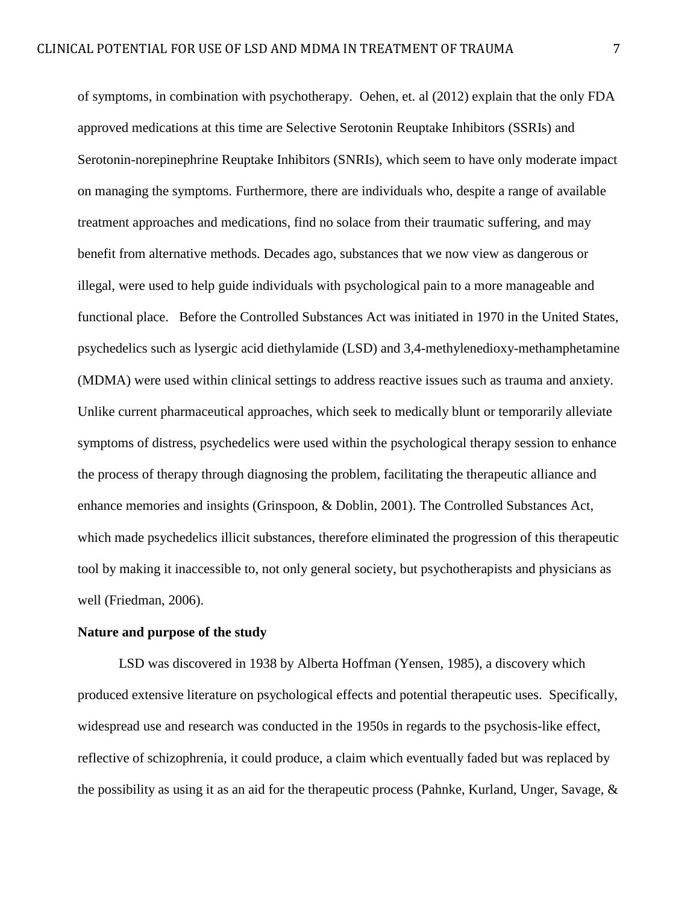of symptoms, in combination with psychotherapy. Oehen, et. al (2012) explain that the only FDA approved medications at this time are Selective Serotonin Reuptake Inhibitors (SSRIs) and Serotonin-norepinephrine Reuptake Inhibitors (SNRIs), which seem to have only moderate impact on managing the symptoms. Furthermore, there are individuals who, despite a range of available treatment approaches and medications, find no solace from their traumatic suffering, and may benefit from alternative methods. Decades ago, substances that we now view as dangerous or illegal, were used to help guide individuals with psychological pain to a more manageable and functional place. Before the Controlled Substances Act was initiated in 1970 in the United States, psychedelics such as lysergic acid diethylamide (LSD) and 3,4-methylenedioxy-methamphetamine (MDMA) were used within clinical settings to address reactive issues such as trauma and anxiety. Unlike current pharmaceutical approaches, which seek to medically blunt or temporarily alleviate symptoms of distress, psychedelics were used within the psychological therapy session to enhance the process of therapy through diagnosing the problem, facilitating the therapeutic alliance and enhance memories and insights (Grinspoon, & Doblin, 2001). The Controlled Substances Act, which made psychedelics illicit substances, therefore eliminated the progression of this therapeutic tool by making it inaccessible to, not only general society, but psychotherapists and physicians as well (Friedman, 2006).

**Nature and purpose of the study**

LSD was discovered in 1938 by Alberta Hoffman (Yensen, 1985), a discovery which produced extensive literature on psychological effects and potential therapeutic uses. Specifically, widespread use and research was conducted in the 1950s in regards to the psychosis-like effect, reflective of schizophrenia, it could produce, a claim which eventually faded but was replaced by the possibility as using it as an aid for the therapeutic process (Pahnke, Kurland, Unger, Savage, &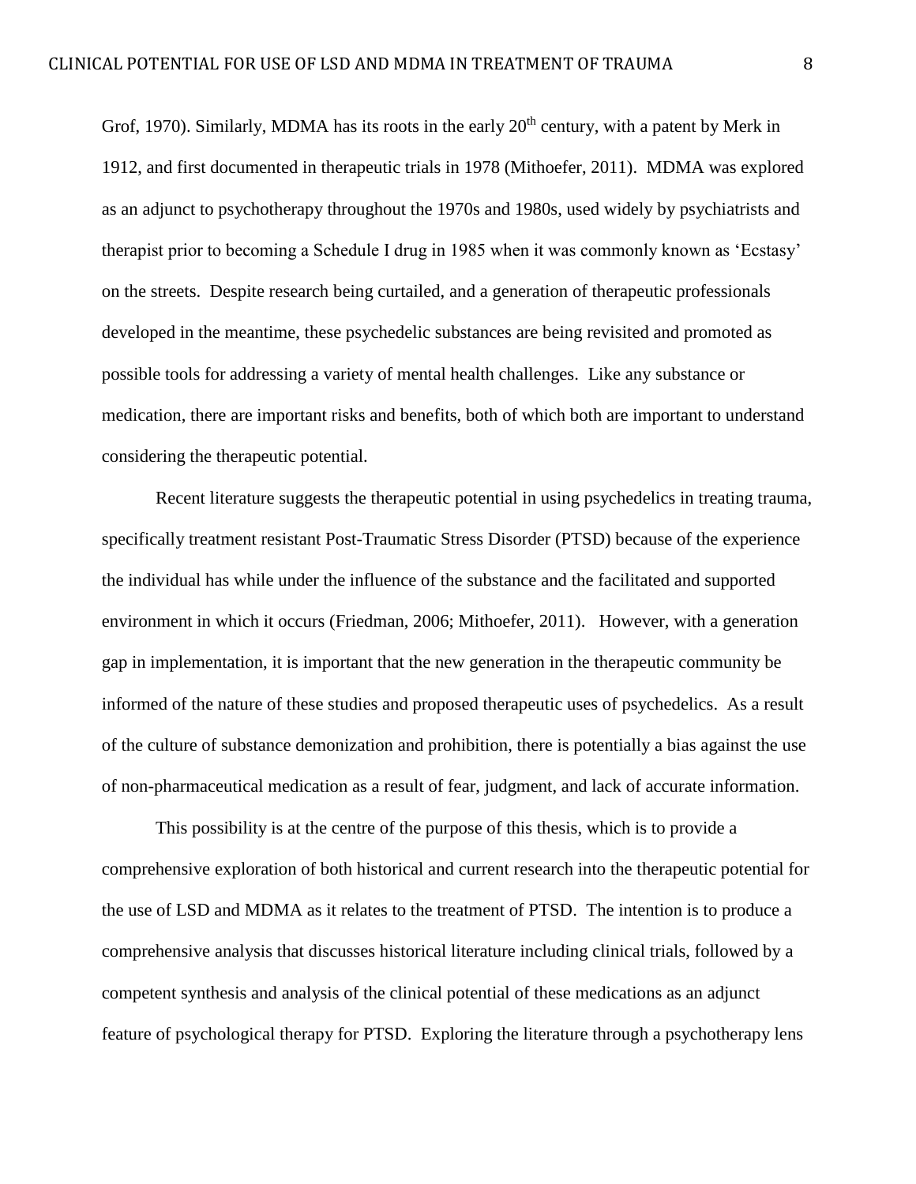Grof, 1970). Similarly, MDMA has its roots in the early 20th century, with a patent by Merk in 1912, and first documented in therapeutic trials in 1978 (Mithoefer, 2011). MDMA was explored as an adjunct to psychotherapy throughout the 1970s and 1980s, used widely by psychiatrists and therapist prior to becoming a Schedule I drug in 1985 when it was commonly known as 'Ecstasy' on the streets. Despite research being curtailed, and a generation of therapeutic professionals developed in the meantime, these psychedelic substances are being revisited and promoted as possible tools for addressing a variety of mental health challenges. Like any substance or medication, there are important risks and benefits, both of which both are important to understand considering the therapeutic potential.

Recent literature suggests the therapeutic potential in using psychedelics in treating trauma, specifically treatment resistant Post-Traumatic Stress Disorder (PTSD) because of the experience the individual has while under the influence of the substance and the facilitated and supported environment in which it occurs (Friedman, 2006; Mithoefer, 2011). However, with a generation gap in implementation, it is important that the new generation in the therapeutic community be informed of the nature of these studies and proposed therapeutic uses of psychedelics. As a result of the culture of substance demonization and prohibition, there is potentially a bias against the use of non-pharmaceutical medication as a result of fear, judgment, and lack of accurate information.

This possibility is at the centre of the purpose of this thesis, which is to provide a comprehensive exploration of both historical and current research into the therapeutic potential for the use of LSD and MDMA as it relates to the treatment of PTSD. The intention is to produce a comprehensive analysis that discusses historical literature including clinical trials, followed by a competent synthesis and analysis of the clinical potential of these medications as an adjunct feature of psychological therapy for PTSD. Exploring the literature through a psychotherapy lens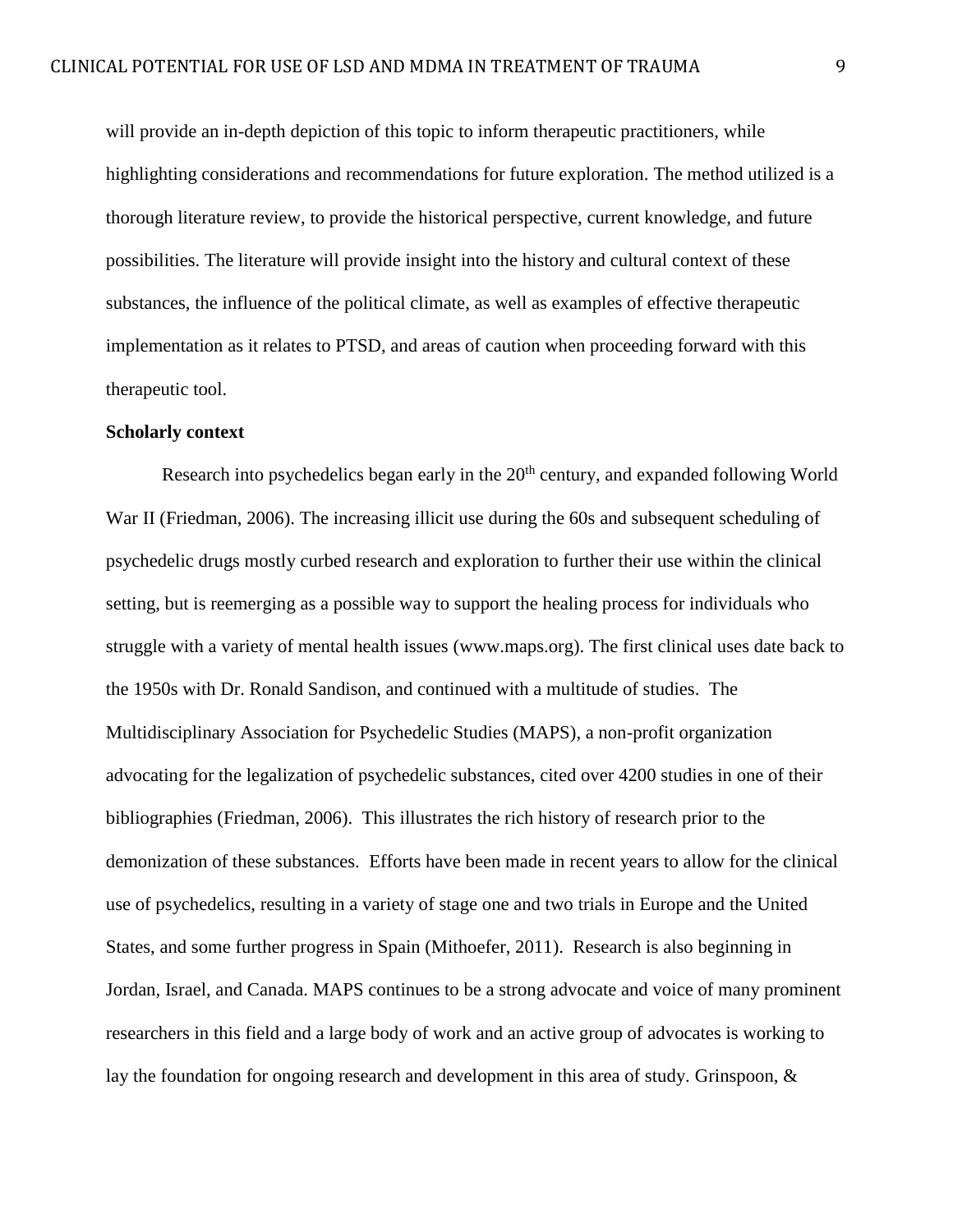will provide an in-depth depiction of this topic to inform therapeutic practitioners, while highlighting considerations and recommendations for future exploration. The method utilized is a thorough literature review, to provide the historical perspective, current knowledge, and future possibilities. The literature will provide insight into the history and cultural context of these substances, the influence of the political climate, as well as examples of effective therapeutic implementation as it relates to PTSD, and areas of caution when proceeding forward with this therapeutic tool.

**Scholarly context**

Research into psychedelics began early in the 20th century, and expanded following World War II (Friedman, 2006). The increasing illicit use during the 60s and subsequent scheduling of psychedelic drugs mostly curbed research and exploration to further their use within the clinical setting, but is reemerging as a possible way to support the healing process for individuals who struggle with a variety of mental health issues (www.maps.org). The first clinical uses date back to the 1950s with Dr. Ronald Sandison, and continued with a multitude of studies. The Multidisciplinary Association for Psychedelic Studies (MAPS), a non-profit organization advocating for the legalization of psychedelic substances, cited over 4200 studies in one of their bibliographies (Friedman, 2006). This illustrates the rich history of research prior to the demonization of these substances. Efforts have been made in recent years to allow for the clinical use of psychedelics, resulting in a variety of stage one and two trials in Europe and the United States, and some further progress in Spain (Mithoefer, 2011). Research is also beginning in Jordan, Israel, and Canada. MAPS continues to be a strong advocate and voice of many prominent researchers in this field and a large body of work and an active group of advocates is working to lay the foundation for ongoing research and development in this area of study. Grinspoon, &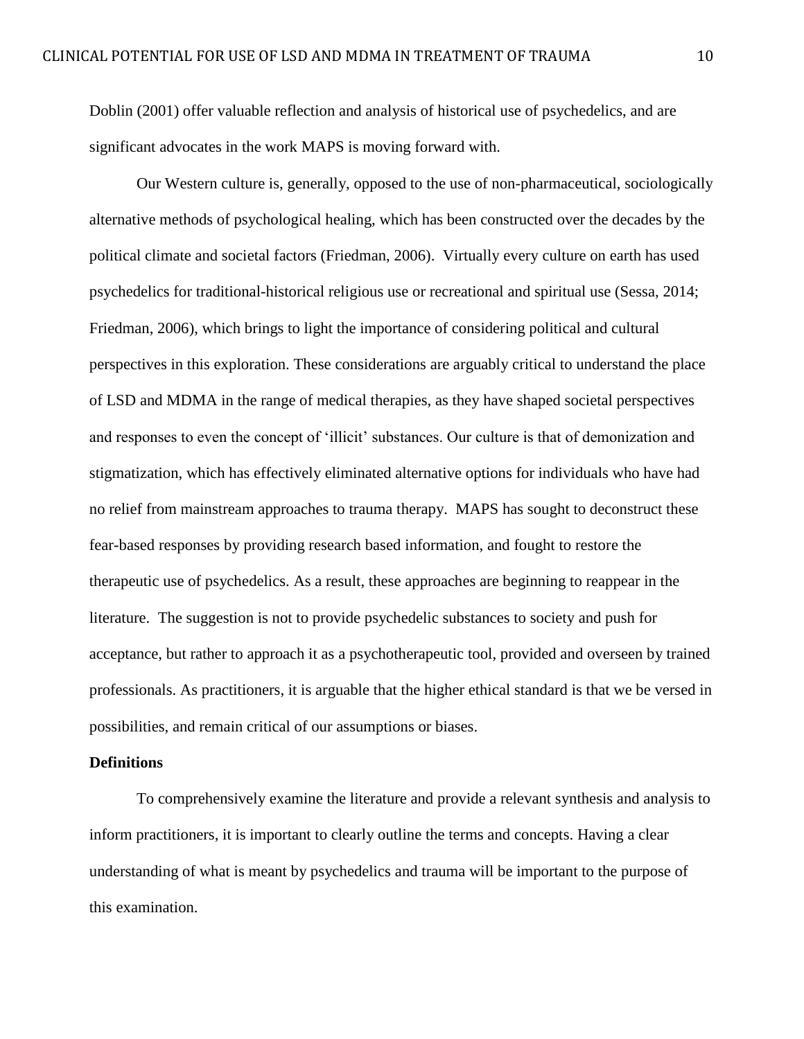Doblin (2001) offer valuable reflection and analysis of historical use of psychedelics, and are significant advocates in the work MAPS is moving forward with.

Our Western culture is, generally, opposed to the use of non-pharmaceutical, sociologically alternative methods of psychological healing, which has been constructed over the decades by the political climate and societal factors (Friedman, 2006). Virtually every culture on earth has used psychedelics for traditional-historical religious use or recreational and spiritual use (Sessa, 2014; Friedman, 2006), which brings to light the importance of considering political and cultural perspectives in this exploration. These considerations are arguably critical to understand the place of LSD and MDMA in the range of medical therapies, as they have shaped societal perspectives and responses to even the concept of 'illicit' substances. Our culture is that of demonization and stigmatization, which has effectively eliminated alternative options for individuals who have had no relief from mainstream approaches to trauma therapy. MAPS has sought to deconstruct these fear-based responses by providing research based information, and fought to restore the therapeutic use of psychedelics. As a result, these approaches are beginning to reappear in the literature. The suggestion is not to provide psychedelic substances to society and push for acceptance, but rather to approach it as a psychotherapeutic tool, provided and overseen by trained professionals. As practitioners, it is arguable that the higher ethical standard is that we be versed in possibilities, and remain critical of our assumptions or biases.

**Definitions**

To comprehensively examine the literature and provide a relevant synthesis and analysis to inform practitioners, it is important to clearly outline the terms and concepts. Having a clear understanding of what is meant by psychedelics and trauma will be important to the purpose of this examination.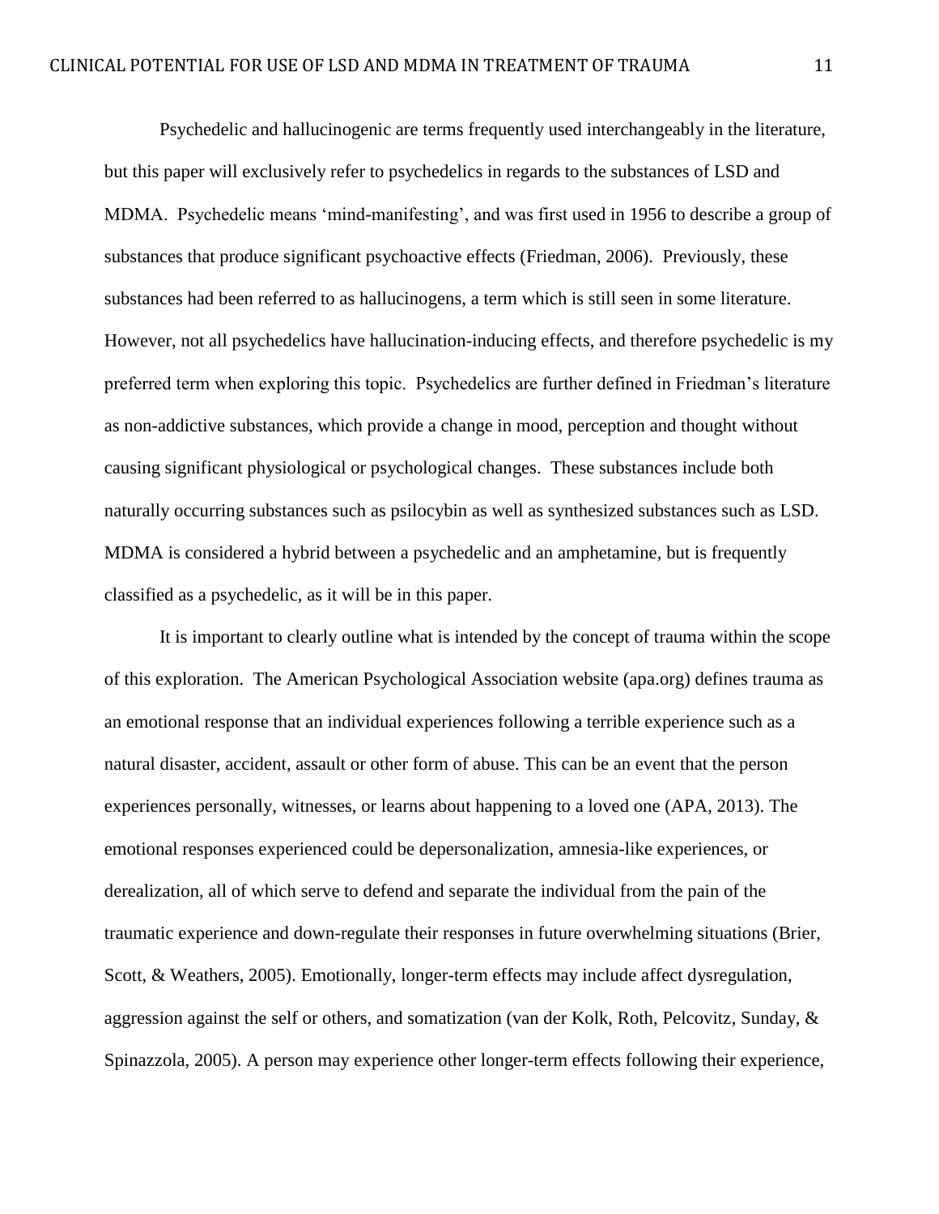Psychedelic and hallucinogenic are terms frequently used interchangeably in the literature, but this paper will exclusively refer to psychedelics in regards to the substances of LSD and MDMA. Psychedelic means 'mind-manifesting', and was first used in 1956 to describe a group of substances that produce significant psychoactive effects (Friedman, 2006). Previously, these substances had been referred to as hallucinogens, a term which is still seen in some literature. However, not all psychedelics have hallucination-inducing effects, and therefore psychedelic is my preferred term when exploring this topic. Psychedelics are further defined in Friedman's literature as non-addictive substances, which provide a change in mood, perception and thought without causing significant physiological or psychological changes. These substances include both naturally occurring substances such as psilocybin as well as synthesized substances such as LSD. MDMA is considered a hybrid between a psychedelic and an amphetamine, but is frequently classified as a psychedelic, as it will be in this paper.

It is important to clearly outline what is intended by the concept of trauma within the scope of this exploration. The American Psychological Association website (apa.org) defines trauma as an emotional response that an individual experiences following a terrible experience such as a natural disaster, accident, assault or other form of abuse. This can be an event that the person experiences personally, witnesses, or learns about happening to a loved one (APA, 2013). The emotional responses experienced could be depersonalization, amnesia-like experiences, or derealization, all of which serve to defend and separate the individual from the pain of the traumatic experience and down-regulate their responses in future overwhelming situations (Brier, Scott, & Weathers, 2005). Emotionally, longer-term effects may include affect dysregulation, aggression against the self or others, and somatization (van der Kolk, Roth, Pelcovitz, Sunday, & Spinazzola, 2005). A person may experience other longer-term effects following their experience,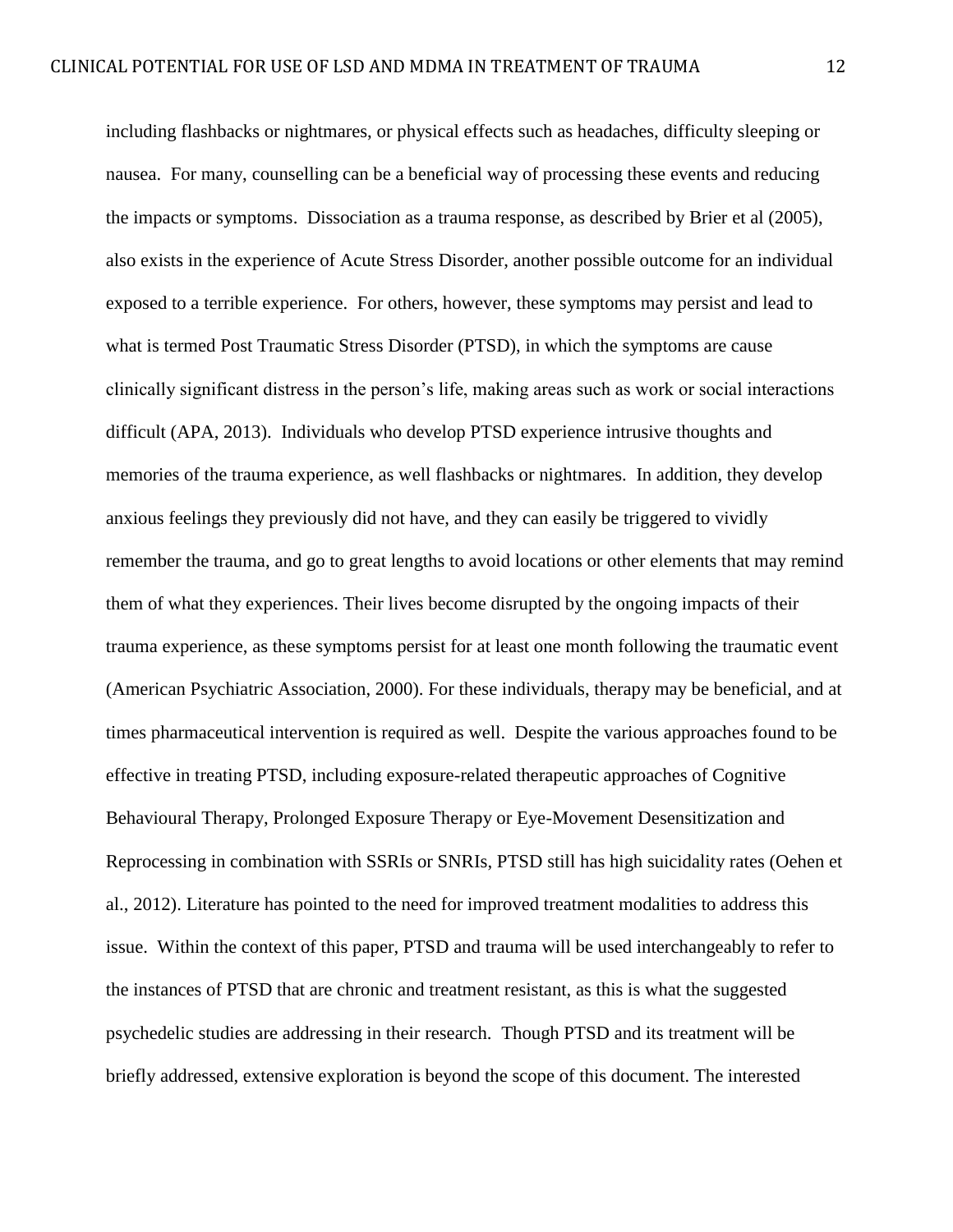including flashbacks or nightmares, or physical effects such as headaches, difficulty sleeping or nausea. For many, counselling can be a beneficial way of processing these events and reducing the impacts or symptoms. Dissociation as a trauma response, as described by Brier et al (2005), also exists in the experience of Acute Stress Disorder, another possible outcome for an individual exposed to a terrible experience. For others, however, these symptoms may persist and lead to what is termed Post Traumatic Stress Disorder (PTSD), in which the symptoms are cause clinically significant distress in the person's life, making areas such as work or social interactions difficult (APA, 2013). Individuals who develop PTSD experience intrusive thoughts and memories of the trauma experience, as well flashbacks or nightmares. In addition, they develop anxious feelings they previously did not have, and they can easily be triggered to vividly remember the trauma, and go to great lengths to avoid locations or other elements that may remind them of what they experiences. Their lives become disrupted by the ongoing impacts of their trauma experience, as these symptoms persist for at least one month following the traumatic event (American Psychiatric Association, 2000). For these individuals, therapy may be beneficial, and at times pharmaceutical intervention is required as well. Despite the various approaches found to be effective in treating PTSD, including exposure-related therapeutic approaches of Cognitive Behavioural Therapy, Prolonged Exposure Therapy or Eye-Movement Desensitization and Reprocessing in combination with SSRIs or SNRIs, PTSD still has high suicidality rates (Oehen et al., 2012). Literature has pointed to the need for improved treatment modalities to address this issue. Within the context of this paper, PTSD and trauma will be used interchangeably to refer to the instances of PTSD that are chronic and treatment resistant, as this is what the suggested psychedelic studies are addressing in their research. Though PTSD and its treatment will be briefly addressed, extensive exploration is beyond the scope of this document. The interested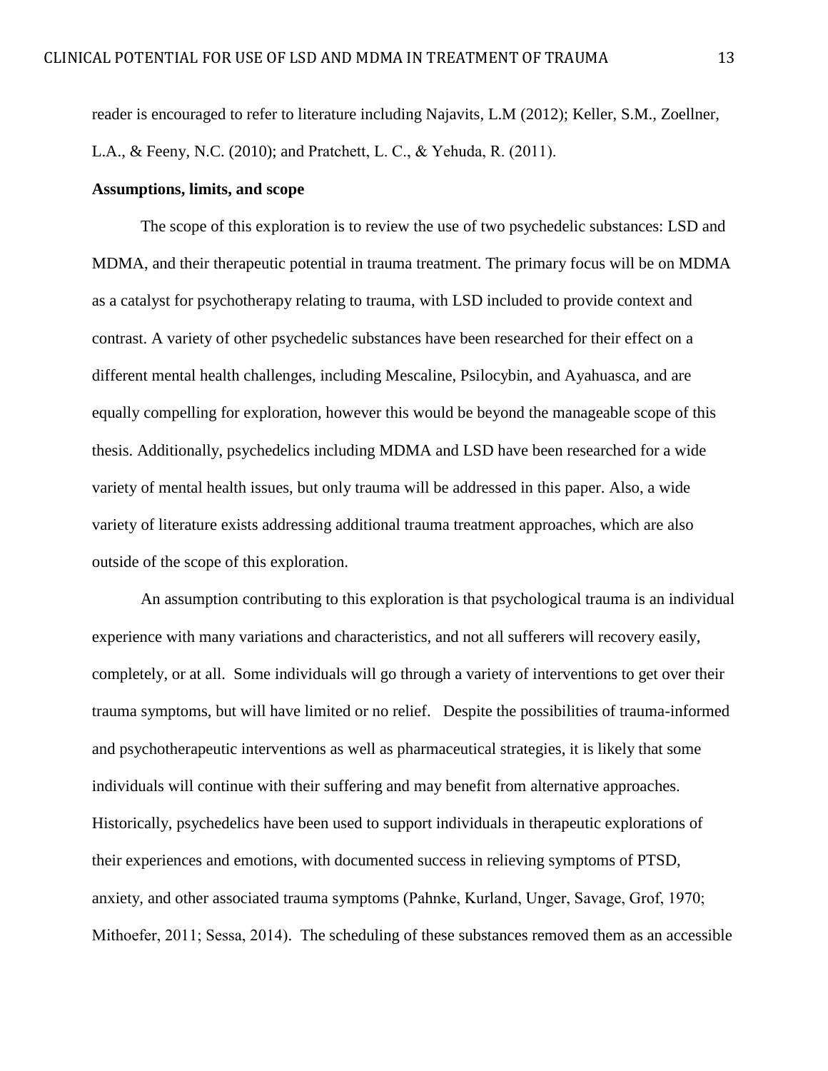reader is encouraged to refer to literature including Najavits, L.M (2012); Keller, S.M., Zoellner, L.A., & Feeny, N.C. (2010); and Pratchett, L. C., & Yehuda, R. (2011).

**Assumptions, limits, and scope**

The scope of this exploration is to review the use of two psychedelic substances: LSD and MDMA, and their therapeutic potential in trauma treatment. The primary focus will be on MDMA as a catalyst for psychotherapy relating to trauma, with LSD included to provide context and contrast. A variety of other psychedelic substances have been researched for their effect on a different mental health challenges, including Mescaline, Psilocybin, and Ayahuasca, and are equally compelling for exploration, however this would be beyond the manageable scope of this thesis. Additionally, psychedelics including MDMA and LSD have been researched for a wide variety of mental health issues, but only trauma will be addressed in this paper. Also, a wide variety of literature exists addressing additional trauma treatment approaches, which are also outside of the scope of this exploration.

An assumption contributing to this exploration is that psychological trauma is an individual experience with many variations and characteristics, and not all sufferers will recovery easily, completely, or at all. Some individuals will go through a variety of interventions to get over their trauma symptoms, but will have limited or no relief. Despite the possibilities of trauma-informed and psychotherapeutic interventions as well as pharmaceutical strategies, it is likely that some individuals will continue with their suffering and may benefit from alternative approaches. Historically, psychedelics have been used to support individuals in therapeutic explorations of their experiences and emotions, with documented success in relieving symptoms of PTSD, anxiety, and other associated trauma symptoms (Pahnke, Kurland, Unger, Savage, Grof, 1970; Mithoefer, 2011; Sessa, 2014). The scheduling of these substances removed them as an accessible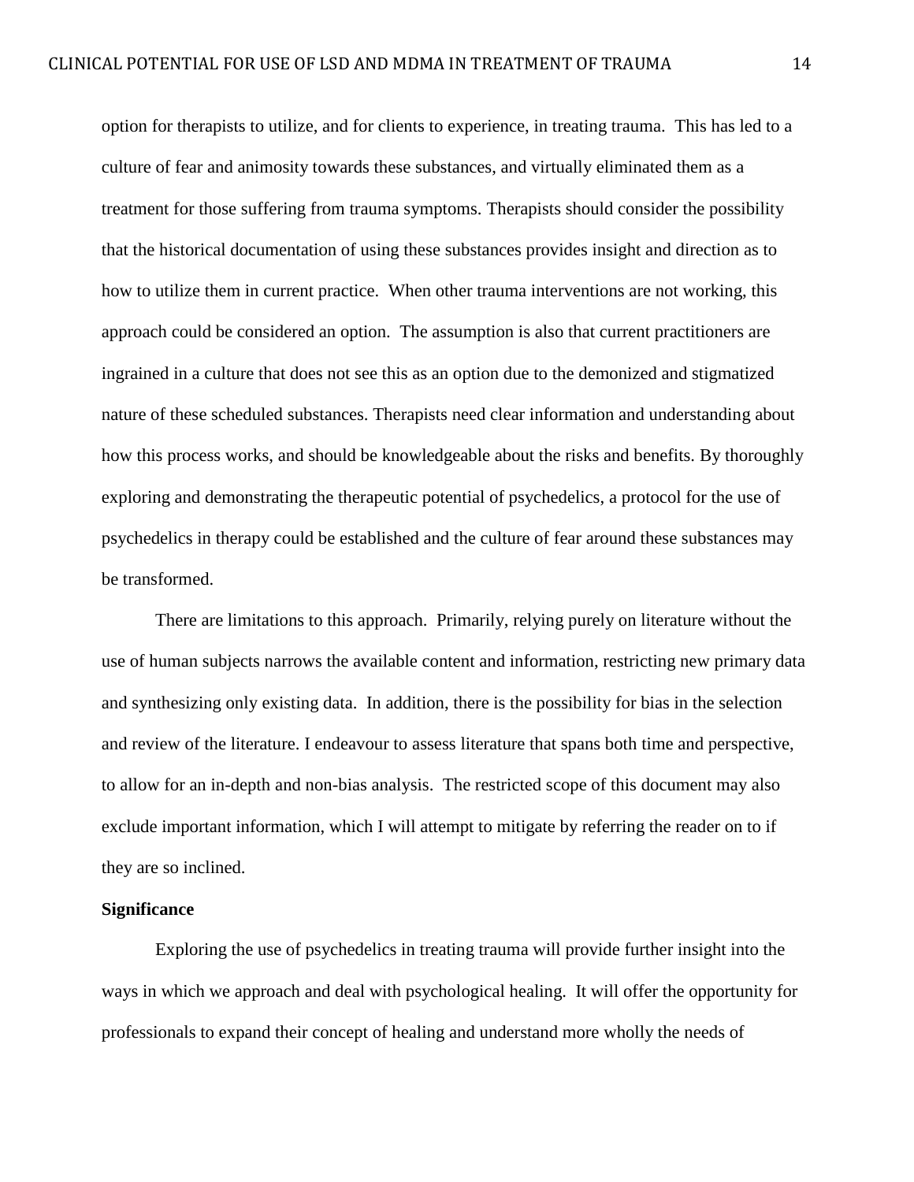option for therapists to utilize, and for clients to experience, in treating trauma. This has led to a culture of fear and animosity towards these substances, and virtually eliminated them as a treatment for those suffering from trauma symptoms. Therapists should consider the possibility that the historical documentation of using these substances provides insight and direction as to how to utilize them in current practice. When other trauma interventions are not working, this approach could be considered an option. The assumption is also that current practitioners are ingrained in a culture that does not see this as an option due to the demonized and stigmatized nature of these scheduled substances. Therapists need clear information and understanding about how this process works, and should be knowledgeable about the risks and benefits. By thoroughly exploring and demonstrating the therapeutic potential of psychedelics, a protocol for the use of psychedelics in therapy could be established and the culture of fear around these substances may be transformed.

There are limitations to this approach. Primarily, relying purely on literature without the use of human subjects narrows the available content and information, restricting new primary data and synthesizing only existing data. In addition, there is the possibility for bias in the selection and review of the literature. I endeavour to assess literature that spans both time and perspective, to allow for an in-depth and non-bias analysis. The restricted scope of this document may also exclude important information, which I will attempt to mitigate by referring the reader on to if they are so inclined.

**Significance**

Exploring the use of psychedelics in treating trauma will provide further insight into the ways in which we approach and deal with psychological healing. It will offer the opportunity for professionals to expand their concept of healing and understand more wholly the needs of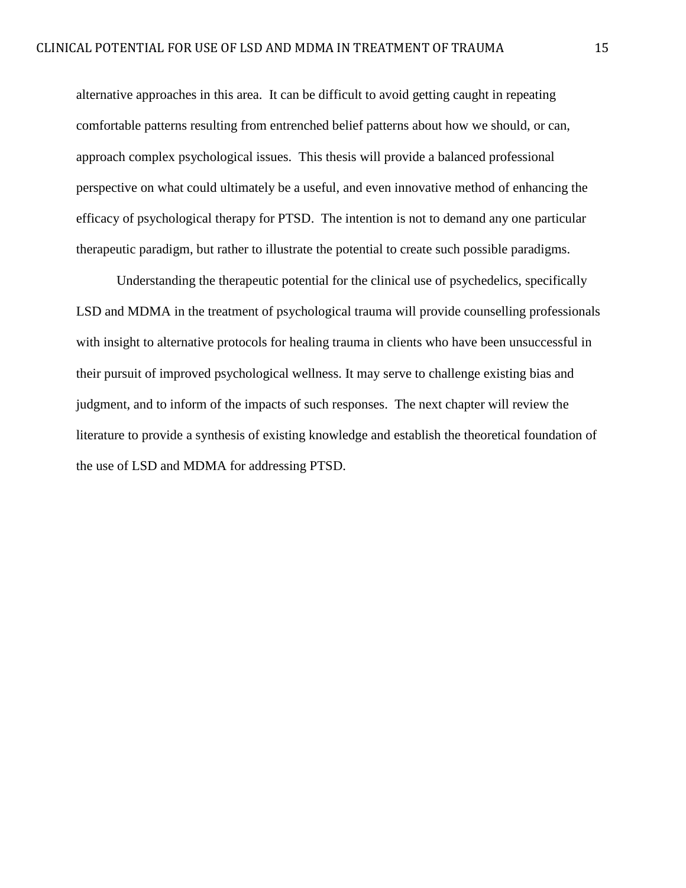alternative approaches in this area. It can be difficult to avoid getting caught in repeating comfortable patterns resulting from entrenched belief patterns about how we should, or can, approach complex psychological issues. This thesis will provide a balanced professional perspective on what could ultimately be a useful, and even innovative method of enhancing the efficacy of psychological therapy for PTSD. The intention is not to demand any one particular therapeutic paradigm, but rather to illustrate the potential to create such possible paradigms.

Understanding the therapeutic potential for the clinical use of psychedelics, specifically LSD and MDMA in the treatment of psychological trauma will provide counselling professionals with insight to alternative protocols for healing trauma in clients who have been unsuccessful in their pursuit of improved psychological wellness. It may serve to challenge existing bias and judgment, and to inform of the impacts of such responses. The next chapter will review the literature to provide a synthesis of existing knowledge and establish the theoretical foundation of the use of LSD and MDMA for addressing PTSD.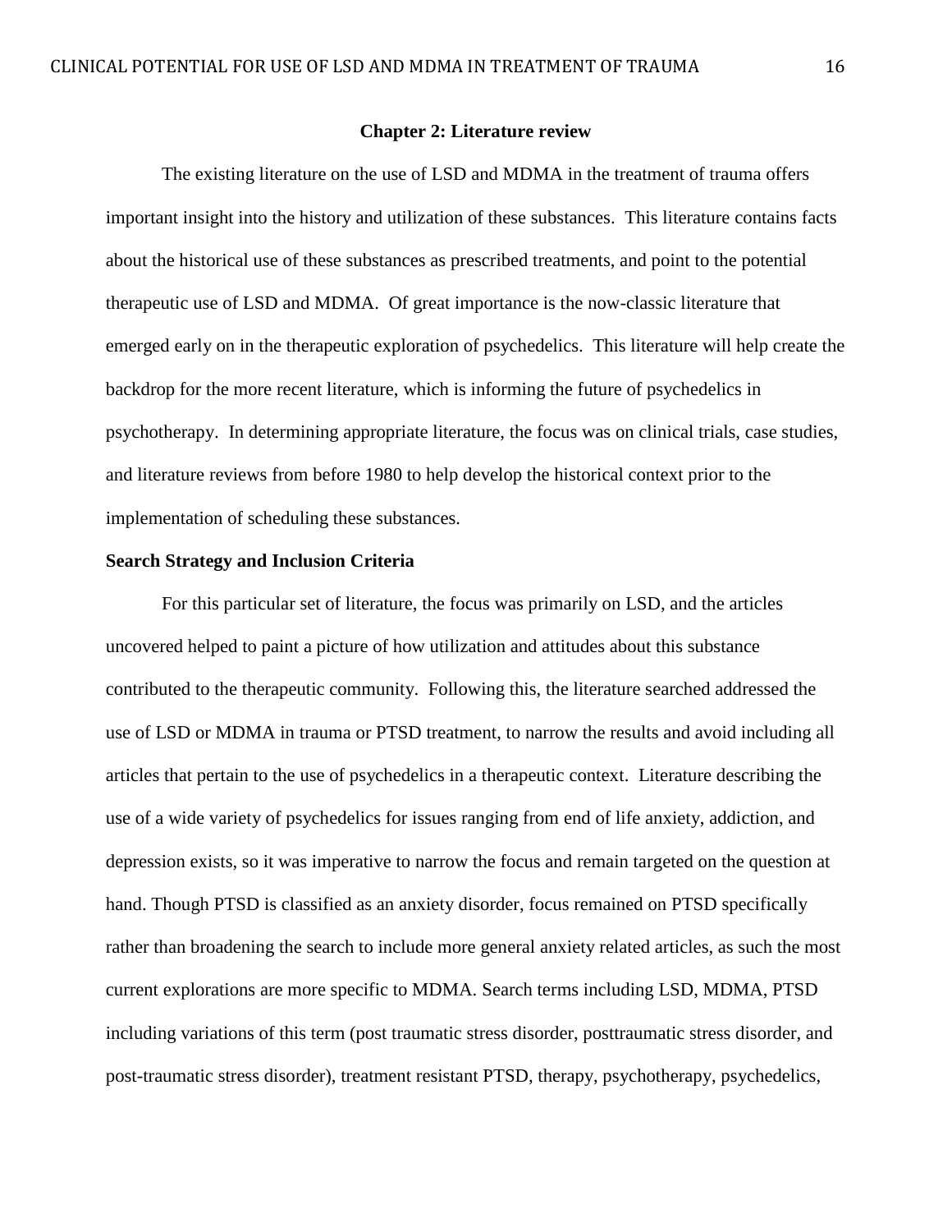## Chapter 2: Literature review

The existing literature on the use of LSD and MDMA in the treatment of trauma offers important insight into the history and utilization of these substances. This literature contains facts about the historical use of these substances as prescribed treatments, and point to the potential therapeutic use of LSD and MDMA. Of great importance is the now-classic literature that emerged early on in the therapeutic exploration of psychedelics. This literature will help create the backdrop for the more recent literature, which is informing the future of psychedelics in psychotherapy. In determining appropriate literature, the focus was on clinical trials, case studies, and literature reviews from before 1980 to help develop the historical context prior to the implementation of scheduling these substances.

### Search Strategy and Inclusion Criteria

For this particular set of literature, the focus was primarily on LSD, and the articles uncovered helped to paint a picture of how utilization and attitudes about this substance contributed to the therapeutic community. Following this, the literature searched addressed the use of LSD or MDMA in trauma or PTSD treatment, to narrow the results and avoid including all articles that pertain to the use of psychedelics in a therapeutic context. Literature describing the use of a wide variety of psychedelics for issues ranging from end of life anxiety, addiction, and depression exists, so it was imperative to narrow the focus and remain targeted on the question at hand. Though PTSD is classified as an anxiety disorder, focus remained on PTSD specifically rather than broadening the search to include more general anxiety related articles, as such the most current explorations are more specific to MDMA. Search terms including LSD, MDMA, PTSD including variations of this term (post traumatic stress disorder, posttraumatic stress disorder, and post-traumatic stress disorder), treatment resistant PTSD, therapy, psychotherapy, psychedelics,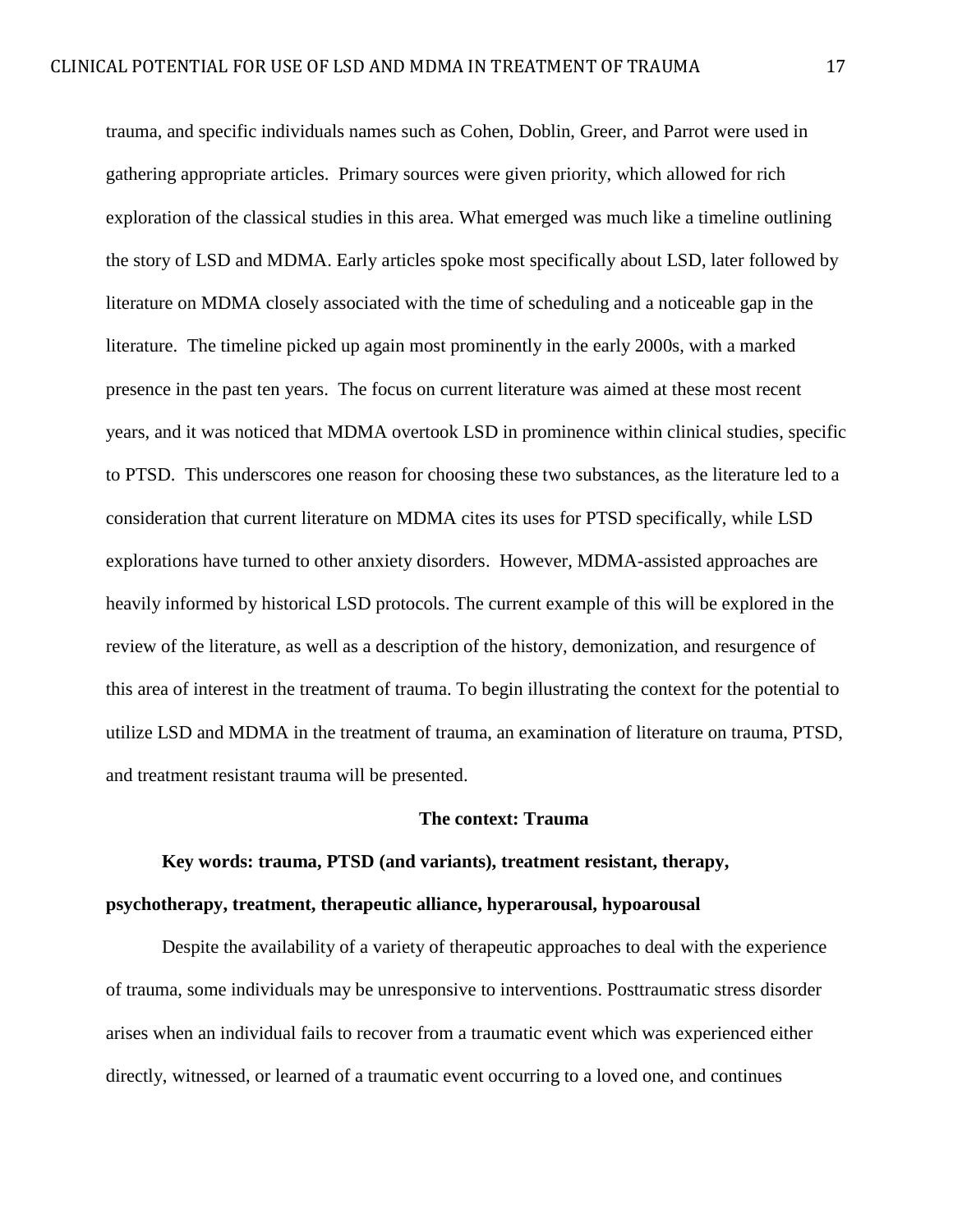trauma, and specific individuals names such as Cohen, Doblin, Greer, and Parrot were used in gathering appropriate articles. Primary sources were given priority, which allowed for rich exploration of the classical studies in this area. What emerged was much like a timeline outlining the story of LSD and MDMA. Early articles spoke most specifically about LSD, later followed by literature on MDMA closely associated with the time of scheduling and a noticeable gap in the literature. The timeline picked up again most prominently in the early 2000s, with a marked presence in the past ten years. The focus on current literature was aimed at these most recent years, and it was noticed that MDMA overtook LSD in prominence within clinical studies, specific to PTSD. This underscores one reason for choosing these two substances, as the literature led to a consideration that current literature on MDMA cites its uses for PTSD specifically, while LSD explorations have turned to other anxiety disorders. However, MDMA-assisted approaches are heavily informed by historical LSD protocols. The current example of this will be explored in the review of the literature, as well as a description of the history, demonization, and resurgence of this area of interest in the treatment of trauma. To begin illustrating the context for the potential to utilize LSD and MDMA in the treatment of trauma, an examination of literature on trauma, PTSD, and treatment resistant trauma will be presented.

## The context: Trauma

**Key words: trauma, PTSD (and variants), treatment resistant, therapy, psychotherapy, treatment, therapeutic alliance, hyperarousal, hypoarousal**

Despite the availability of a variety of therapeutic approaches to deal with the experience of trauma, some individuals may be unresponsive to interventions. Posttraumatic stress disorder arises when an individual fails to recover from a traumatic event which was experienced either directly, witnessed, or learned of a traumatic event occurring to a loved one, and continues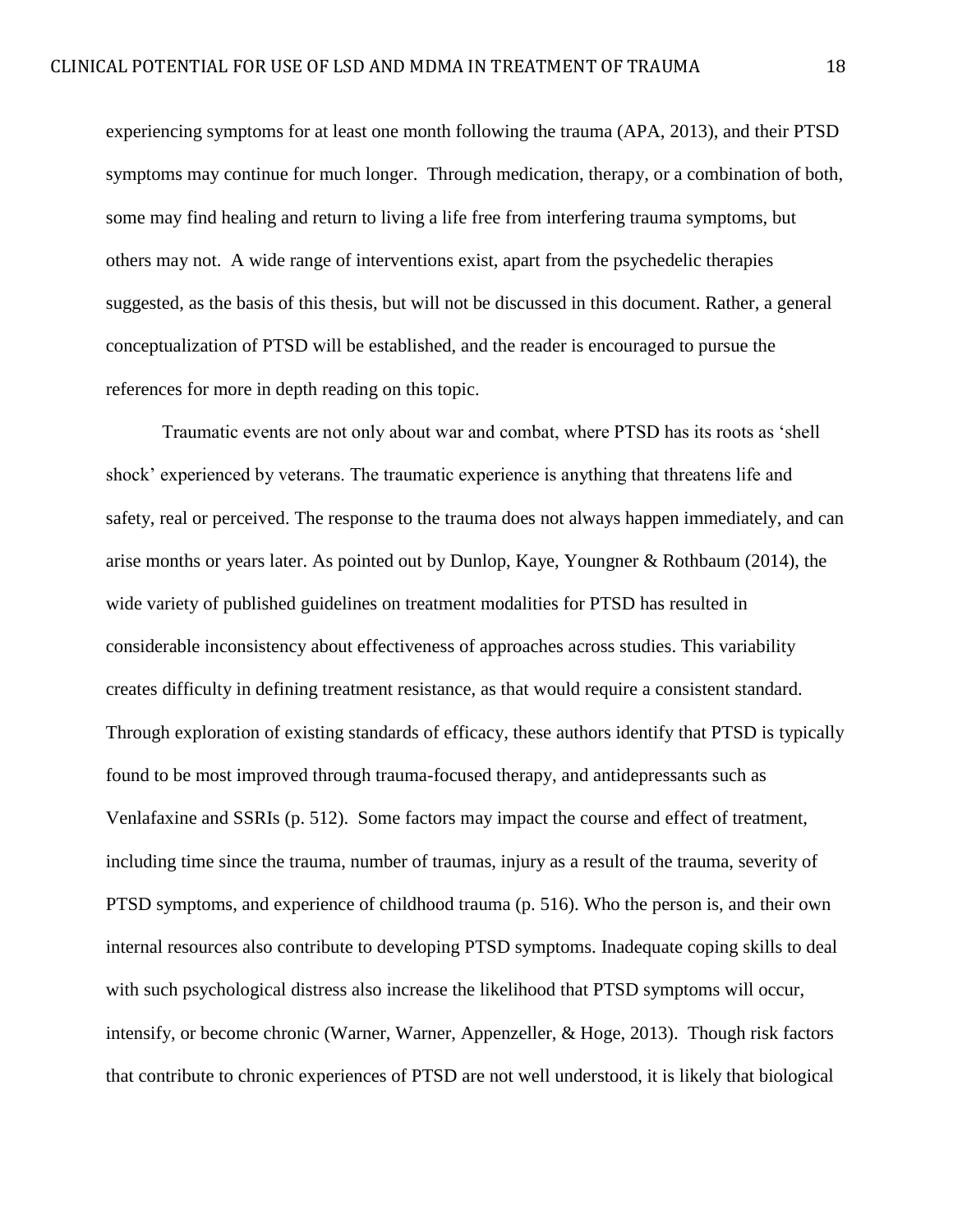experiencing symptoms for at least one month following the trauma (APA, 2013), and their PTSD symptoms may continue for much longer. Through medication, therapy, or a combination of both, some may find healing and return to living a life free from interfering trauma symptoms, but others may not. A wide range of interventions exist, apart from the psychedelic therapies suggested, as the basis of this thesis, but will not be discussed in this document. Rather, a general conceptualization of PTSD will be established, and the reader is encouraged to pursue the references for more in depth reading on this topic.

Traumatic events are not only about war and combat, where PTSD has its roots as 'shell shock' experienced by veterans. The traumatic experience is anything that threatens life and safety, real or perceived. The response to the trauma does not always happen immediately, and can arise months or years later. As pointed out by Dunlop, Kaye, Youngner & Rothbaum (2014), the wide variety of published guidelines on treatment modalities for PTSD has resulted in considerable inconsistency about effectiveness of approaches across studies. This variability creates difficulty in defining treatment resistance, as that would require a consistent standard. Through exploration of existing standards of efficacy, these authors identify that PTSD is typically found to be most improved through trauma-focused therapy, and antidepressants such as Venlafaxine and SSRIs (p. 512). Some factors may impact the course and effect of treatment, including time since the trauma, number of traumas, injury as a result of the trauma, severity of PTSD symptoms, and experience of childhood trauma (p. 516). Who the person is, and their own internal resources also contribute to developing PTSD symptoms. Inadequate coping skills to deal with such psychological distress also increase the likelihood that PTSD symptoms will occur, intensify, or become chronic (Warner, Warner, Appenzeller, & Hoge, 2013). Though risk factors that contribute to chronic experiences of PTSD are not well understood, it is likely that biological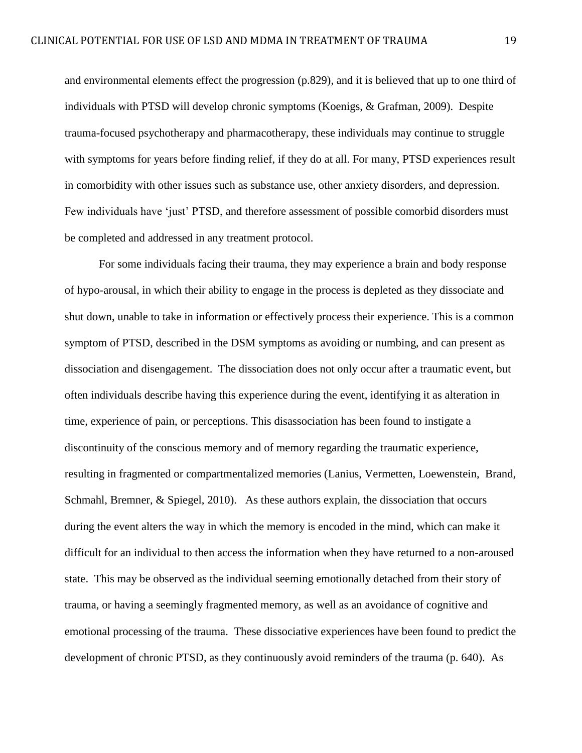and environmental elements effect the progression (p.829), and it is believed that up to one third of individuals with PTSD will develop chronic symptoms (Koenigs, & Grafman, 2009). Despite trauma-focused psychotherapy and pharmacotherapy, these individuals may continue to struggle with symptoms for years before finding relief, if they do at all. For many, PTSD experiences result in comorbidity with other issues such as substance use, other anxiety disorders, and depression. Few individuals have 'just' PTSD, and therefore assessment of possible comorbid disorders must be completed and addressed in any treatment protocol.

For some individuals facing their trauma, they may experience a brain and body response of hypo-arousal, in which their ability to engage in the process is depleted as they dissociate and shut down, unable to take in information or effectively process their experience. This is a common symptom of PTSD, described in the DSM symptoms as avoiding or numbing, and can present as dissociation and disengagement. The dissociation does not only occur after a traumatic event, but often individuals describe having this experience during the event, identifying it as alteration in time, experience of pain, or perceptions. This disassociation has been found to instigate a discontinuity of the conscious memory and of memory regarding the traumatic experience, resulting in fragmented or compartmentalized memories (Lanius, Vermetten, Loewenstein, Brand, Schmahl, Bremner, & Spiegel, 2010). As these authors explain, the dissociation that occurs during the event alters the way in which the memory is encoded in the mind, which can make it difficult for an individual to then access the information when they have returned to a non-aroused state. This may be observed as the individual seeming emotionally detached from their story of trauma, or having a seemingly fragmented memory, as well as an avoidance of cognitive and emotional processing of the trauma. These dissociative experiences have been found to predict the development of chronic PTSD, as they continuously avoid reminders of the trauma (p. 640). As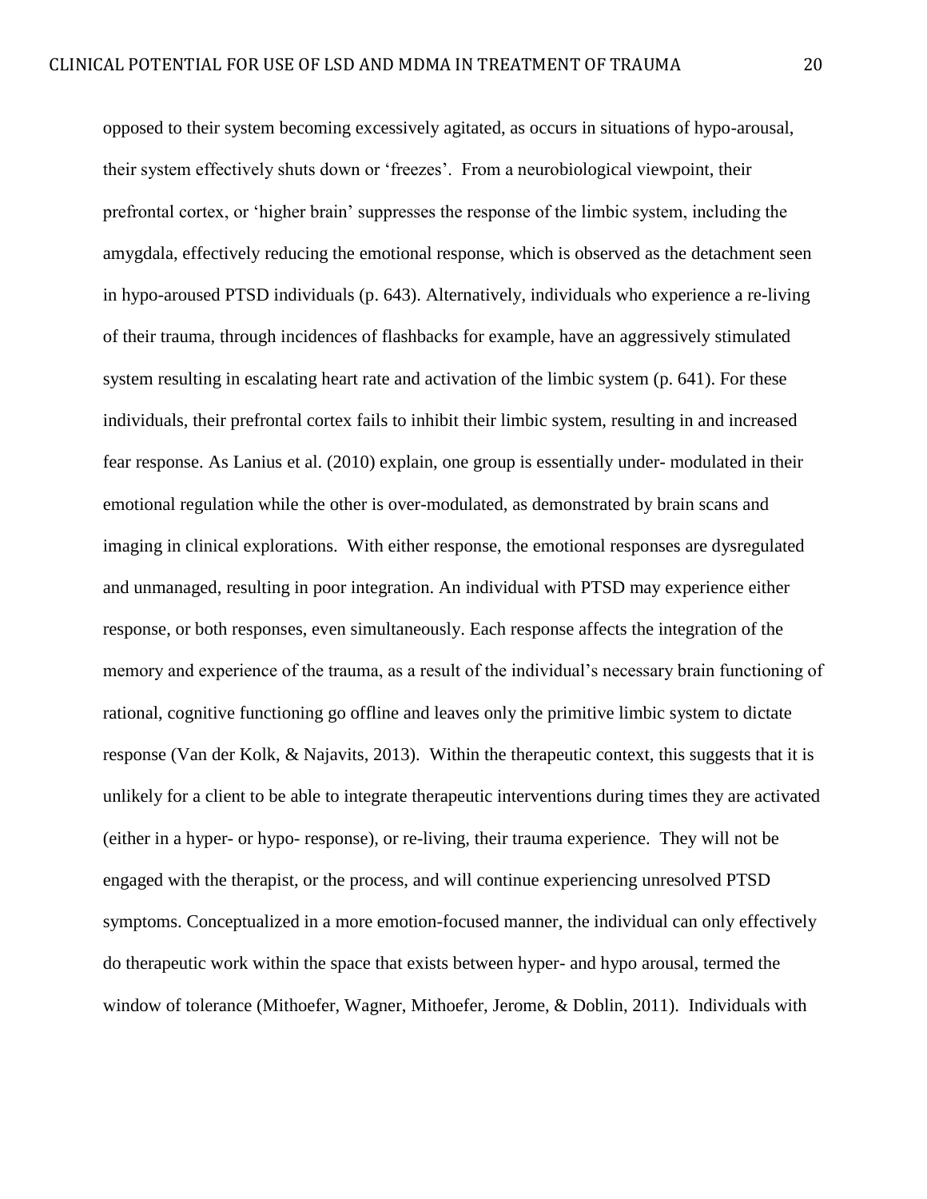opposed to their system becoming excessively agitated, as occurs in situations of hypo-arousal, their system effectively shuts down or 'freezes'. From a neurobiological viewpoint, their prefrontal cortex, or 'higher brain' suppresses the response of the limbic system, including the amygdala, effectively reducing the emotional response, which is observed as the detachment seen in hypo-aroused PTSD individuals (p. 643). Alternatively, individuals who experience a re-living of their trauma, through incidences of flashbacks for example, have an aggressively stimulated system resulting in escalating heart rate and activation of the limbic system (p. 641). For these individuals, their prefrontal cortex fails to inhibit their limbic system, resulting in and increased fear response. As Lanius et al. (2010) explain, one group is essentially under- modulated in their emotional regulation while the other is over-modulated, as demonstrated by brain scans and imaging in clinical explorations. With either response, the emotional responses are dysregulated and unmanaged, resulting in poor integration. An individual with PTSD may experience either response, or both responses, even simultaneously. Each response affects the integration of the memory and experience of the trauma, as a result of the individual's necessary brain functioning of rational, cognitive functioning go offline and leaves only the primitive limbic system to dictate response (Van der Kolk, & Najavits, 2013). Within the therapeutic context, this suggests that it is unlikely for a client to be able to integrate therapeutic interventions during times they are activated (either in a hyper- or hypo- response), or re-living, their trauma experience. They will not be engaged with the therapist, or the process, and will continue experiencing unresolved PTSD symptoms. Conceptualized in a more emotion-focused manner, the individual can only effectively do therapeutic work within the space that exists between hyper- and hypo arousal, termed the window of tolerance (Mithoefer, Wagner, Mithoefer, Jerome, & Doblin, 2011). Individuals with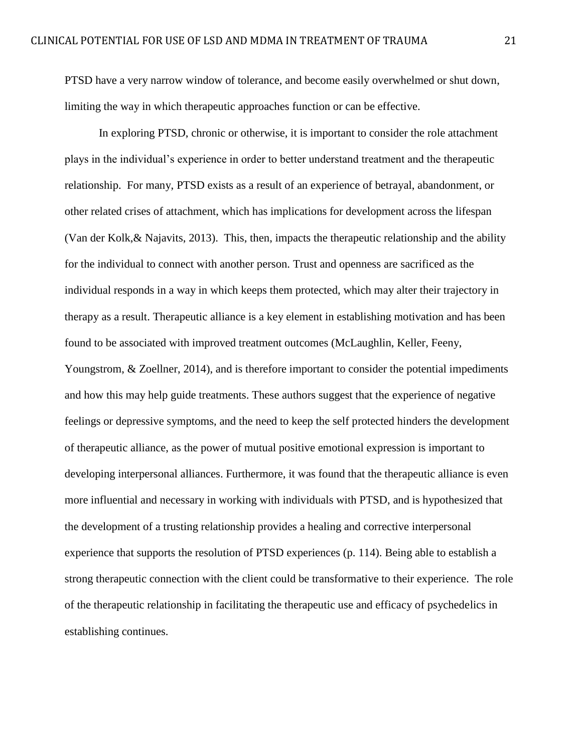PTSD have a very narrow window of tolerance, and become easily overwhelmed or shut down, limiting the way in which therapeutic approaches function or can be effective.

In exploring PTSD, chronic or otherwise, it is important to consider the role attachment plays in the individual's experience in order to better understand treatment and the therapeutic relationship. For many, PTSD exists as a result of an experience of betrayal, abandonment, or other related crises of attachment, which has implications for development across the lifespan (Van der Kolk,& Najavits, 2013). This, then, impacts the therapeutic relationship and the ability for the individual to connect with another person. Trust and openness are sacrificed as the individual responds in a way in which keeps them protected, which may alter their trajectory in therapy as a result. Therapeutic alliance is a key element in establishing motivation and has been found to be associated with improved treatment outcomes (McLaughlin, Keller, Feeny, Youngstrom, & Zoellner, 2014), and is therefore important to consider the potential impediments and how this may help guide treatments. These authors suggest that the experience of negative feelings or depressive symptoms, and the need to keep the self protected hinders the development of therapeutic alliance, as the power of mutual positive emotional expression is important to developing interpersonal alliances. Furthermore, it was found that the therapeutic alliance is even more influential and necessary in working with individuals with PTSD, and is hypothesized that the development of a trusting relationship provides a healing and corrective interpersonal experience that supports the resolution of PTSD experiences (p. 114). Being able to establish a strong therapeutic connection with the client could be transformative to their experience. The role of the therapeutic relationship in facilitating the therapeutic use and efficacy of psychedelics in establishing continues.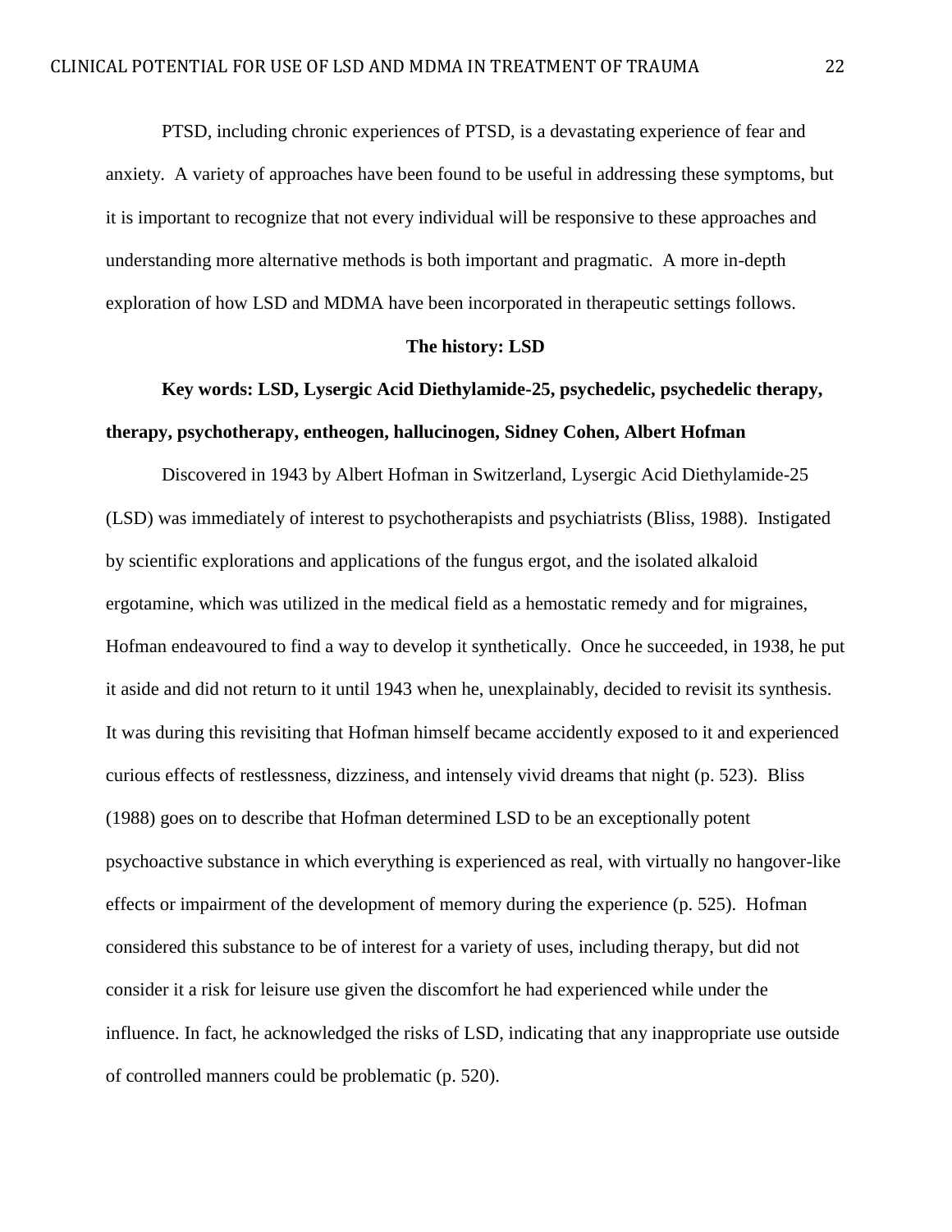PTSD, including chronic experiences of PTSD, is a devastating experience of fear and anxiety. A variety of approaches have been found to be useful in addressing these symptoms, but it is important to recognize that not every individual will be responsive to these approaches and understanding more alternative methods is both important and pragmatic. A more in-depth exploration of how LSD and MDMA have been incorporated in therapeutic settings follows.

## The history: LSD

**Key words: LSD, Lysergic Acid Diethylamide-25, psychedelic, psychedelic therapy, therapy, psychotherapy, entheogen, hallucinogen, Sidney Cohen, Albert Hofman**

Discovered in 1943 by Albert Hofman in Switzerland, Lysergic Acid Diethylamide-25 (LSD) was immediately of interest to psychotherapists and psychiatrists (Bliss, 1988). Instigated by scientific explorations and applications of the fungus ergot, and the isolated alkaloid ergotamine, which was utilized in the medical field as a hemostatic remedy and for migraines, Hofman endeavoured to find a way to develop it synthetically. Once he succeeded, in 1938, he put it aside and did not return to it until 1943 when he, unexplainably, decided to revisit its synthesis. It was during this revisiting that Hofman himself became accidently exposed to it and experienced curious effects of restlessness, dizziness, and intensely vivid dreams that night (p. 523). Bliss (1988) goes on to describe that Hofman determined LSD to be an exceptionally potent psychoactive substance in which everything is experienced as real, with virtually no hangover-like effects or impairment of the development of memory during the experience (p. 525). Hofman considered this substance to be of interest for a variety of uses, including therapy, but did not consider it a risk for leisure use given the discomfort he had experienced while under the influence. In fact, he acknowledged the risks of LSD, indicating that any inappropriate use outside of controlled manners could be problematic (p. 520).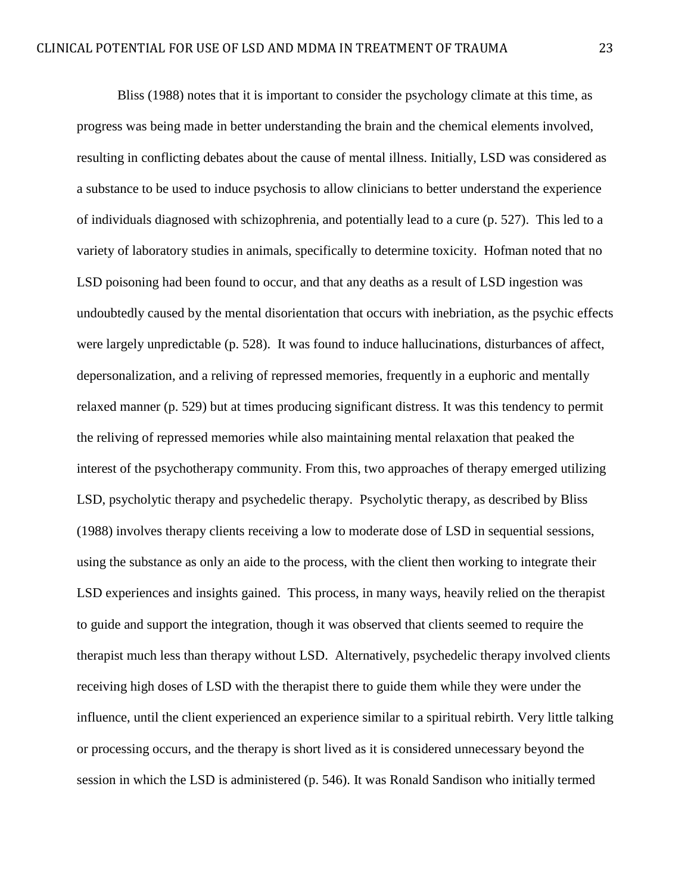Bliss (1988) notes that it is important to consider the psychology climate at this time, as progress was being made in better understanding the brain and the chemical elements involved, resulting in conflicting debates about the cause of mental illness. Initially, LSD was considered as a substance to be used to induce psychosis to allow clinicians to better understand the experience of individuals diagnosed with schizophrenia, and potentially lead to a cure (p. 527). This led to a variety of laboratory studies in animals, specifically to determine toxicity. Hofman noted that no LSD poisoning had been found to occur, and that any deaths as a result of LSD ingestion was undoubtedly caused by the mental disorientation that occurs with inebriation, as the psychic effects were largely unpredictable (p. 528). It was found to induce hallucinations, disturbances of affect, depersonalization, and a reliving of repressed memories, frequently in a euphoric and mentally relaxed manner (p. 529) but at times producing significant distress. It was this tendency to permit the reliving of repressed memories while also maintaining mental relaxation that peaked the interest of the psychotherapy community. From this, two approaches of therapy emerged utilizing LSD, psycholytic therapy and psychedelic therapy. Psycholytic therapy, as described by Bliss (1988) involves therapy clients receiving a low to moderate dose of LSD in sequential sessions, using the substance as only an aide to the process, with the client then working to integrate their LSD experiences and insights gained. This process, in many ways, heavily relied on the therapist to guide and support the integration, though it was observed that clients seemed to require the therapist much less than therapy without LSD. Alternatively, psychedelic therapy involved clients receiving high doses of LSD with the therapist there to guide them while they were under the influence, until the client experienced an experience similar to a spiritual rebirth. Very little talking or processing occurs, and the therapy is short lived as it is considered unnecessary beyond the session in which the LSD is administered (p. 546). It was Ronald Sandison who initially termed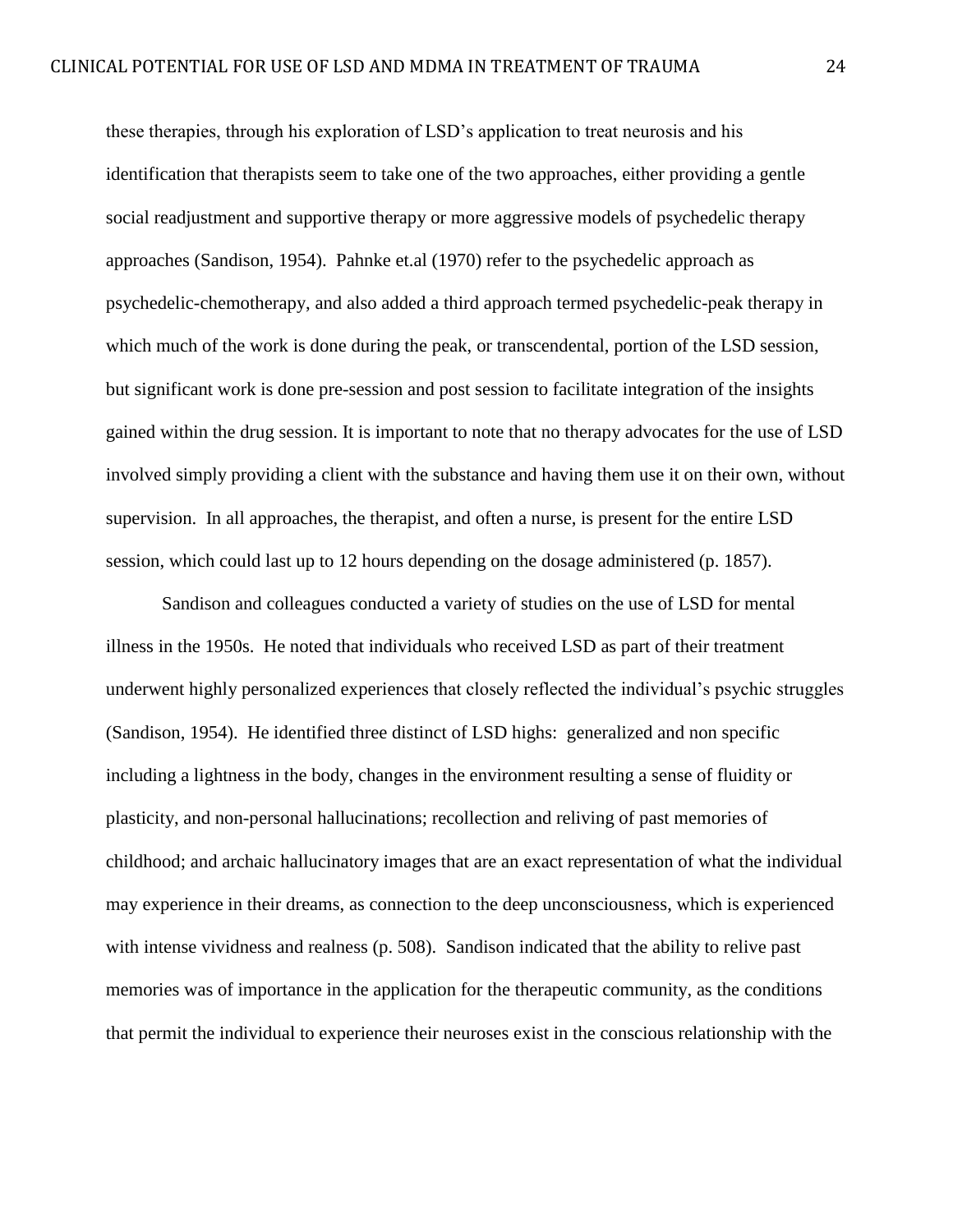these therapies, through his exploration of LSD's application to treat neurosis and his identification that therapists seem to take one of the two approaches, either providing a gentle social readjustment and supportive therapy or more aggressive models of psychedelic therapy approaches (Sandison, 1954). Pahnke et.al (1970) refer to the psychedelic approach as psychedelic-chemotherapy, and also added a third approach termed psychedelic-peak therapy in which much of the work is done during the peak, or transcendental, portion of the LSD session, but significant work is done pre-session and post session to facilitate integration of the insights gained within the drug session. It is important to note that no therapy advocates for the use of LSD involved simply providing a client with the substance and having them use it on their own, without supervision. In all approaches, the therapist, and often a nurse, is present for the entire LSD session, which could last up to 12 hours depending on the dosage administered (p. 1857).

Sandison and colleagues conducted a variety of studies on the use of LSD for mental illness in the 1950s. He noted that individuals who received LSD as part of their treatment underwent highly personalized experiences that closely reflected the individual's psychic struggles (Sandison, 1954). He identified three distinct of LSD highs: generalized and non specific including a lightness in the body, changes in the environment resulting a sense of fluidity or plasticity, and non-personal hallucinations; recollection and reliving of past memories of childhood; and archaic hallucinatory images that are an exact representation of what the individual may experience in their dreams, as connection to the deep unconsciousness, which is experienced with intense vividness and realness (p. 508). Sandison indicated that the ability to relive past memories was of importance in the application for the therapeutic community, as the conditions that permit the individual to experience their neuroses exist in the conscious relationship with the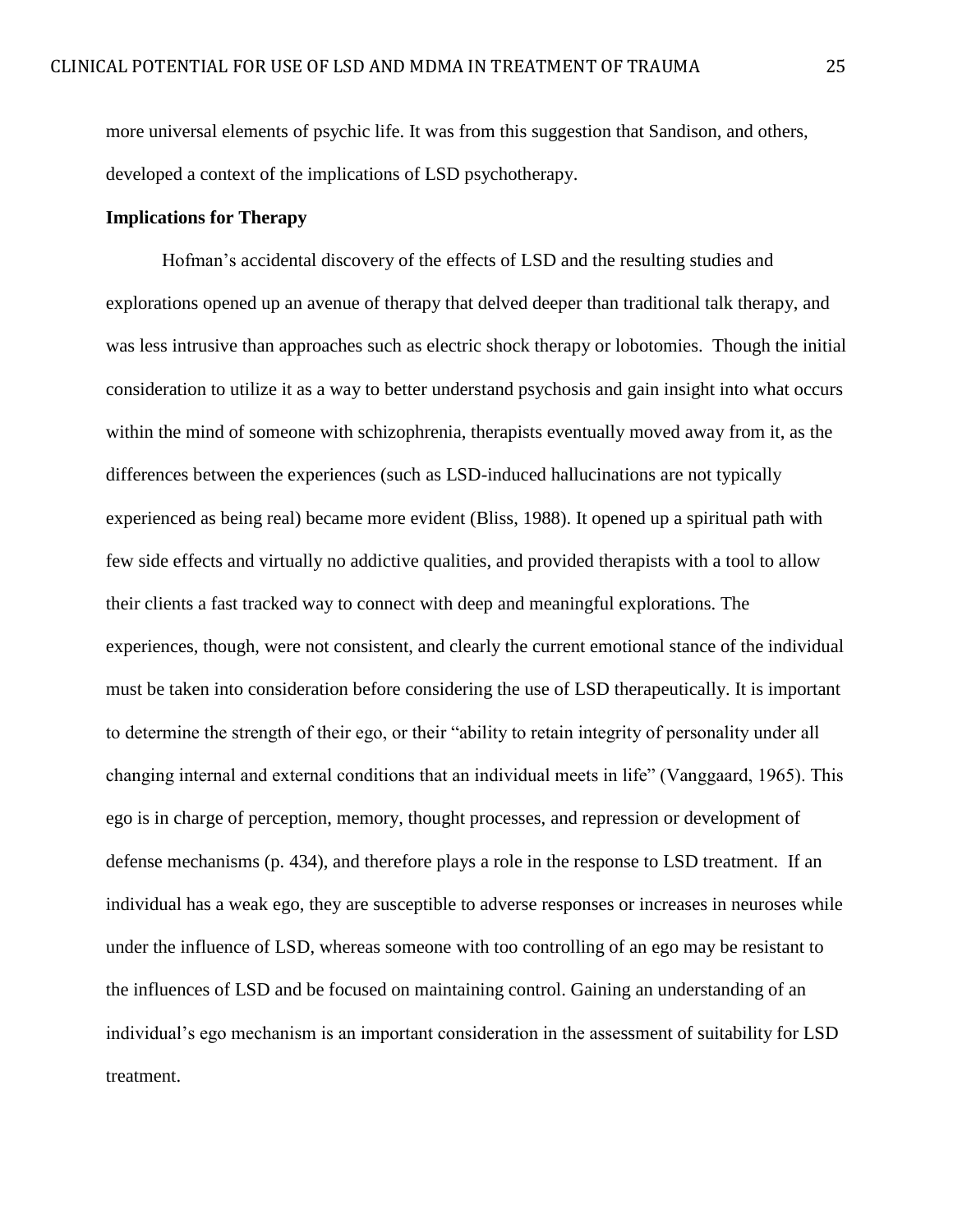more universal elements of psychic life. It was from this suggestion that Sandison, and others, developed a context of the implications of LSD psychotherapy.

**Implications for Therapy**

Hofman's accidental discovery of the effects of LSD and the resulting studies and explorations opened up an avenue of therapy that delved deeper than traditional talk therapy, and was less intrusive than approaches such as electric shock therapy or lobotomies. Though the initial consideration to utilize it as a way to better understand psychosis and gain insight into what occurs within the mind of someone with schizophrenia, therapists eventually moved away from it, as the differences between the experiences (such as LSD-induced hallucinations are not typically experienced as being real) became more evident (Bliss, 1988). It opened up a spiritual path with few side effects and virtually no addictive qualities, and provided therapists with a tool to allow their clients a fast tracked way to connect with deep and meaningful explorations. The experiences, though, were not consistent, and clearly the current emotional stance of the individual must be taken into consideration before considering the use of LSD therapeutically. It is important to determine the strength of their ego, or their "ability to retain integrity of personality under all changing internal and external conditions that an individual meets in life" (Vanggaard, 1965). This ego is in charge of perception, memory, thought processes, and repression or development of defense mechanisms (p. 434), and therefore plays a role in the response to LSD treatment. If an individual has a weak ego, they are susceptible to adverse responses or increases in neuroses while under the influence of LSD, whereas someone with too controlling of an ego may be resistant to the influences of LSD and be focused on maintaining control. Gaining an understanding of an individual's ego mechanism is an important consideration in the assessment of suitability for LSD treatment.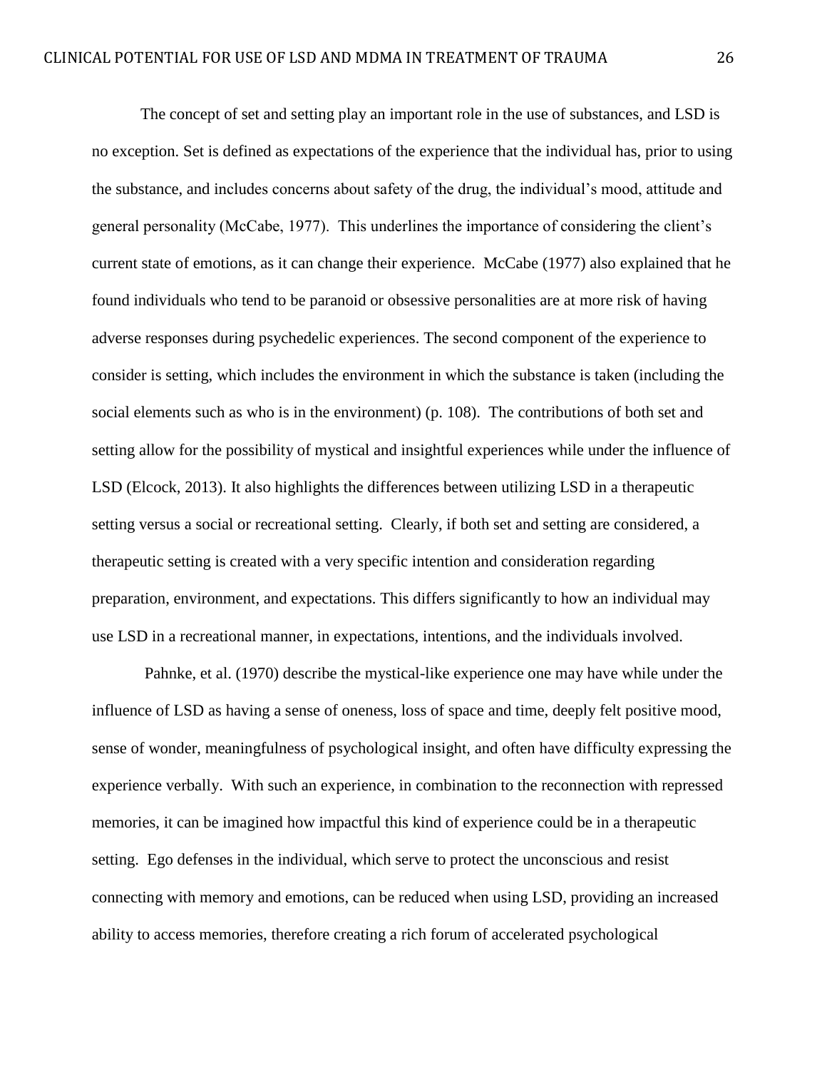The concept of set and setting play an important role in the use of substances, and LSD is no exception. Set is defined as expectations of the experience that the individual has, prior to using the substance, and includes concerns about safety of the drug, the individual's mood, attitude and general personality (McCabe, 1977). This underlines the importance of considering the client's current state of emotions, as it can change their experience. McCabe (1977) also explained that he found individuals who tend to be paranoid or obsessive personalities are at more risk of having adverse responses during psychedelic experiences. The second component of the experience to consider is setting, which includes the environment in which the substance is taken (including the social elements such as who is in the environment) (p. 108). The contributions of both set and setting allow for the possibility of mystical and insightful experiences while under the influence of LSD (Elcock, 2013). It also highlights the differences between utilizing LSD in a therapeutic setting versus a social or recreational setting. Clearly, if both set and setting are considered, a therapeutic setting is created with a very specific intention and consideration regarding preparation, environment, and expectations. This differs significantly to how an individual may use LSD in a recreational manner, in expectations, intentions, and the individuals involved.

Pahnke, et al. (1970) describe the mystical-like experience one may have while under the influence of LSD as having a sense of oneness, loss of space and time, deeply felt positive mood, sense of wonder, meaningfulness of psychological insight, and often have difficulty expressing the experience verbally. With such an experience, in combination to the reconnection with repressed memories, it can be imagined how impactful this kind of experience could be in a therapeutic setting. Ego defenses in the individual, which serve to protect the unconscious and resist connecting with memory and emotions, can be reduced when using LSD, providing an increased ability to access memories, therefore creating a rich forum of accelerated psychological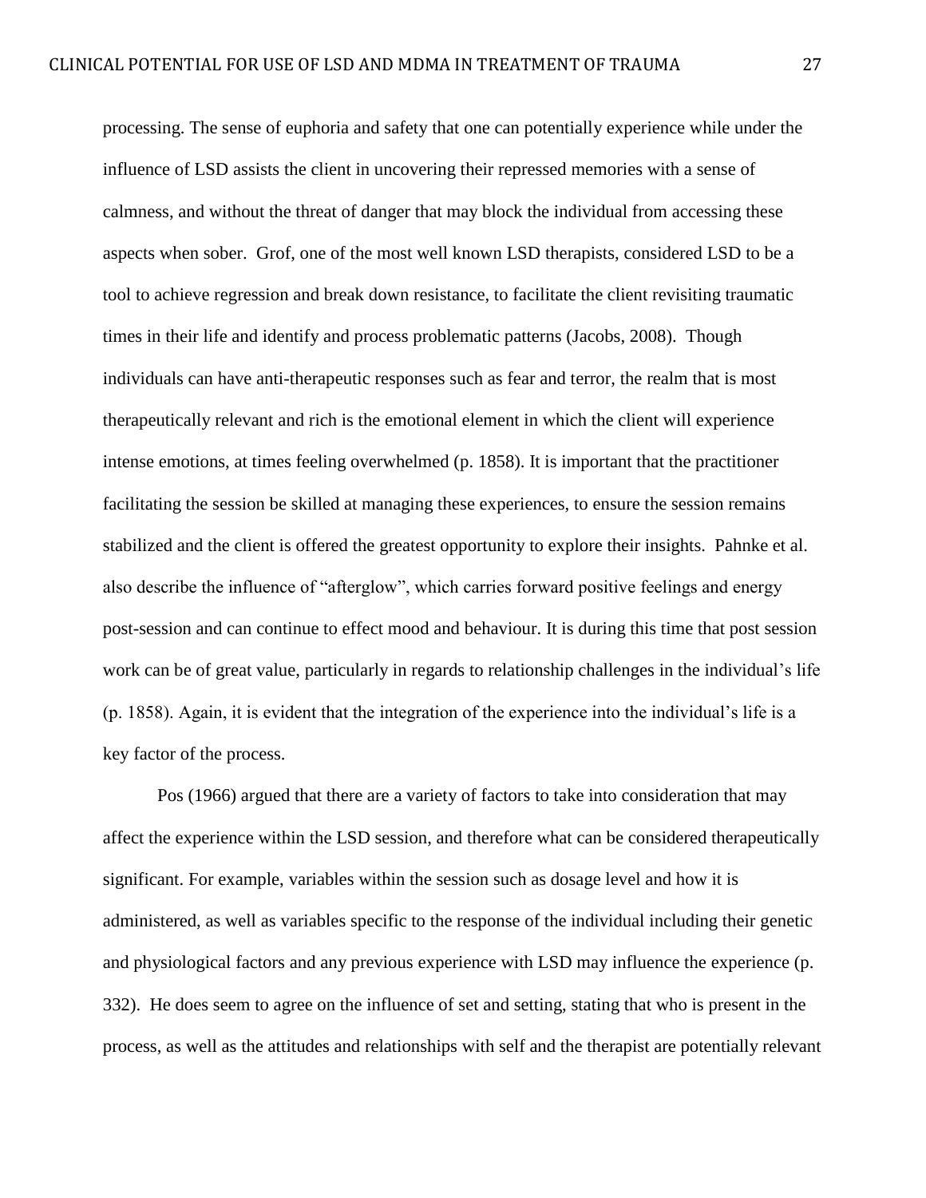processing. The sense of euphoria and safety that one can potentially experience while under the influence of LSD assists the client in uncovering their repressed memories with a sense of calmness, and without the threat of danger that may block the individual from accessing these aspects when sober. Grof, one of the most well known LSD therapists, considered LSD to be a tool to achieve regression and break down resistance, to facilitate the client revisiting traumatic times in their life and identify and process problematic patterns (Jacobs, 2008). Though individuals can have anti-therapeutic responses such as fear and terror, the realm that is most therapeutically relevant and rich is the emotional element in which the client will experience intense emotions, at times feeling overwhelmed (p. 1858). It is important that the practitioner facilitating the session be skilled at managing these experiences, to ensure the session remains stabilized and the client is offered the greatest opportunity to explore their insights. Pahnke et al. also describe the influence of "afterglow", which carries forward positive feelings and energy post-session and can continue to effect mood and behaviour. It is during this time that post session work can be of great value, particularly in regards to relationship challenges in the individual's life (p. 1858). Again, it is evident that the integration of the experience into the individual's life is a key factor of the process.

Pos (1966) argued that there are a variety of factors to take into consideration that may affect the experience within the LSD session, and therefore what can be considered therapeutically significant. For example, variables within the session such as dosage level and how it is administered, as well as variables specific to the response of the individual including their genetic and physiological factors and any previous experience with LSD may influence the experience (p. 332). He does seem to agree on the influence of set and setting, stating that who is present in the process, as well as the attitudes and relationships with self and the therapist are potentially relevant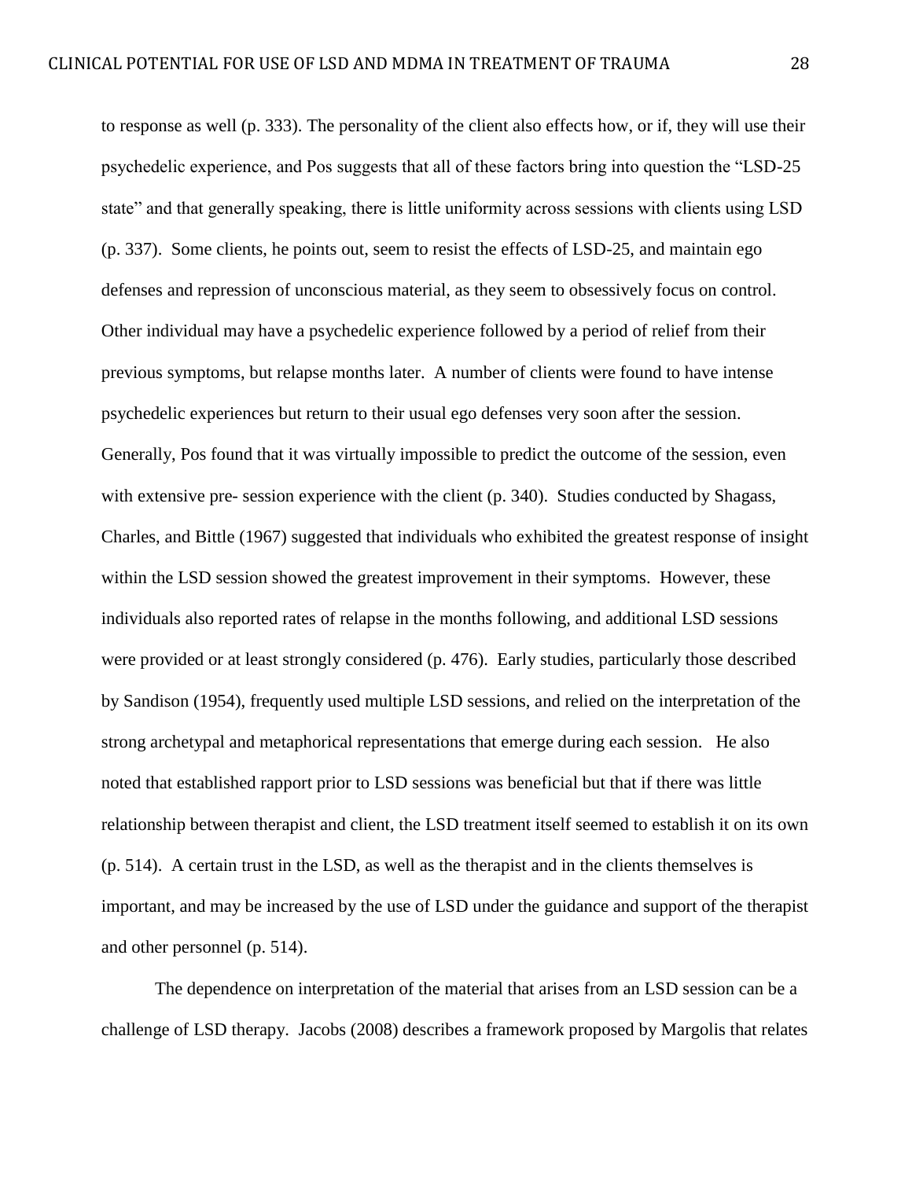to response as well (p. 333). The personality of the client also effects how, or if, they will use their psychedelic experience, and Pos suggests that all of these factors bring into question the "LSD-25 state" and that generally speaking, there is little uniformity across sessions with clients using LSD (p. 337). Some clients, he points out, seem to resist the effects of LSD-25, and maintain ego defenses and repression of unconscious material, as they seem to obsessively focus on control. Other individual may have a psychedelic experience followed by a period of relief from their previous symptoms, but relapse months later. A number of clients were found to have intense psychedelic experiences but return to their usual ego defenses very soon after the session. Generally, Pos found that it was virtually impossible to predict the outcome of the session, even with extensive pre- session experience with the client (p. 340). Studies conducted by Shagass, Charles, and Bittle (1967) suggested that individuals who exhibited the greatest response of insight within the LSD session showed the greatest improvement in their symptoms. However, these individuals also reported rates of relapse in the months following, and additional LSD sessions were provided or at least strongly considered (p. 476). Early studies, particularly those described by Sandison (1954), frequently used multiple LSD sessions, and relied on the interpretation of the strong archetypal and metaphorical representations that emerge during each session. He also noted that established rapport prior to LSD sessions was beneficial but that if there was little relationship between therapist and client, the LSD treatment itself seemed to establish it on its own (p. 514). A certain trust in the LSD, as well as the therapist and in the clients themselves is important, and may be increased by the use of LSD under the guidance and support of the therapist and other personnel (p. 514).

The dependence on interpretation of the material that arises from an LSD session can be a challenge of LSD therapy. Jacobs (2008) describes a framework proposed by Margolis that relates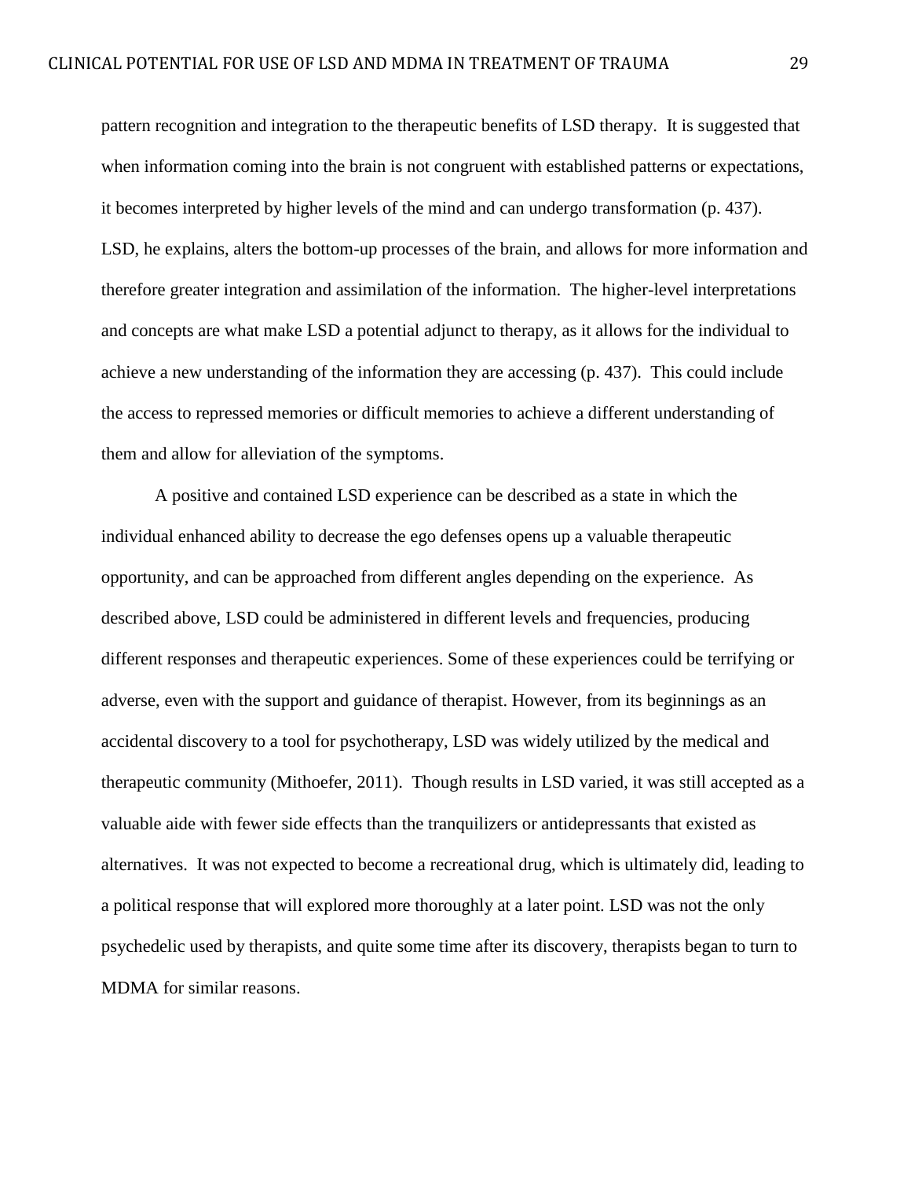pattern recognition and integration to the therapeutic benefits of LSD therapy. It is suggested that when information coming into the brain is not congruent with established patterns or expectations, it becomes interpreted by higher levels of the mind and can undergo transformation (p. 437). LSD, he explains, alters the bottom-up processes of the brain, and allows for more information and therefore greater integration and assimilation of the information. The higher-level interpretations and concepts are what make LSD a potential adjunct to therapy, as it allows for the individual to achieve a new understanding of the information they are accessing (p. 437). This could include the access to repressed memories or difficult memories to achieve a different understanding of them and allow for alleviation of the symptoms.

A positive and contained LSD experience can be described as a state in which the individual enhanced ability to decrease the ego defenses opens up a valuable therapeutic opportunity, and can be approached from different angles depending on the experience. As described above, LSD could be administered in different levels and frequencies, producing different responses and therapeutic experiences. Some of these experiences could be terrifying or adverse, even with the support and guidance of therapist. However, from its beginnings as an accidental discovery to a tool for psychotherapy, LSD was widely utilized by the medical and therapeutic community (Mithoefer, 2011). Though results in LSD varied, it was still accepted as a valuable aide with fewer side effects than the tranquilizers or antidepressants that existed as alternatives. It was not expected to become a recreational drug, which is ultimately did, leading to a political response that will explored more thoroughly at a later point. LSD was not the only psychedelic used by therapists, and quite some time after its discovery, therapists began to turn to MDMA for similar reasons.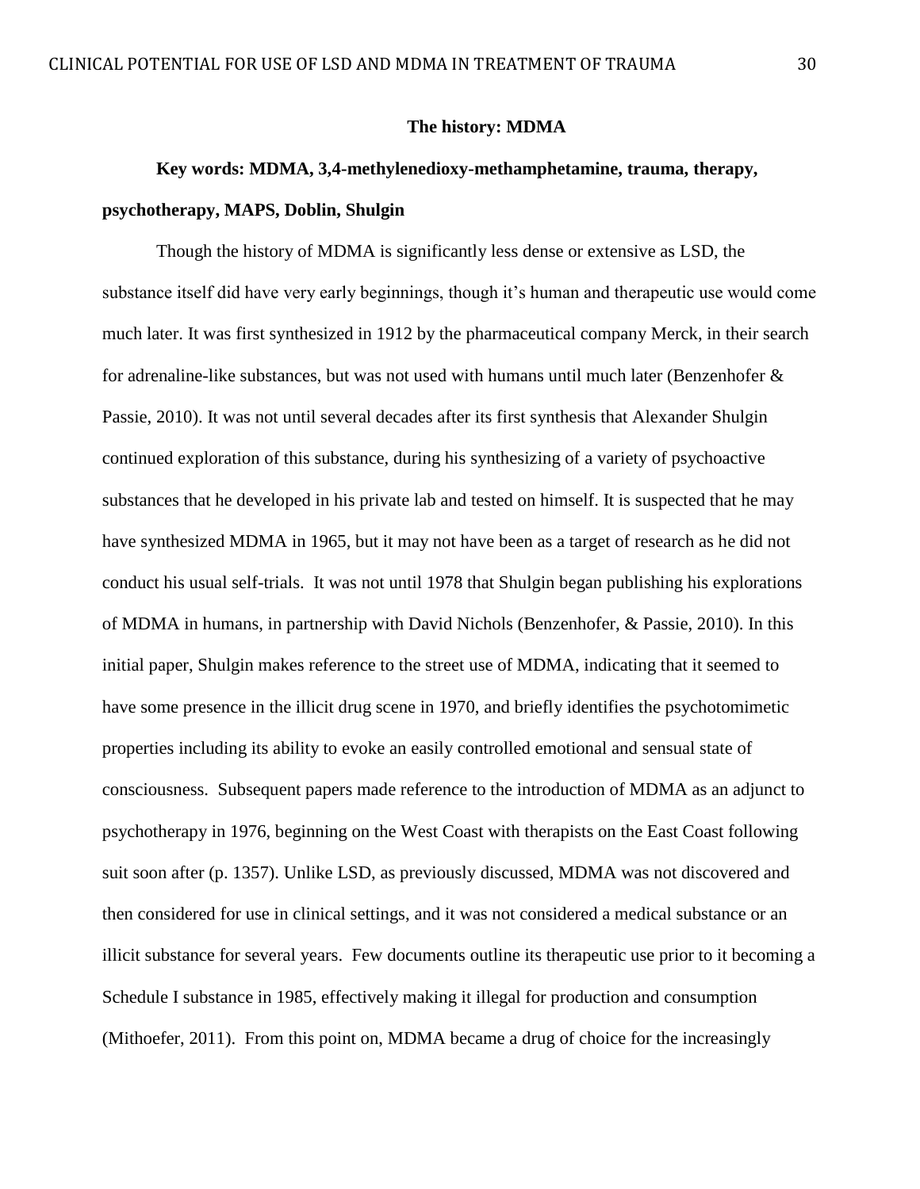## The history: MDMA

**Key words: MDMA, 3,4-methylenedioxy-methamphetamine, trauma, therapy, psychotherapy, MAPS, Doblin, Shulgin**

Though the history of MDMA is significantly less dense or extensive as LSD, the substance itself did have very early beginnings, though it's human and therapeutic use would come much later. It was first synthesized in 1912 by the pharmaceutical company Merck, in their search for adrenaline-like substances, but was not used with humans until much later (Benzenhofer & Passie, 2010). It was not until several decades after its first synthesis that Alexander Shulgin continued exploration of this substance, during his synthesizing of a variety of psychoactive substances that he developed in his private lab and tested on himself. It is suspected that he may have synthesized MDMA in 1965, but it may not have been as a target of research as he did not conduct his usual self-trials. It was not until 1978 that Shulgin began publishing his explorations of MDMA in humans, in partnership with David Nichols (Benzenhofer, & Passie, 2010). In this initial paper, Shulgin makes reference to the street use of MDMA, indicating that it seemed to have some presence in the illicit drug scene in 1970, and briefly identifies the psychotomimetic properties including its ability to evoke an easily controlled emotional and sensual state of consciousness. Subsequent papers made reference to the introduction of MDMA as an adjunct to psychotherapy in 1976, beginning on the West Coast with therapists on the East Coast following suit soon after (p. 1357). Unlike LSD, as previously discussed, MDMA was not discovered and then considered for use in clinical settings, and it was not considered a medical substance or an illicit substance for several years. Few documents outline its therapeutic use prior to it becoming a Schedule I substance in 1985, effectively making it illegal for production and consumption (Mithoefer, 2011). From this point on, MDMA became a drug of choice for the increasingly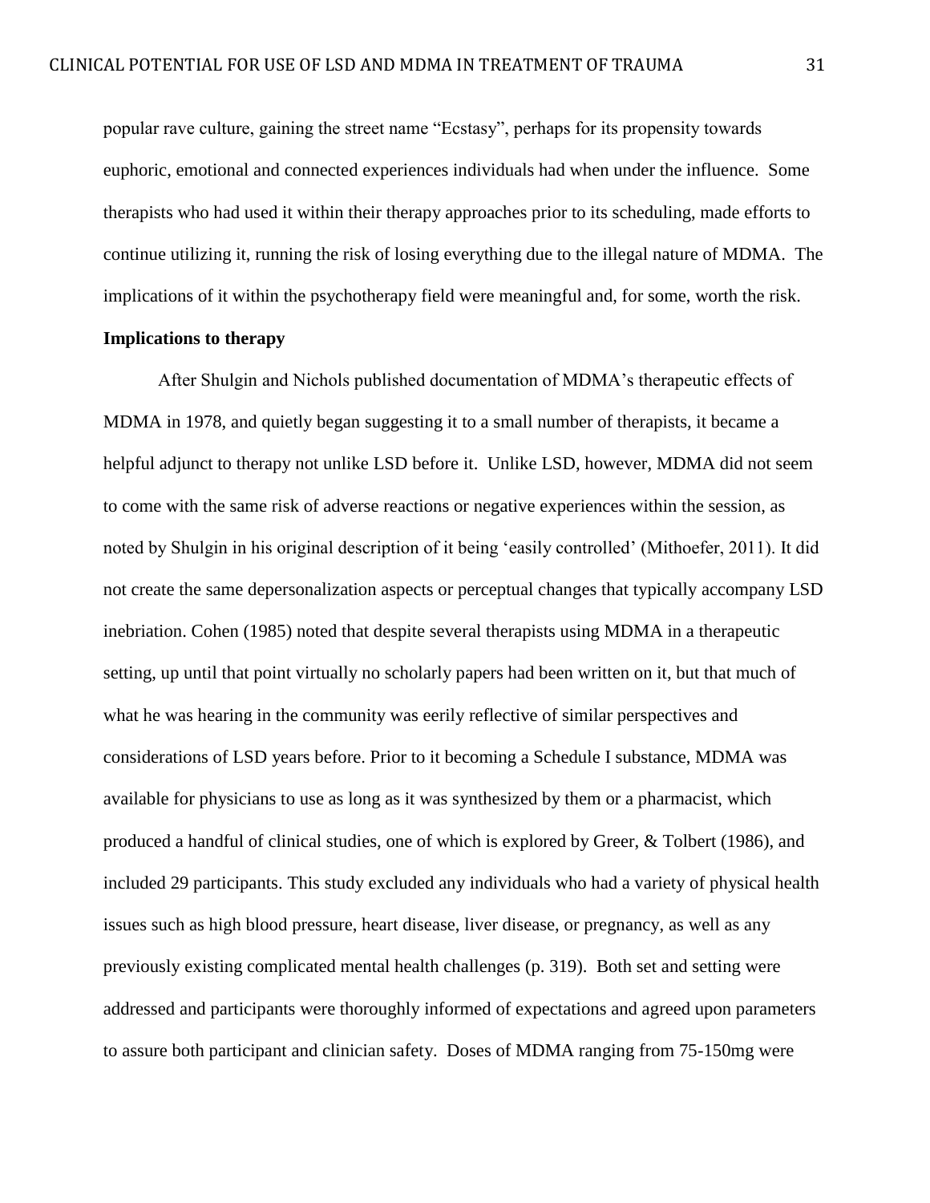popular rave culture, gaining the street name "Ecstasy", perhaps for its propensity towards euphoric, emotional and connected experiences individuals had when under the influence. Some therapists who had used it within their therapy approaches prior to its scheduling, made efforts to continue utilizing it, running the risk of losing everything due to the illegal nature of MDMA. The implications of it within the psychotherapy field were meaningful and, for some, worth the risk.

**Implications to therapy**

After Shulgin and Nichols published documentation of MDMA's therapeutic effects of MDMA in 1978, and quietly began suggesting it to a small number of therapists, it became a helpful adjunct to therapy not unlike LSD before it. Unlike LSD, however, MDMA did not seem to come with the same risk of adverse reactions or negative experiences within the session, as noted by Shulgin in his original description of it being 'easily controlled' (Mithoefer, 2011). It did not create the same depersonalization aspects or perceptual changes that typically accompany LSD inebriation. Cohen (1985) noted that despite several therapists using MDMA in a therapeutic setting, up until that point virtually no scholarly papers had been written on it, but that much of what he was hearing in the community was eerily reflective of similar perspectives and considerations of LSD years before. Prior to it becoming a Schedule I substance, MDMA was available for physicians to use as long as it was synthesized by them or a pharmacist, which produced a handful of clinical studies, one of which is explored by Greer, & Tolbert (1986), and included 29 participants. This study excluded any individuals who had a variety of physical health issues such as high blood pressure, heart disease, liver disease, or pregnancy, as well as any previously existing complicated mental health challenges (p. 319). Both set and setting were addressed and participants were thoroughly informed of expectations and agreed upon parameters to assure both participant and clinician safety. Doses of MDMA ranging from 75-150mg were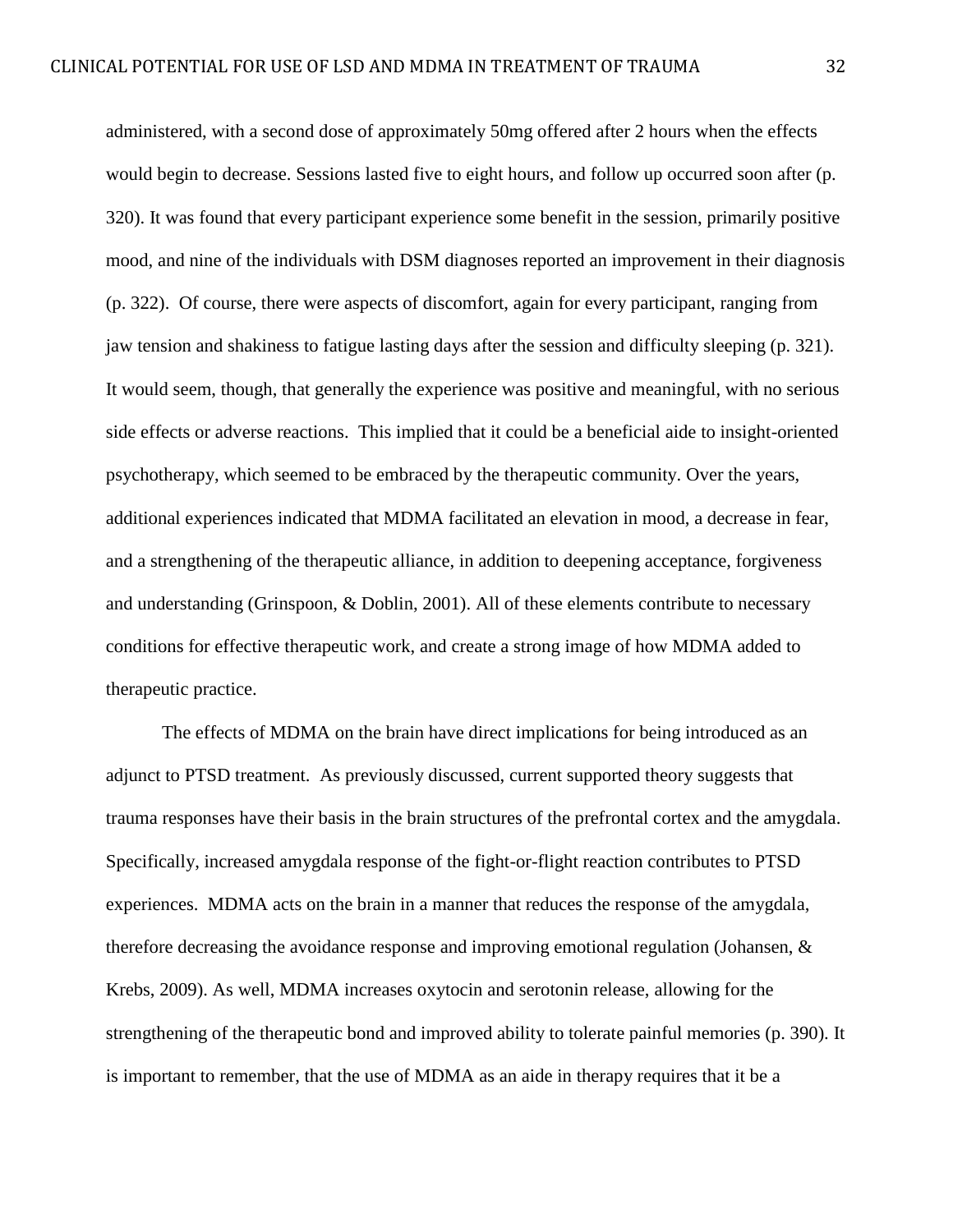administered, with a second dose of approximately 50mg offered after 2 hours when the effects would begin to decrease. Sessions lasted five to eight hours, and follow up occurred soon after (p. 320). It was found that every participant experience some benefit in the session, primarily positive mood, and nine of the individuals with DSM diagnoses reported an improvement in their diagnosis (p. 322). Of course, there were aspects of discomfort, again for every participant, ranging from jaw tension and shakiness to fatigue lasting days after the session and difficulty sleeping (p. 321). It would seem, though, that generally the experience was positive and meaningful, with no serious side effects or adverse reactions. This implied that it could be a beneficial aide to insight-oriented psychotherapy, which seemed to be embraced by the therapeutic community. Over the years, additional experiences indicated that MDMA facilitated an elevation in mood, a decrease in fear, and a strengthening of the therapeutic alliance, in addition to deepening acceptance, forgiveness and understanding (Grinspoon, & Doblin, 2001). All of these elements contribute to necessary conditions for effective therapeutic work, and create a strong image of how MDMA added to therapeutic practice.

The effects of MDMA on the brain have direct implications for being introduced as an adjunct to PTSD treatment. As previously discussed, current supported theory suggests that trauma responses have their basis in the brain structures of the prefrontal cortex and the amygdala. Specifically, increased amygdala response of the fight-or-flight reaction contributes to PTSD experiences. MDMA acts on the brain in a manner that reduces the response of the amygdala, therefore decreasing the avoidance response and improving emotional regulation (Johansen, & Krebs, 2009). As well, MDMA increases oxytocin and serotonin release, allowing for the strengthening of the therapeutic bond and improved ability to tolerate painful memories (p. 390). It is important to remember, that the use of MDMA as an aide in therapy requires that it be a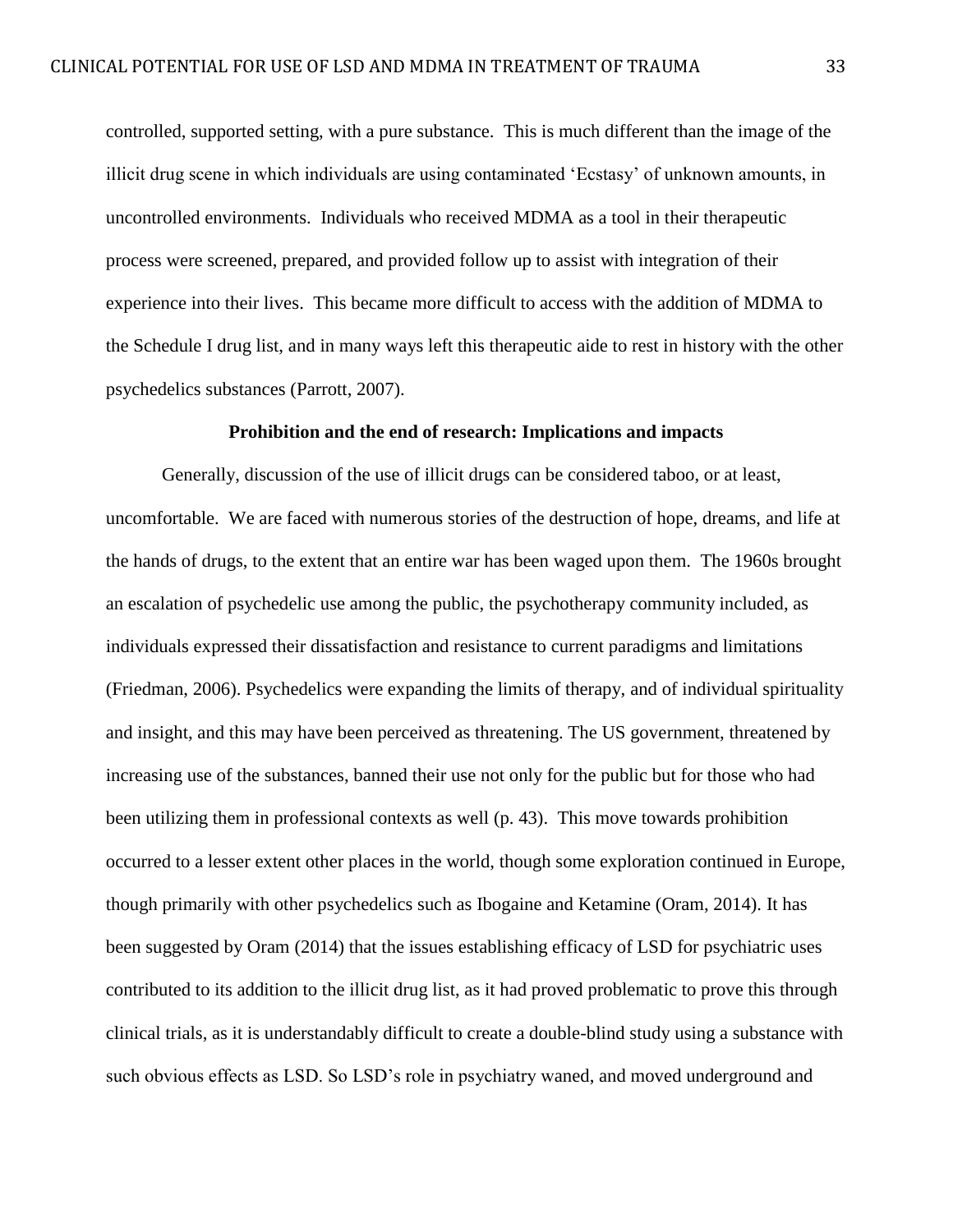controlled, supported setting, with a pure substance. This is much different than the image of the illicit drug scene in which individuals are using contaminated 'Ecstasy' of unknown amounts, in uncontrolled environments. Individuals who received MDMA as a tool in their therapeutic process were screened, prepared, and provided follow up to assist with integration of their experience into their lives. This became more difficult to access with the addition of MDMA to the Schedule I drug list, and in many ways left this therapeutic aide to rest in history with the other psychedelics substances (Parrott, 2007).

### Prohibition and the end of research: Implications and impacts

Generally, discussion of the use of illicit drugs can be considered taboo, or at least, uncomfortable. We are faced with numerous stories of the destruction of hope, dreams, and life at the hands of drugs, to the extent that an entire war has been waged upon them. The 1960s brought an escalation of psychedelic use among the public, the psychotherapy community included, as individuals expressed their dissatisfaction and resistance to current paradigms and limitations (Friedman, 2006). Psychedelics were expanding the limits of therapy, and of individual spirituality and insight, and this may have been perceived as threatening. The US government, threatened by increasing use of the substances, banned their use not only for the public but for those who had been utilizing them in professional contexts as well (p. 43). This move towards prohibition occurred to a lesser extent other places in the world, though some exploration continued in Europe, though primarily with other psychedelics such as Ibogaine and Ketamine (Oram, 2014). It has been suggested by Oram (2014) that the issues establishing efficacy of LSD for psychiatric uses contributed to its addition to the illicit drug list, as it had proved problematic to prove this through clinical trials, as it is understandably difficult to create a double-blind study using a substance with such obvious effects as LSD. So LSD's role in psychiatry waned, and moved underground and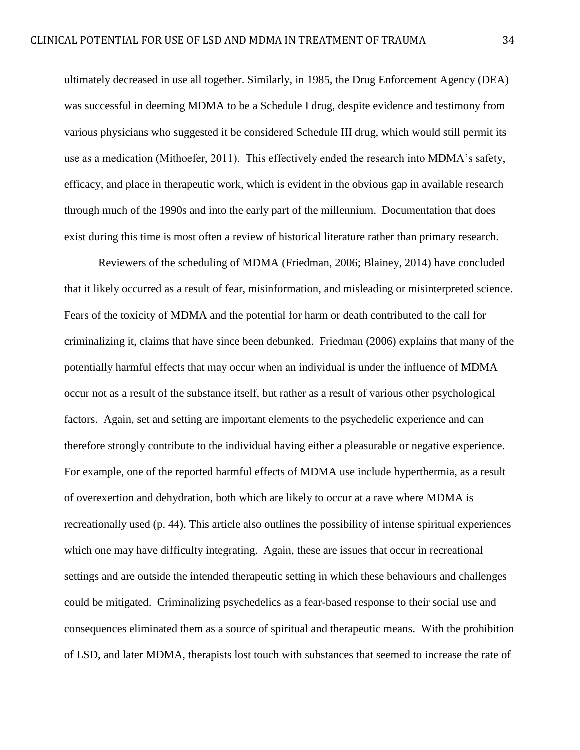ultimately decreased in use all together. Similarly, in 1985, the Drug Enforcement Agency (DEA) was successful in deeming MDMA to be a Schedule I drug, despite evidence and testimony from various physicians who suggested it be considered Schedule III drug, which would still permit its use as a medication (Mithoefer, 2011). This effectively ended the research into MDMA's safety, efficacy, and place in therapeutic work, which is evident in the obvious gap in available research through much of the 1990s and into the early part of the millennium. Documentation that does exist during this time is most often a review of historical literature rather than primary research.

Reviewers of the scheduling of MDMA (Friedman, 2006; Blainey, 2014) have concluded that it likely occurred as a result of fear, misinformation, and misleading or misinterpreted science. Fears of the toxicity of MDMA and the potential for harm or death contributed to the call for criminalizing it, claims that have since been debunked. Friedman (2006) explains that many of the potentially harmful effects that may occur when an individual is under the influence of MDMA occur not as a result of the substance itself, but rather as a result of various other psychological factors. Again, set and setting are important elements to the psychedelic experience and can therefore strongly contribute to the individual having either a pleasurable or negative experience. For example, one of the reported harmful effects of MDMA use include hyperthermia, as a result of overexertion and dehydration, both which are likely to occur at a rave where MDMA is recreationally used (p. 44). This article also outlines the possibility of intense spiritual experiences which one may have difficulty integrating. Again, these are issues that occur in recreational settings and are outside the intended therapeutic setting in which these behaviours and challenges could be mitigated. Criminalizing psychedelics as a fear-based response to their social use and consequences eliminated them as a source of spiritual and therapeutic means. With the prohibition of LSD, and later MDMA, therapists lost touch with substances that seemed to increase the rate of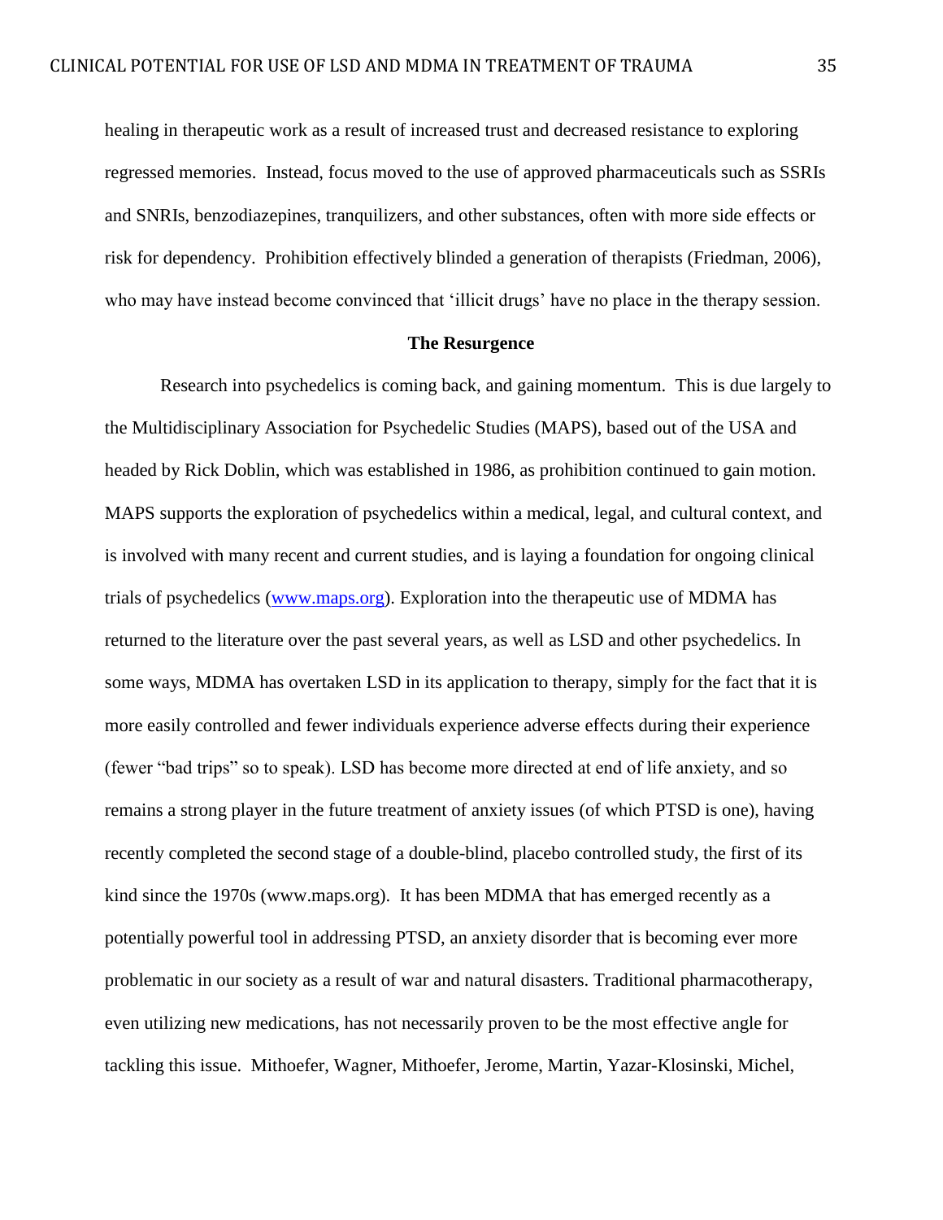healing in therapeutic work as a result of increased trust and decreased resistance to exploring regressed memories. Instead, focus moved to the use of approved pharmaceuticals such as SSRIs and SNRIs, benzodiazepines, tranquilizers, and other substances, often with more side effects or risk for dependency. Prohibition effectively blinded a generation of therapists (Friedman, 2006), who may have instead become convinced that 'illicit drugs' have no place in the therapy session.

## The Resurgence

Research into psychedelics is coming back, and gaining momentum. This is due largely to the Multidisciplinary Association for Psychedelic Studies (MAPS), based out of the USA and headed by Rick Doblin, which was established in 1986, as prohibition continued to gain motion. MAPS supports the exploration of psychedelics within a medical, legal, and cultural context, and is involved with many recent and current studies, and is laying a foundation for ongoing clinical trials of psychedelics (www.maps.org). Exploration into the therapeutic use of MDMA has returned to the literature over the past several years, as well as LSD and other psychedelics. In some ways, MDMA has overtaken LSD in its application to therapy, simply for the fact that it is more easily controlled and fewer individuals experience adverse effects during their experience (fewer "bad trips" so to speak). LSD has become more directed at end of life anxiety, and so remains a strong player in the future treatment of anxiety issues (of which PTSD is one), having recently completed the second stage of a double-blind, placebo controlled study, the first of its kind since the 1970s (www.maps.org). It has been MDMA that has emerged recently as a potentially powerful tool in addressing PTSD, an anxiety disorder that is becoming ever more problematic in our society as a result of war and natural disasters. Traditional pharmacotherapy, even utilizing new medications, has not necessarily proven to be the most effective angle for tackling this issue. Mithoefer, Wagner, Mithoefer, Jerome, Martin, Yazar-Klosinski, Michel,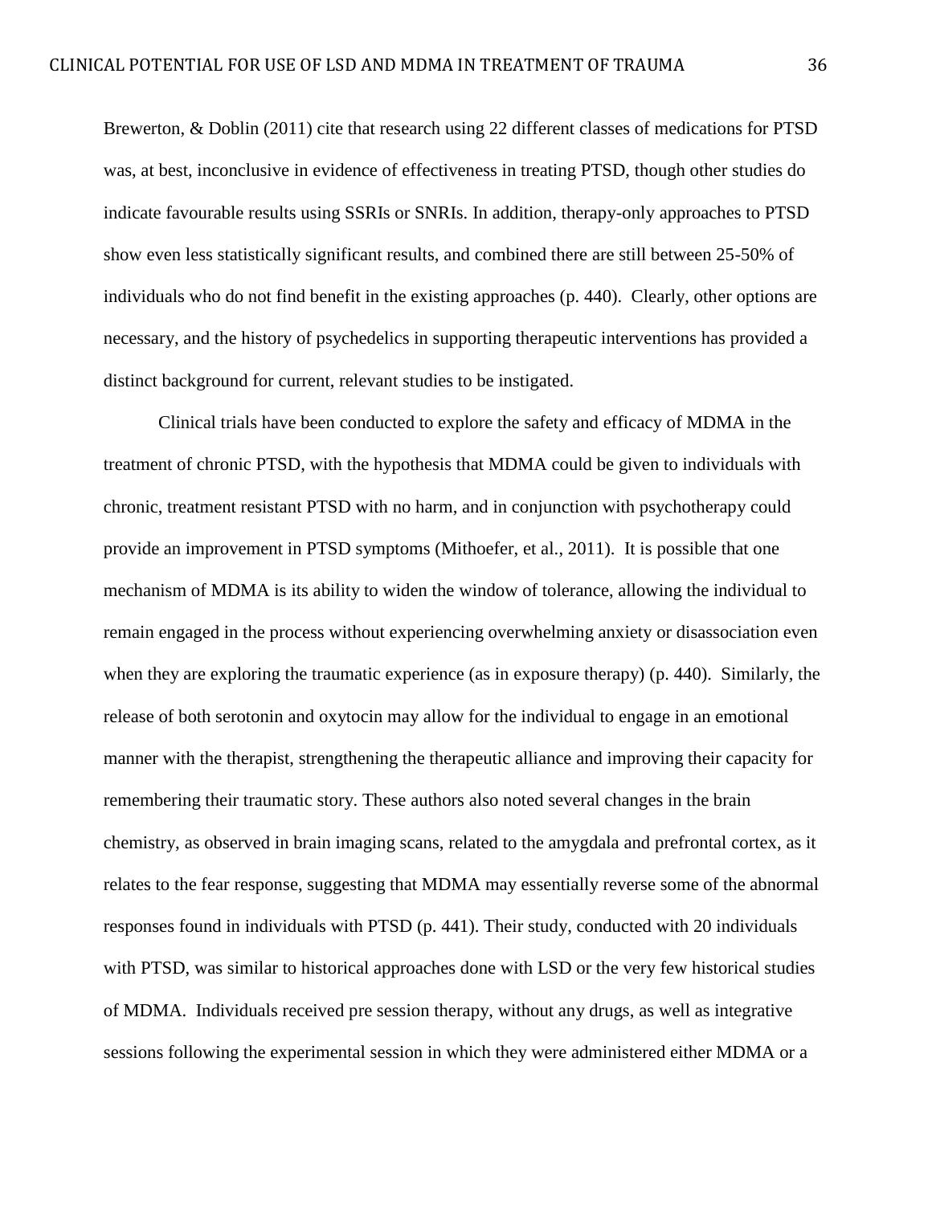Brewerton, & Doblin (2011) cite that research using 22 different classes of medications for PTSD was, at best, inconclusive in evidence of effectiveness in treating PTSD, though other studies do indicate favourable results using SSRIs or SNRIs. In addition, therapy-only approaches to PTSD show even less statistically significant results, and combined there are still between 25-50% of individuals who do not find benefit in the existing approaches (p. 440). Clearly, other options are necessary, and the history of psychedelics in supporting therapeutic interventions has provided a distinct background for current, relevant studies to be instigated.

Clinical trials have been conducted to explore the safety and efficacy of MDMA in the treatment of chronic PTSD, with the hypothesis that MDMA could be given to individuals with chronic, treatment resistant PTSD with no harm, and in conjunction with psychotherapy could provide an improvement in PTSD symptoms (Mithoefer, et al., 2011). It is possible that one mechanism of MDMA is its ability to widen the window of tolerance, allowing the individual to remain engaged in the process without experiencing overwhelming anxiety or disassociation even when they are exploring the traumatic experience (as in exposure therapy) (p. 440). Similarly, the release of both serotonin and oxytocin may allow for the individual to engage in an emotional manner with the therapist, strengthening the therapeutic alliance and improving their capacity for remembering their traumatic story. These authors also noted several changes in the brain chemistry, as observed in brain imaging scans, related to the amygdala and prefrontal cortex, as it relates to the fear response, suggesting that MDMA may essentially reverse some of the abnormal responses found in individuals with PTSD (p. 441). Their study, conducted with 20 individuals with PTSD, was similar to historical approaches done with LSD or the very few historical studies of MDMA. Individuals received pre session therapy, without any drugs, as well as integrative sessions following the experimental session in which they were administered either MDMA or a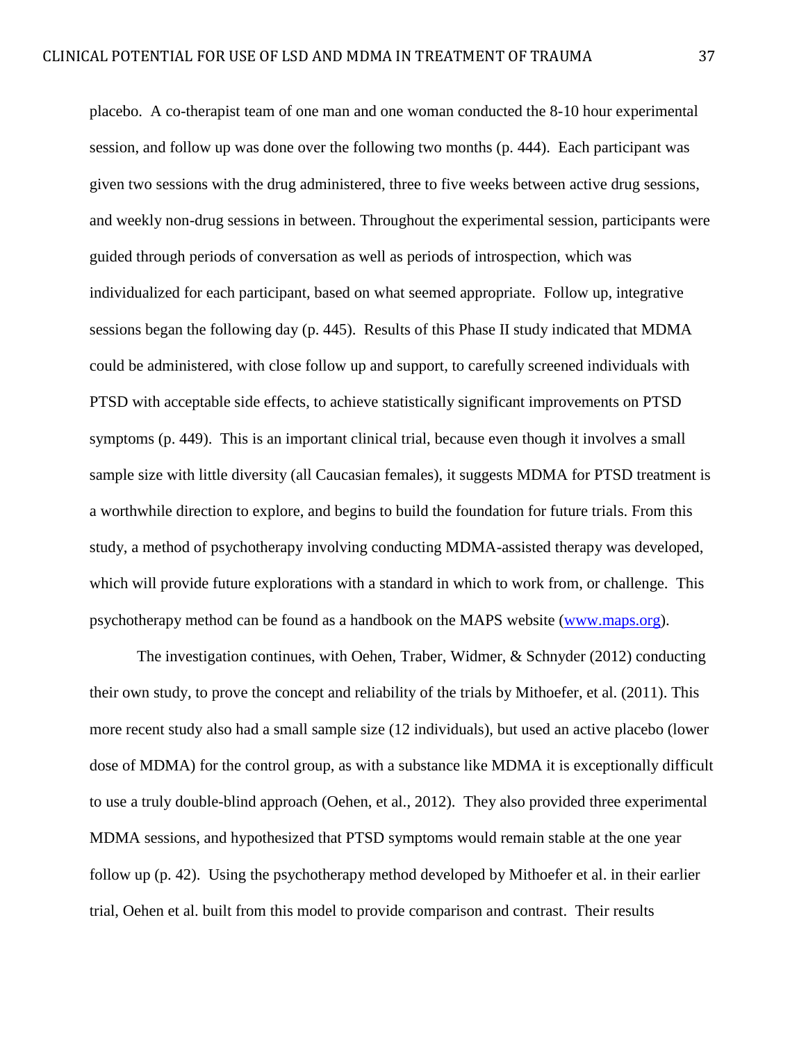placebo. A co-therapist team of one man and one woman conducted the 8-10 hour experimental session, and follow up was done over the following two months (p. 444). Each participant was given two sessions with the drug administered, three to five weeks between active drug sessions, and weekly non-drug sessions in between. Throughout the experimental session, participants were guided through periods of conversation as well as periods of introspection, which was individualized for each participant, based on what seemed appropriate. Follow up, integrative sessions began the following day (p. 445). Results of this Phase II study indicated that MDMA could be administered, with close follow up and support, to carefully screened individuals with PTSD with acceptable side effects, to achieve statistically significant improvements on PTSD symptoms (p. 449). This is an important clinical trial, because even though it involves a small sample size with little diversity (all Caucasian females), it suggests MDMA for PTSD treatment is a worthwhile direction to explore, and begins to build the foundation for future trials. From this study, a method of psychotherapy involving conducting MDMA-assisted therapy was developed, which will provide future explorations with a standard in which to work from, or challenge. This psychotherapy method can be found as a handbook on the MAPS website ([www.maps.org](www.maps.org)).

The investigation continues, with Oehen, Traber, Widmer, & Schnyder (2012) conducting their own study, to prove the concept and reliability of the trials by Mithoefer, et al. (2011). This more recent study also had a small sample size (12 individuals), but used an active placebo (lower dose of MDMA) for the control group, as with a substance like MDMA it is exceptionally difficult to use a truly double-blind approach (Oehen, et al., 2012). They also provided three experimental MDMA sessions, and hypothesized that PTSD symptoms would remain stable at the one year follow up (p. 42). Using the psychotherapy method developed by Mithoefer et al. in their earlier trial, Oehen et al. built from this model to provide comparison and contrast. Their results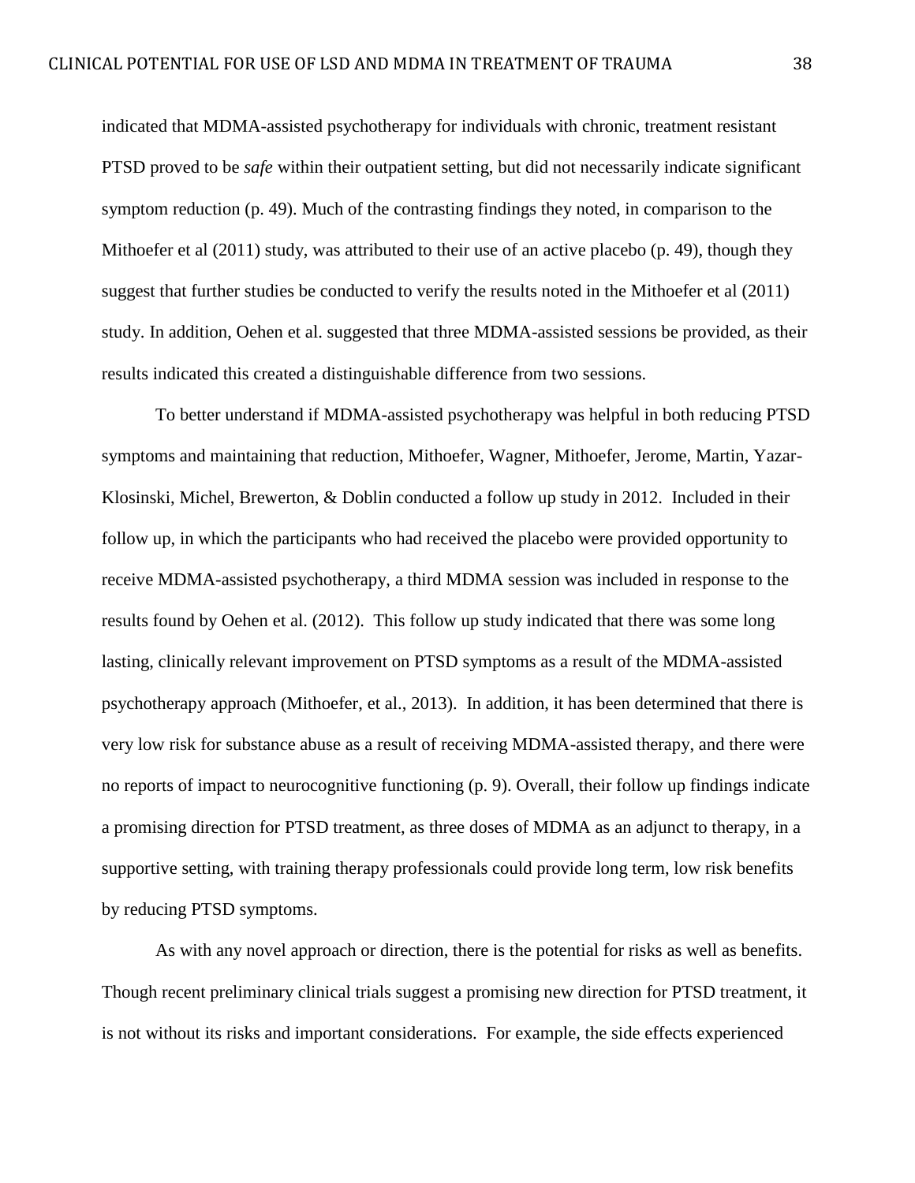indicated that MDMA-assisted psychotherapy for individuals with chronic, treatment resistant PTSD proved to be *safe* within their outpatient setting, but did not necessarily indicate significant symptom reduction (p. 49). Much of the contrasting findings they noted, in comparison to the Mithoefer et al (2011) study, was attributed to their use of an active placebo (p. 49), though they suggest that further studies be conducted to verify the results noted in the Mithoefer et al (2011) study. In addition, Oehen et al. suggested that three MDMA-assisted sessions be provided, as their results indicated this created a distinguishable difference from two sessions.

To better understand if MDMA-assisted psychotherapy was helpful in both reducing PTSD symptoms and maintaining that reduction, Mithoefer, Wagner, Mithoefer, Jerome, Martin, Yazar-Klosinski, Michel, Brewerton, & Doblin conducted a follow up study in 2012. Included in their follow up, in which the participants who had received the placebo were provided opportunity to receive MDMA-assisted psychotherapy, a third MDMA session was included in response to the results found by Oehen et al. (2012). This follow up study indicated that there was some long lasting, clinically relevant improvement on PTSD symptoms as a result of the MDMA-assisted psychotherapy approach (Mithoefer, et al., 2013). In addition, it has been determined that there is very low risk for substance abuse as a result of receiving MDMA-assisted therapy, and there were no reports of impact to neurocognitive functioning (p. 9). Overall, their follow up findings indicate a promising direction for PTSD treatment, as three doses of MDMA as an adjunct to therapy, in a supportive setting, with training therapy professionals could provide long term, low risk benefits by reducing PTSD symptoms.

As with any novel approach or direction, there is the potential for risks as well as benefits. Though recent preliminary clinical trials suggest a promising new direction for PTSD treatment, it is not without its risks and important considerations. For example, the side effects experienced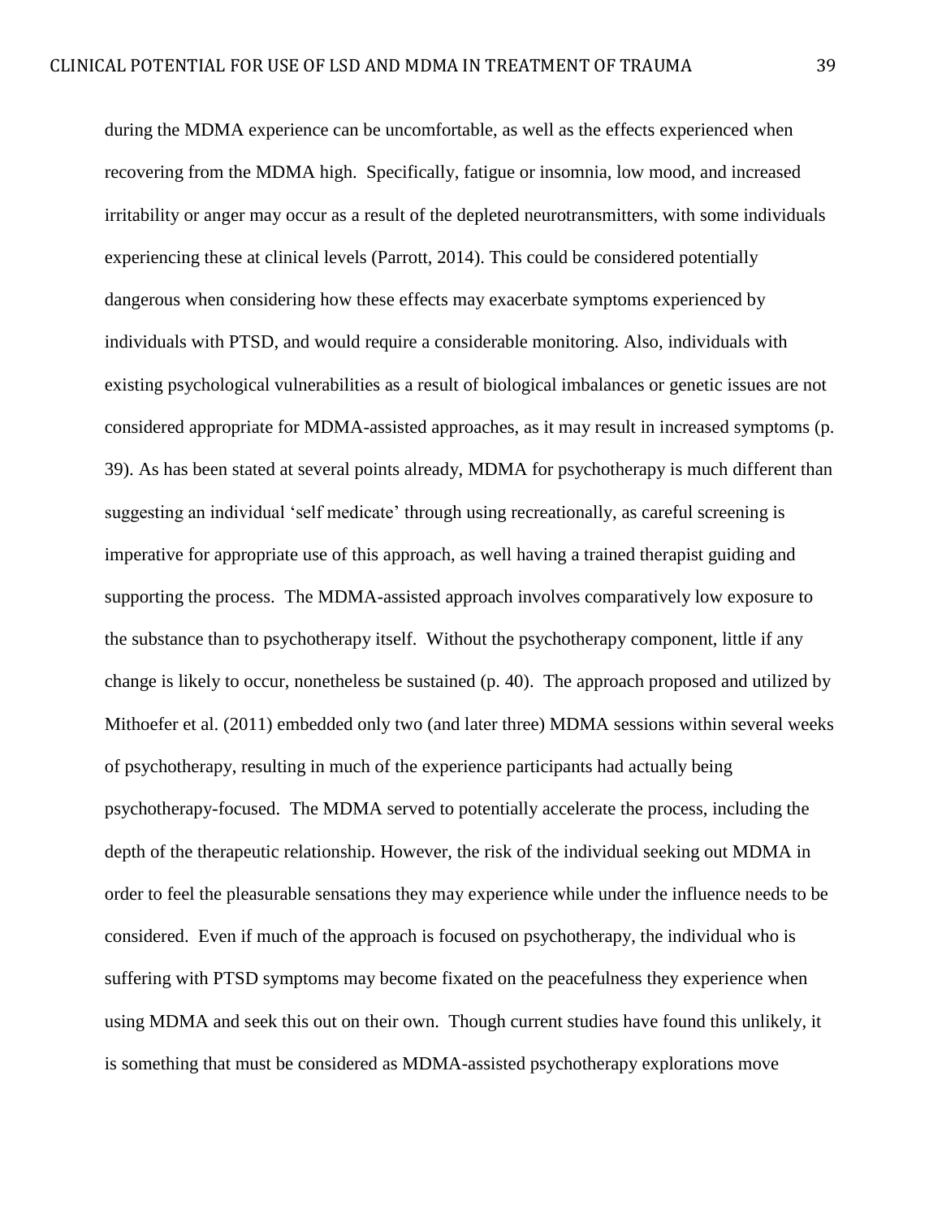during the MDMA experience can be uncomfortable, as well as the effects experienced when recovering from the MDMA high. Specifically, fatigue or insomnia, low mood, and increased irritability or anger may occur as a result of the depleted neurotransmitters, with some individuals experiencing these at clinical levels (Parrott, 2014). This could be considered potentially dangerous when considering how these effects may exacerbate symptoms experienced by individuals with PTSD, and would require a considerable monitoring. Also, individuals with existing psychological vulnerabilities as a result of biological imbalances or genetic issues are not considered appropriate for MDMA-assisted approaches, as it may result in increased symptoms (p. 39). As has been stated at several points already, MDMA for psychotherapy is much different than suggesting an individual 'self medicate' through using recreationally, as careful screening is imperative for appropriate use of this approach, as well having a trained therapist guiding and supporting the process. The MDMA-assisted approach involves comparatively low exposure to the substance than to psychotherapy itself. Without the psychotherapy component, little if any change is likely to occur, nonetheless be sustained (p. 40). The approach proposed and utilized by Mithoefer et al. (2011) embedded only two (and later three) MDMA sessions within several weeks of psychotherapy, resulting in much of the experience participants had actually being psychotherapy-focused. The MDMA served to potentially accelerate the process, including the depth of the therapeutic relationship. However, the risk of the individual seeking out MDMA in order to feel the pleasurable sensations they may experience while under the influence needs to be considered. Even if much of the approach is focused on psychotherapy, the individual who is suffering with PTSD symptoms may become fixated on the peacefulness they experience when using MDMA and seek this out on their own. Though current studies have found this unlikely, it is something that must be considered as MDMA-assisted psychotherapy explorations move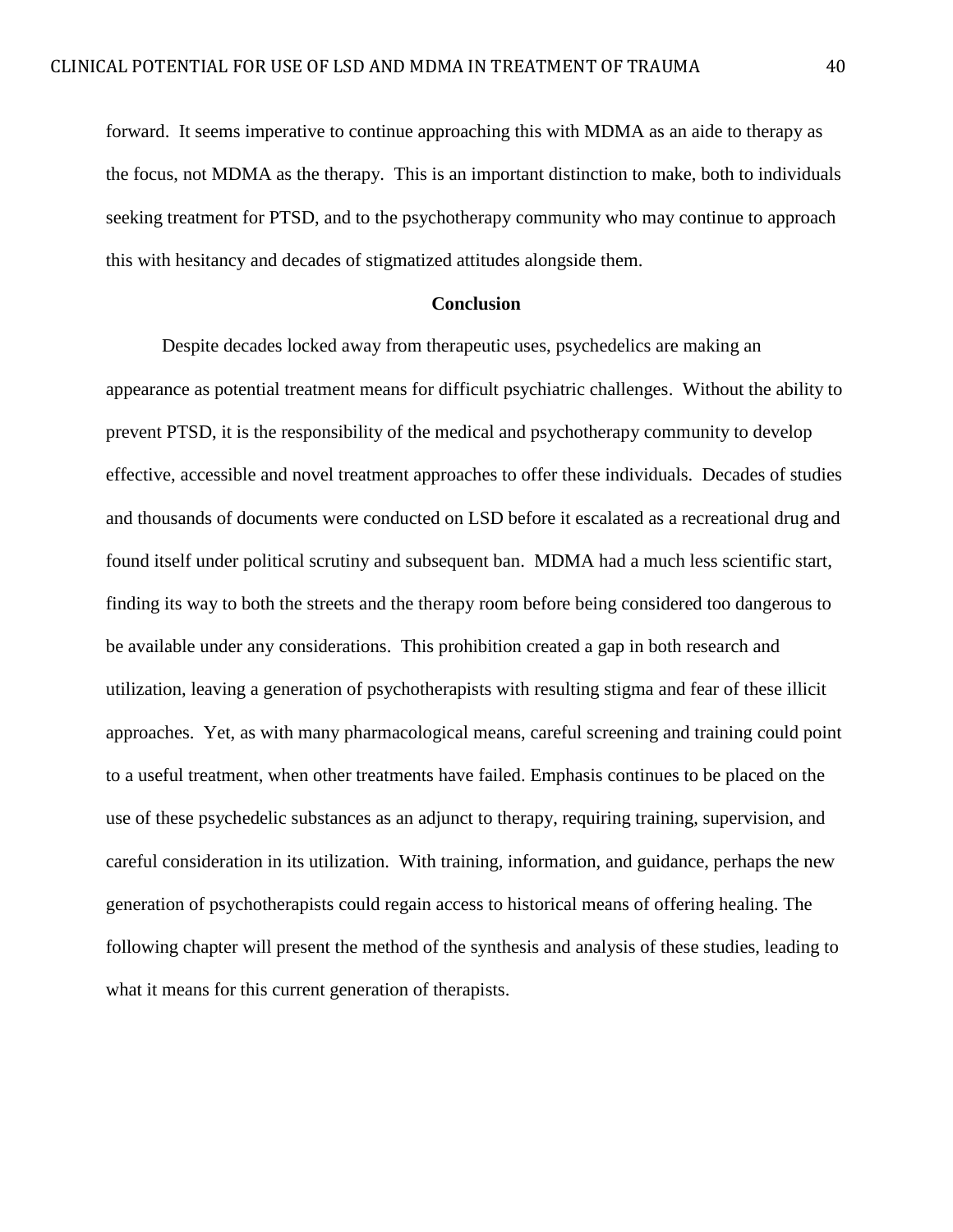forward. It seems imperative to continue approaching this with MDMA as an aide to therapy as the focus, not MDMA as the therapy. This is an important distinction to make, both to individuals seeking treatment for PTSD, and to the psychotherapy community who may continue to approach this with hesitancy and decades of stigmatized attitudes alongside them.

## Conclusion

Despite decades locked away from therapeutic uses, psychedelics are making an appearance as potential treatment means for difficult psychiatric challenges. Without the ability to prevent PTSD, it is the responsibility of the medical and psychotherapy community to develop effective, accessible and novel treatment approaches to offer these individuals. Decades of studies and thousands of documents were conducted on LSD before it escalated as a recreational drug and found itself under political scrutiny and subsequent ban. MDMA had a much less scientific start, finding its way to both the streets and the therapy room before being considered too dangerous to be available under any considerations. This prohibition created a gap in both research and utilization, leaving a generation of psychotherapists with resulting stigma and fear of these illicit approaches. Yet, as with many pharmacological means, careful screening and training could point to a useful treatment, when other treatments have failed. Emphasis continues to be placed on the use of these psychedelic substances as an adjunct to therapy, requiring training, supervision, and careful consideration in its utilization. With training, information, and guidance, perhaps the new generation of psychotherapists could regain access to historical means of offering healing. The following chapter will present the method of the synthesis and analysis of these studies, leading to what it means for this current generation of therapists.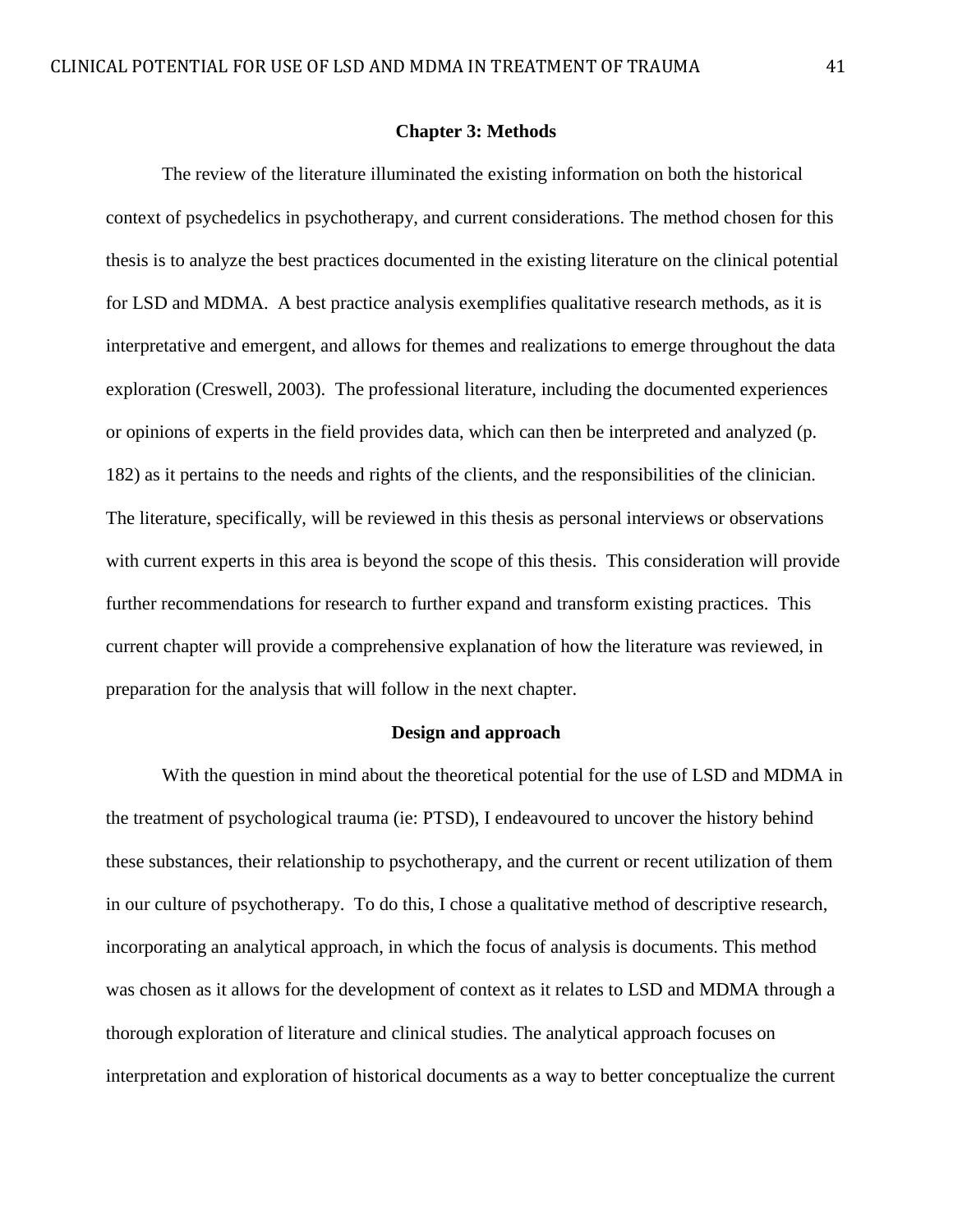## Chapter 3: Methods

The review of the literature illuminated the existing information on both the historical context of psychedelics in psychotherapy, and current considerations. The method chosen for this thesis is to analyze the best practices documented in the existing literature on the clinical potential for LSD and MDMA. A best practice analysis exemplifies qualitative research methods, as it is interpretative and emergent, and allows for themes and realizations to emerge throughout the data exploration (Creswell, 2003). The professional literature, including the documented experiences or opinions of experts in the field provides data, which can then be interpreted and analyzed (p. 182) as it pertains to the needs and rights of the clients, and the responsibilities of the clinician. The literature, specifically, will be reviewed in this thesis as personal interviews or observations with current experts in this area is beyond the scope of this thesis. This consideration will provide further recommendations for research to further expand and transform existing practices. This current chapter will provide a comprehensive explanation of how the literature was reviewed, in preparation for the analysis that will follow in the next chapter.

### Design and approach

With the question in mind about the theoretical potential for the use of LSD and MDMA in the treatment of psychological trauma (ie: PTSD), I endeavoured to uncover the history behind these substances, their relationship to psychotherapy, and the current or recent utilization of them in our culture of psychotherapy. To do this, I chose a qualitative method of descriptive research, incorporating an analytical approach, in which the focus of analysis is documents. This method was chosen as it allows for the development of context as it relates to LSD and MDMA through a thorough exploration of literature and clinical studies. The analytical approach focuses on interpretation and exploration of historical documents as a way to better conceptualize the current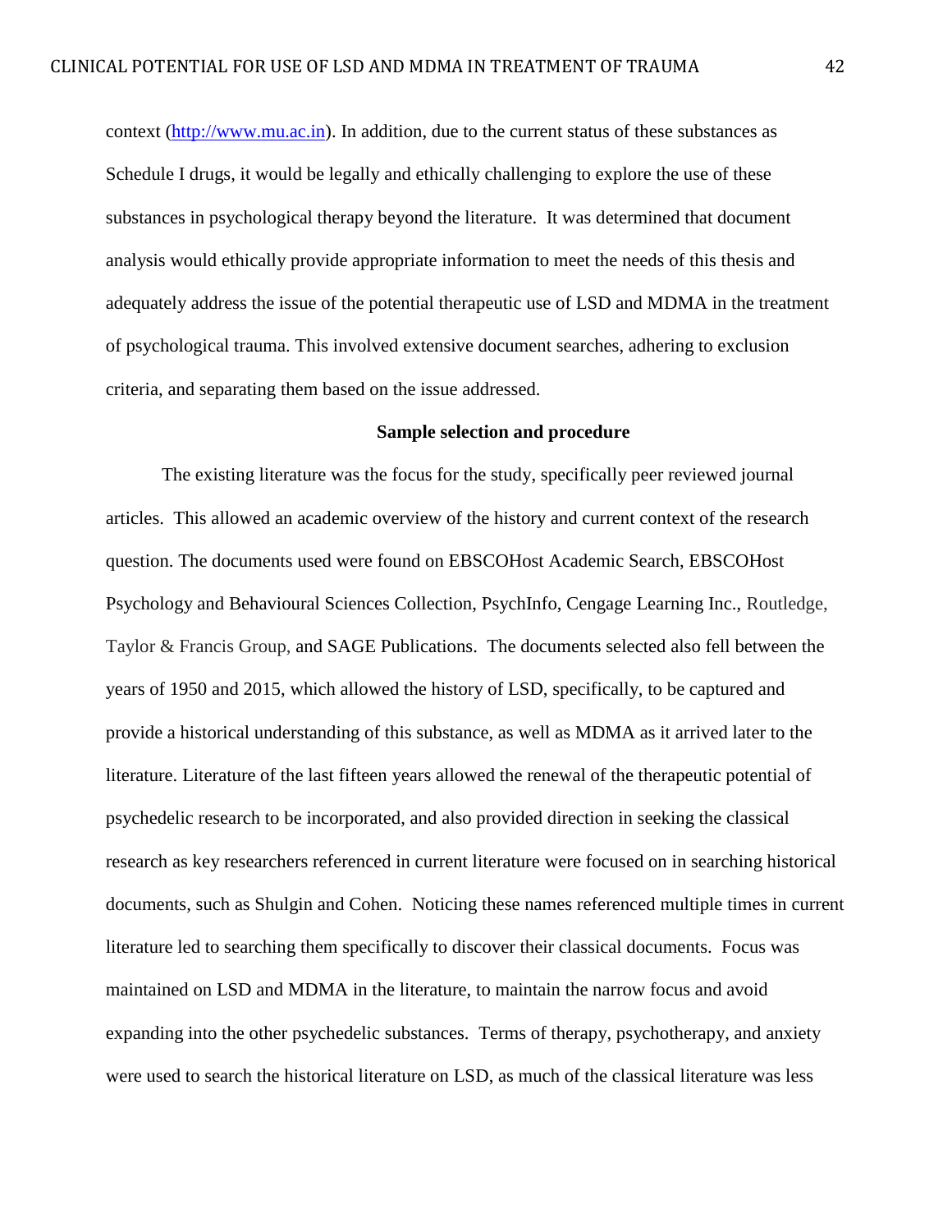context (http://www.mu.ac.in). In addition, due to the current status of these substances as Schedule I drugs, it would be legally and ethically challenging to explore the use of these substances in psychological therapy beyond the literature. It was determined that document analysis would ethically provide appropriate information to meet the needs of this thesis and adequately address the issue of the potential therapeutic use of LSD and MDMA in the treatment of psychological trauma. This involved extensive document searches, adhering to exclusion criteria, and separating them based on the issue addressed.

**Sample selection and procedure**

The existing literature was the focus for the study, specifically peer reviewed journal articles. This allowed an academic overview of the history and current context of the research question. The documents used were found on EBSCOHost Academic Search, EBSCOHost Psychology and Behavioural Sciences Collection, PsychInfo, Cengage Learning Inc., Routledge, Taylor & Francis Group, and SAGE Publications. The documents selected also fell between the years of 1950 and 2015, which allowed the history of LSD, specifically, to be captured and provide a historical understanding of this substance, as well as MDMA as it arrived later to the literature. Literature of the last fifteen years allowed the renewal of the therapeutic potential of psychedelic research to be incorporated, and also provided direction in seeking the classical research as key researchers referenced in current literature were focused on in searching historical documents, such as Shulgin and Cohen. Noticing these names referenced multiple times in current literature led to searching them specifically to discover their classical documents. Focus was maintained on LSD and MDMA in the literature, to maintain the narrow focus and avoid expanding into the other psychedelic substances. Terms of therapy, psychotherapy, and anxiety were used to search the historical literature on LSD, as much of the classical literature was less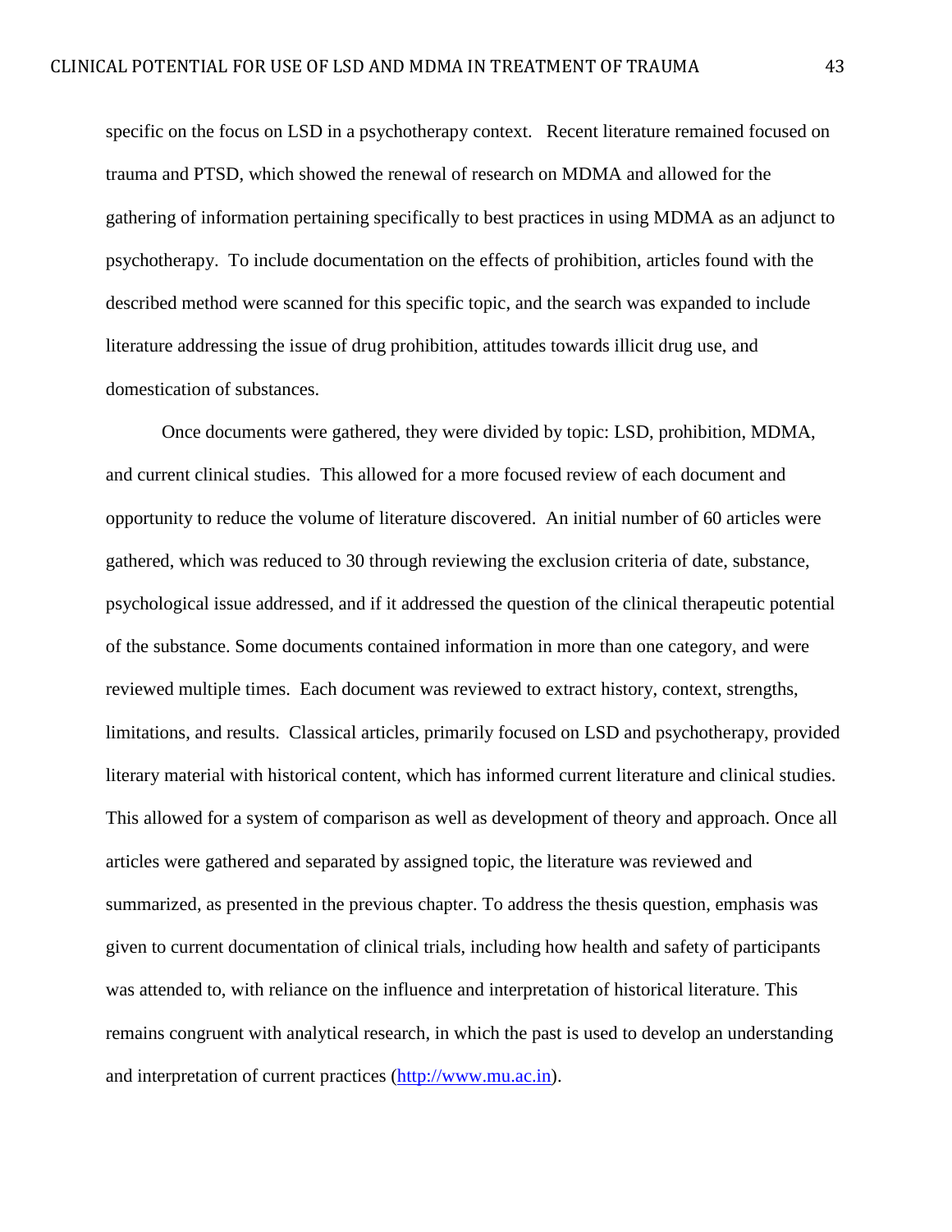specific on the focus on LSD in a psychotherapy context. Recent literature remained focused on trauma and PTSD, which showed the renewal of research on MDMA and allowed for the gathering of information pertaining specifically to best practices in using MDMA as an adjunct to psychotherapy. To include documentation on the effects of prohibition, articles found with the described method were scanned for this specific topic, and the search was expanded to include literature addressing the issue of drug prohibition, attitudes towards illicit drug use, and domestication of substances.

Once documents were gathered, they were divided by topic: LSD, prohibition, MDMA, and current clinical studies. This allowed for a more focused review of each document and opportunity to reduce the volume of literature discovered. An initial number of 60 articles were gathered, which was reduced to 30 through reviewing the exclusion criteria of date, substance, psychological issue addressed, and if it addressed the question of the clinical therapeutic potential of the substance. Some documents contained information in more than one category, and were reviewed multiple times. Each document was reviewed to extract history, context, strengths, limitations, and results. Classical articles, primarily focused on LSD and psychotherapy, provided literary material with historical content, which has informed current literature and clinical studies. This allowed for a system of comparison as well as development of theory and approach. Once all articles were gathered and separated by assigned topic, the literature was reviewed and summarized, as presented in the previous chapter. To address the thesis question, emphasis was given to current documentation of clinical trials, including how health and safety of participants was attended to, with reliance on the influence and interpretation of historical literature. This remains congruent with analytical research, in which the past is used to develop an understanding and interpretation of current practices (http://www.mu.ac.in).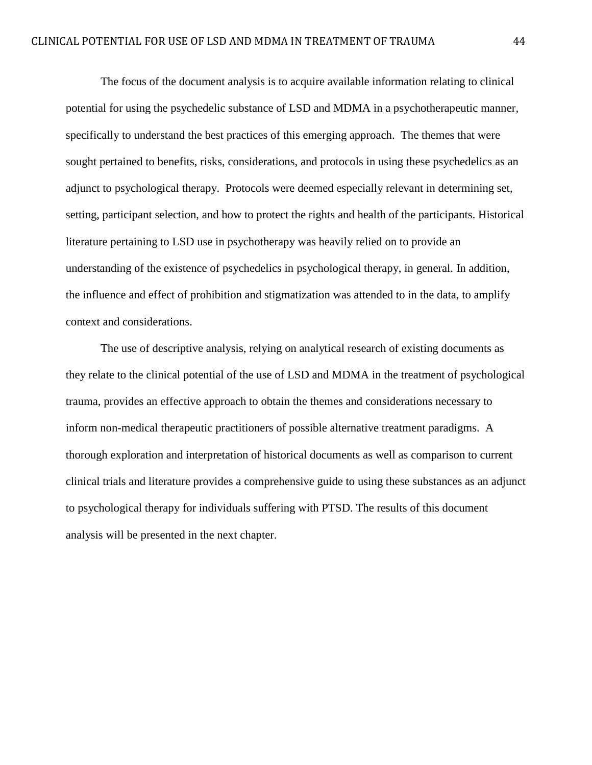The focus of the document analysis is to acquire available information relating to clinical potential for using the psychedelic substance of LSD and MDMA in a psychotherapeutic manner, specifically to understand the best practices of this emerging approach. The themes that were sought pertained to benefits, risks, considerations, and protocols in using these psychedelics as an adjunct to psychological therapy. Protocols were deemed especially relevant in determining set, setting, participant selection, and how to protect the rights and health of the participants. Historical literature pertaining to LSD use in psychotherapy was heavily relied on to provide an understanding of the existence of psychedelics in psychological therapy, in general. In addition, the influence and effect of prohibition and stigmatization was attended to in the data, to amplify context and considerations.

The use of descriptive analysis, relying on analytical research of existing documents as they relate to the clinical potential of the use of LSD and MDMA in the treatment of psychological trauma, provides an effective approach to obtain the themes and considerations necessary to inform non-medical therapeutic practitioners of possible alternative treatment paradigms. A thorough exploration and interpretation of historical documents as well as comparison to current clinical trials and literature provides a comprehensive guide to using these substances as an adjunct to psychological therapy for individuals suffering with PTSD. The results of this document analysis will be presented in the next chapter.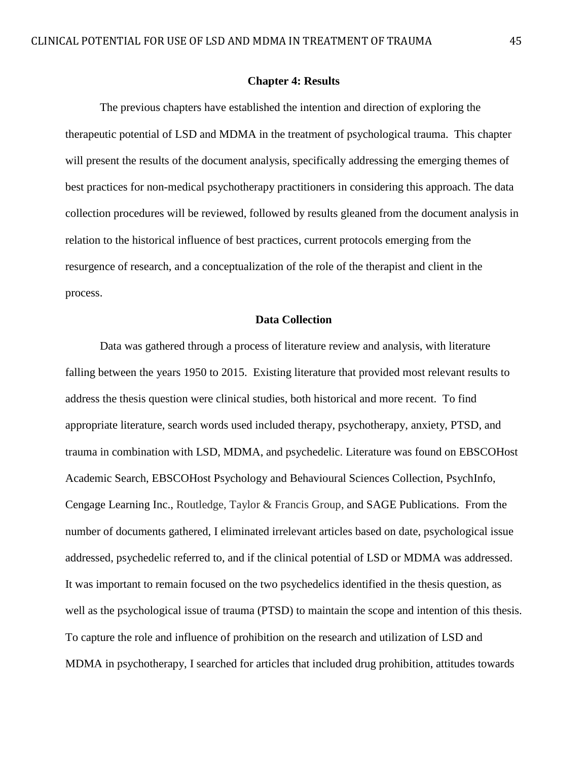## Chapter 4: Results

The previous chapters have established the intention and direction of exploring the therapeutic potential of LSD and MDMA in the treatment of psychological trauma. This chapter will present the results of the document analysis, specifically addressing the emerging themes of best practices for non-medical psychotherapy practitioners in considering this approach. The data collection procedures will be reviewed, followed by results gleaned from the document analysis in relation to the historical influence of best practices, current protocols emerging from the resurgence of research, and a conceptualization of the role of the therapist and client in the process.

### Data Collection

Data was gathered through a process of literature review and analysis, with literature falling between the years 1950 to 2015. Existing literature that provided most relevant results to address the thesis question were clinical studies, both historical and more recent. To find appropriate literature, search words used included therapy, psychotherapy, anxiety, PTSD, and trauma in combination with LSD, MDMA, and psychedelic. Literature was found on EBSCOHost Academic Search, EBSCOHost Psychology and Behavioural Sciences Collection, PsychInfo, Cengage Learning Inc., Routledge, Taylor & Francis Group, and SAGE Publications. From the number of documents gathered, I eliminated irrelevant articles based on date, psychological issue addressed, psychedelic referred to, and if the clinical potential of LSD or MDMA was addressed. It was important to remain focused on the two psychedelics identified in the thesis question, as well as the psychological issue of trauma (PTSD) to maintain the scope and intention of this thesis. To capture the role and influence of prohibition on the research and utilization of LSD and MDMA in psychotherapy, I searched for articles that included drug prohibition, attitudes towards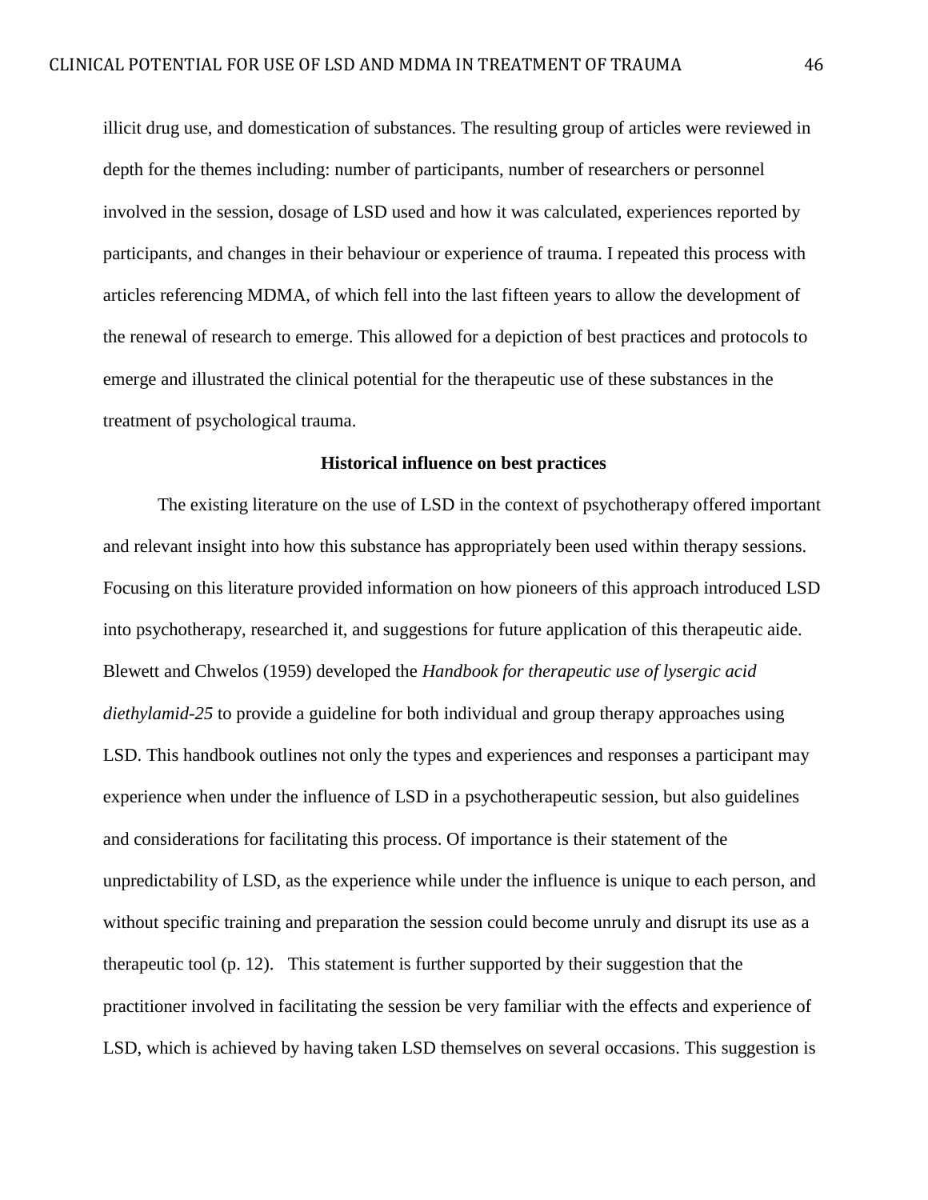illicit drug use, and domestication of substances. The resulting group of articles were reviewed in depth for the themes including: number of participants, number of researchers or personnel involved in the session, dosage of LSD used and how it was calculated, experiences reported by participants, and changes in their behaviour or experience of trauma. I repeated this process with articles referencing MDMA, of which fell into the last fifteen years to allow the development of the renewal of research to emerge. This allowed for a depiction of best practices and protocols to emerge and illustrated the clinical potential for the therapeutic use of these substances in the treatment of psychological trauma.

**Historical influence on best practices**

The existing literature on the use of LSD in the context of psychotherapy offered important and relevant insight into how this substance has appropriately been used within therapy sessions. Focusing on this literature provided information on how pioneers of this approach introduced LSD into psychotherapy, researched it, and suggestions for future application of this therapeutic aide. Blewett and Chwelos (1959) developed the *Handbook for therapeutic use of lysergic acid diethylamid-25* to provide a guideline for both individual and group therapy approaches using LSD. This handbook outlines not only the types and experiences and responses a participant may experience when under the influence of LSD in a psychotherapeutic session, but also guidelines and considerations for facilitating this process. Of importance is their statement of the unpredictability of LSD, as the experience while under the influence is unique to each person, and without specific training and preparation the session could become unruly and disrupt its use as a therapeutic tool (p. 12). This statement is further supported by their suggestion that the practitioner involved in facilitating the session be very familiar with the effects and experience of LSD, which is achieved by having taken LSD themselves on several occasions. This suggestion is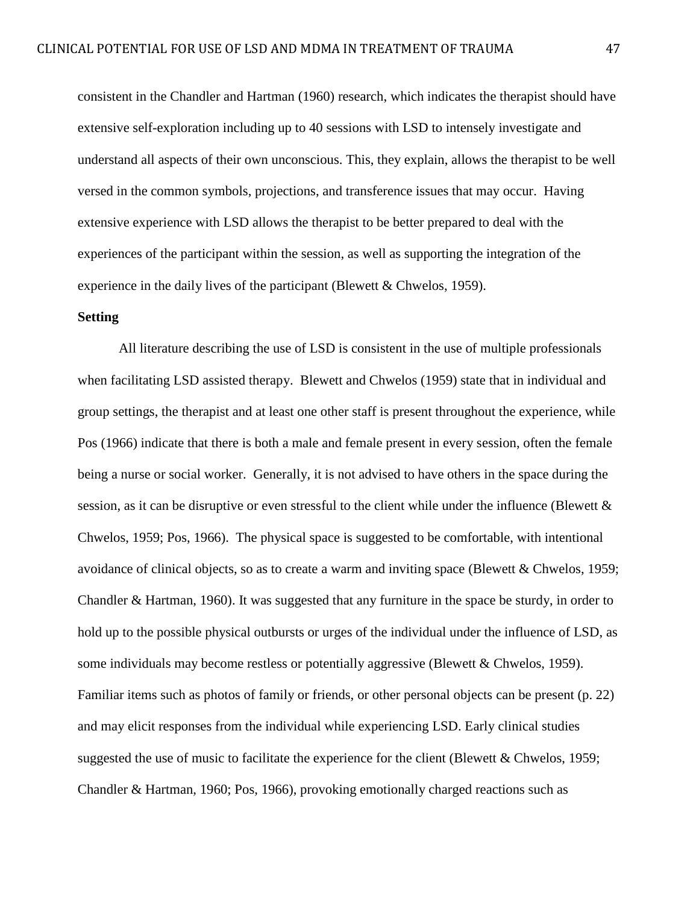consistent in the Chandler and Hartman (1960) research, which indicates the therapist should have extensive self-exploration including up to 40 sessions with LSD to intensely investigate and understand all aspects of their own unconscious. This, they explain, allows the therapist to be well versed in the common symbols, projections, and transference issues that may occur. Having extensive experience with LSD allows the therapist to be better prepared to deal with the experiences of the participant within the session, as well as supporting the integration of the experience in the daily lives of the participant (Blewett & Chwelos, 1959).

**Setting**

All literature describing the use of LSD is consistent in the use of multiple professionals when facilitating LSD assisted therapy. Blewett and Chwelos (1959) state that in individual and group settings, the therapist and at least one other staff is present throughout the experience, while Pos (1966) indicate that there is both a male and female present in every session, often the female being a nurse or social worker. Generally, it is not advised to have others in the space during the session, as it can be disruptive or even stressful to the client while under the influence (Blewett & Chwelos, 1959; Pos, 1966). The physical space is suggested to be comfortable, with intentional avoidance of clinical objects, so as to create a warm and inviting space (Blewett & Chwelos, 1959; Chandler & Hartman, 1960). It was suggested that any furniture in the space be sturdy, in order to hold up to the possible physical outbursts or urges of the individual under the influence of LSD, as some individuals may become restless or potentially aggressive (Blewett & Chwelos, 1959). Familiar items such as photos of family or friends, or other personal objects can be present (p. 22) and may elicit responses from the individual while experiencing LSD. Early clinical studies suggested the use of music to facilitate the experience for the client (Blewett & Chwelos, 1959; Chandler & Hartman, 1960; Pos, 1966), provoking emotionally charged reactions such as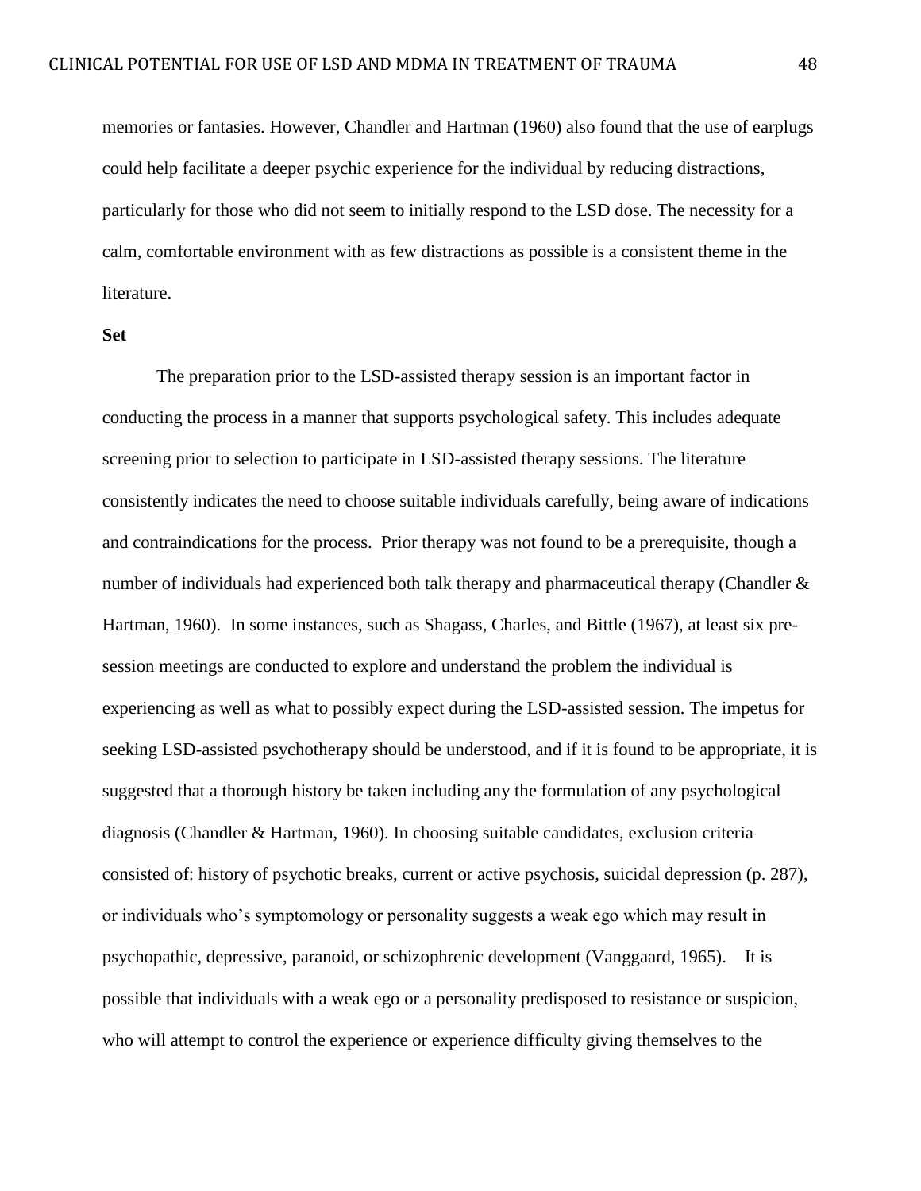memories or fantasies. However, Chandler and Hartman (1960) also found that the use of earplugs could help facilitate a deeper psychic experience for the individual by reducing distractions, particularly for those who did not seem to initially respond to the LSD dose. The necessity for a calm, comfortable environment with as few distractions as possible is a consistent theme in the literature.

**Set**

The preparation prior to the LSD-assisted therapy session is an important factor in conducting the process in a manner that supports psychological safety. This includes adequate screening prior to selection to participate in LSD-assisted therapy sessions. The literature consistently indicates the need to choose suitable individuals carefully, being aware of indications and contraindications for the process. Prior therapy was not found to be a prerequisite, though a number of individuals had experienced both talk therapy and pharmaceutical therapy (Chandler & Hartman, 1960). In some instances, such as Shagass, Charles, and Bittle (1967), at least six pre-session meetings are conducted to explore and understand the problem the individual is experiencing as well as what to possibly expect during the LSD-assisted session. The impetus for seeking LSD-assisted psychotherapy should be understood, and if it is found to be appropriate, it is suggested that a thorough history be taken including any the formulation of any psychological diagnosis (Chandler & Hartman, 1960). In choosing suitable candidates, exclusion criteria consisted of: history of psychotic breaks, current or active psychosis, suicidal depression (p. 287), or individuals who's symptomology or personality suggests a weak ego which may result in psychopathic, depressive, paranoid, or schizophrenic development (Vanggaard, 1965). It is possible that individuals with a weak ego or a personality predisposed to resistance or suspicion, who will attempt to control the experience or experience difficulty giving themselves to the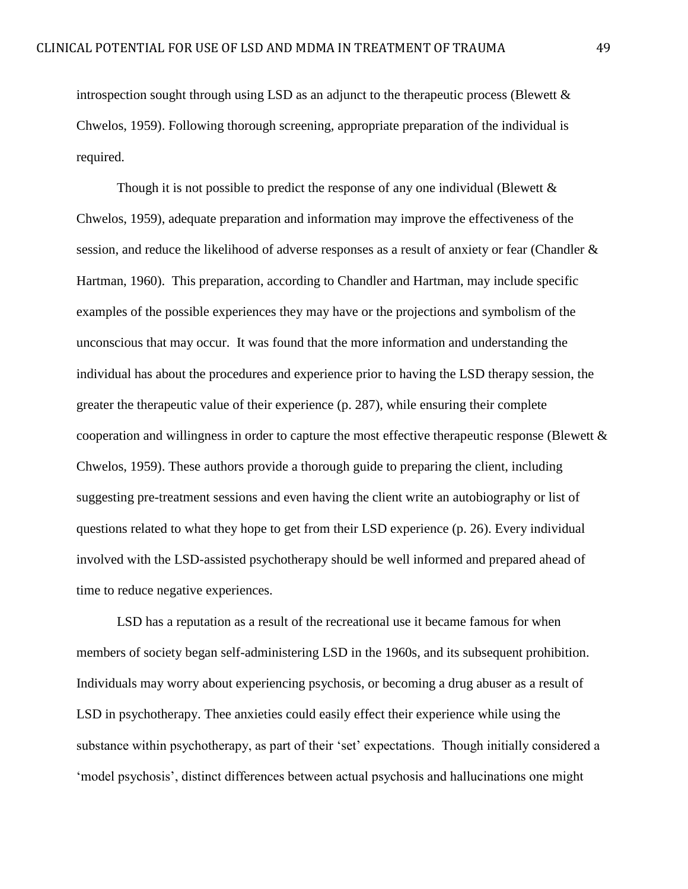introspection sought through using LSD as an adjunct to the therapeutic process (Blewett & Chwelos, 1959). Following thorough screening, appropriate preparation of the individual is required.

Though it is not possible to predict the response of any one individual (Blewett & Chwelos, 1959), adequate preparation and information may improve the effectiveness of the session, and reduce the likelihood of adverse responses as a result of anxiety or fear (Chandler & Hartman, 1960). This preparation, according to Chandler and Hartman, may include specific examples of the possible experiences they may have or the projections and symbolism of the unconscious that may occur. It was found that the more information and understanding the individual has about the procedures and experience prior to having the LSD therapy session, the greater the therapeutic value of their experience (p. 287), while ensuring their complete cooperation and willingness in order to capture the most effective therapeutic response (Blewett & Chwelos, 1959). These authors provide a thorough guide to preparing the client, including suggesting pre-treatment sessions and even having the client write an autobiography or list of questions related to what they hope to get from their LSD experience (p. 26). Every individual involved with the LSD-assisted psychotherapy should be well informed and prepared ahead of time to reduce negative experiences.

LSD has a reputation as a result of the recreational use it became famous for when members of society began self-administering LSD in the 1960s, and its subsequent prohibition. Individuals may worry about experiencing psychosis, or becoming a drug abuser as a result of LSD in psychotherapy. Thee anxieties could easily effect their experience while using the substance within psychotherapy, as part of their 'set' expectations. Though initially considered a 'model psychosis', distinct differences between actual psychosis and hallucinations one might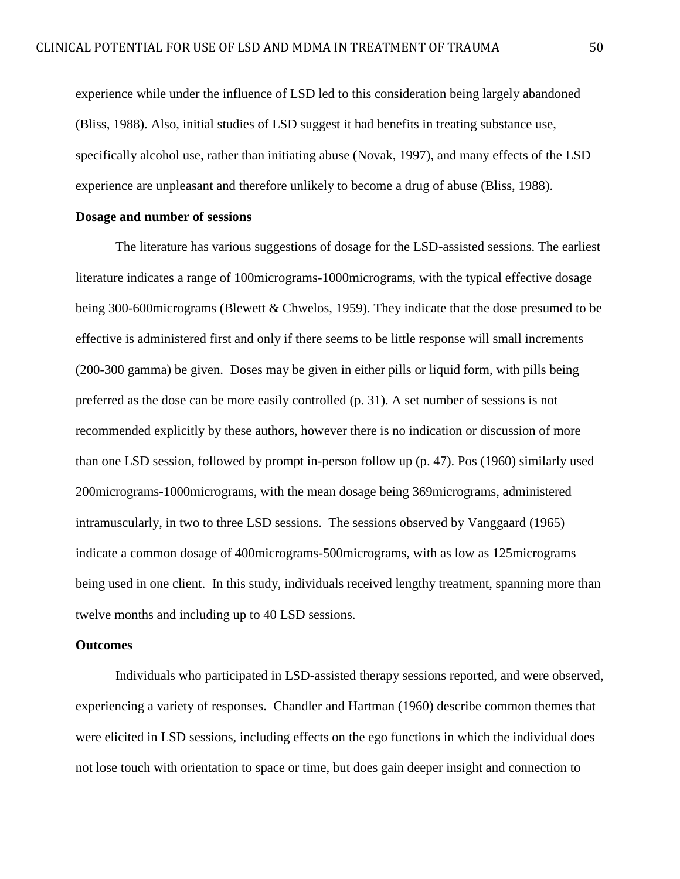experience while under the influence of LSD led to this consideration being largely abandoned (Bliss, 1988). Also, initial studies of LSD suggest it had benefits in treating substance use, specifically alcohol use, rather than initiating abuse (Novak, 1997), and many effects of the LSD experience are unpleasant and therefore unlikely to become a drug of abuse (Bliss, 1988).

**Dosage and number of sessions**

The literature has various suggestions of dosage for the LSD-assisted sessions. The earliest literature indicates a range of 100micrograms-1000micrograms, with the typical effective dosage being 300-600micrograms (Blewett & Chwelos, 1959). They indicate that the dose presumed to be effective is administered first and only if there seems to be little response will small increments (200-300 gamma) be given. Doses may be given in either pills or liquid form, with pills being preferred as the dose can be more easily controlled (p. 31). A set number of sessions is not recommended explicitly by these authors, however there is no indication or discussion of more than one LSD session, followed by prompt in-person follow up (p. 47). Pos (1960) similarly used 200micrograms-1000micrograms, with the mean dosage being 369micrograms, administered intramuscularly, in two to three LSD sessions. The sessions observed by Vanggaard (1965) indicate a common dosage of 400micrograms-500micrograms, with as low as 125micrograms being used in one client. In this study, individuals received lengthy treatment, spanning more than twelve months and including up to 40 LSD sessions.

**Outcomes**

Individuals who participated in LSD-assisted therapy sessions reported, and were observed, experiencing a variety of responses. Chandler and Hartman (1960) describe common themes that were elicited in LSD sessions, including effects on the ego functions in which the individual does not lose touch with orientation to space or time, but does gain deeper insight and connection to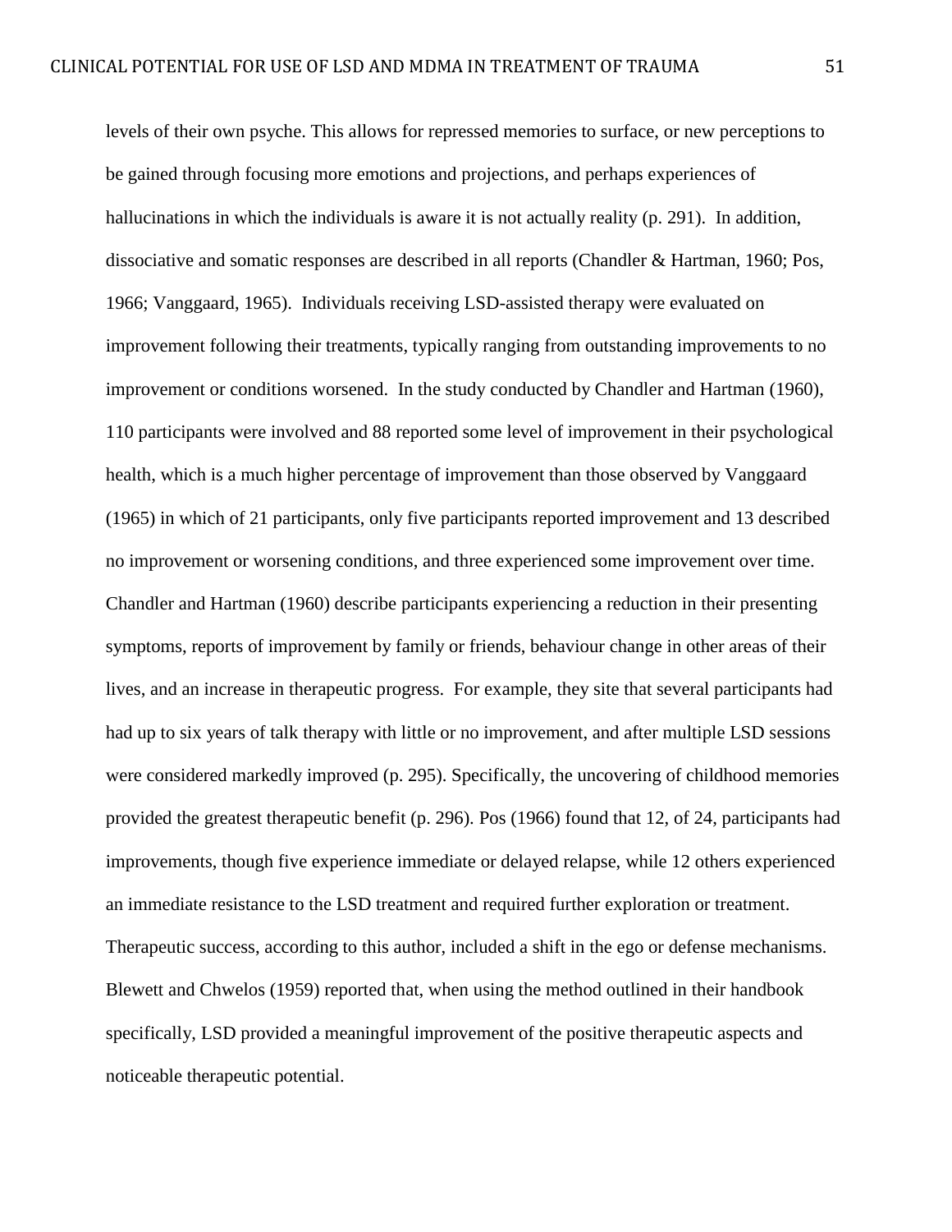levels of their own psyche. This allows for repressed memories to surface, or new perceptions to be gained through focusing more emotions and projections, and perhaps experiences of hallucinations in which the individuals is aware it is not actually reality (p. 291). In addition, dissociative and somatic responses are described in all reports (Chandler & Hartman, 1960; Pos, 1966; Vanggaard, 1965). Individuals receiving LSD-assisted therapy were evaluated on improvement following their treatments, typically ranging from outstanding improvements to no improvement or conditions worsened. In the study conducted by Chandler and Hartman (1960), 110 participants were involved and 88 reported some level of improvement in their psychological health, which is a much higher percentage of improvement than those observed by Vanggaard (1965) in which of 21 participants, only five participants reported improvement and 13 described no improvement or worsening conditions, and three experienced some improvement over time. Chandler and Hartman (1960) describe participants experiencing a reduction in their presenting symptoms, reports of improvement by family or friends, behaviour change in other areas of their lives, and an increase in therapeutic progress. For example, they site that several participants had had up to six years of talk therapy with little or no improvement, and after multiple LSD sessions were considered markedly improved (p. 295). Specifically, the uncovering of childhood memories provided the greatest therapeutic benefit (p. 296). Pos (1966) found that 12, of 24, participants had improvements, though five experience immediate or delayed relapse, while 12 others experienced an immediate resistance to the LSD treatment and required further exploration or treatment. Therapeutic success, according to this author, included a shift in the ego or defense mechanisms. Blewett and Chwelos (1959) reported that, when using the method outlined in their handbook specifically, LSD provided a meaningful improvement of the positive therapeutic aspects and noticeable therapeutic potential.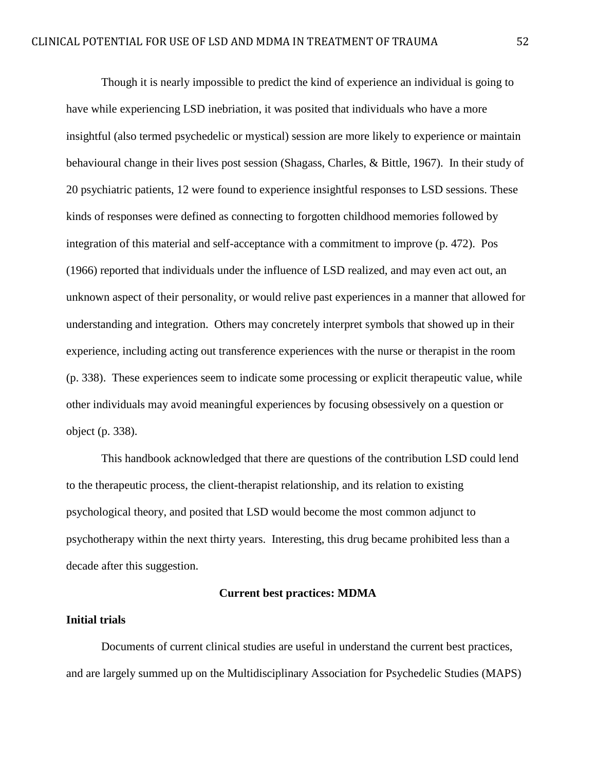Though it is nearly impossible to predict the kind of experience an individual is going to have while experiencing LSD inebriation, it was posited that individuals who have a more insightful (also termed psychedelic or mystical) session are more likely to experience or maintain behavioural change in their lives post session (Shagass, Charles, & Bittle, 1967). In their study of 20 psychiatric patients, 12 were found to experience insightful responses to LSD sessions. These kinds of responses were defined as connecting to forgotten childhood memories followed by integration of this material and self-acceptance with a commitment to improve (p. 472). Pos (1966) reported that individuals under the influence of LSD realized, and may even act out, an unknown aspect of their personality, or would relive past experiences in a manner that allowed for understanding and integration. Others may concretely interpret symbols that showed up in their experience, including acting out transference experiences with the nurse or therapist in the room (p. 338). These experiences seem to indicate some processing or explicit therapeutic value, while other individuals may avoid meaningful experiences by focusing obsessively on a question or object (p. 338).

This handbook acknowledged that there are questions of the contribution LSD could lend to the therapeutic process, the client-therapist relationship, and its relation to existing psychological theory, and posited that LSD would become the most common adjunct to psychotherapy within the next thirty years. Interesting, this drug became prohibited less than a decade after this suggestion.

## Current best practices: MDMA

### Initial trials

Documents of current clinical studies are useful in understand the current best practices, and are largely summed up on the Multidisciplinary Association for Psychedelic Studies (MAPS)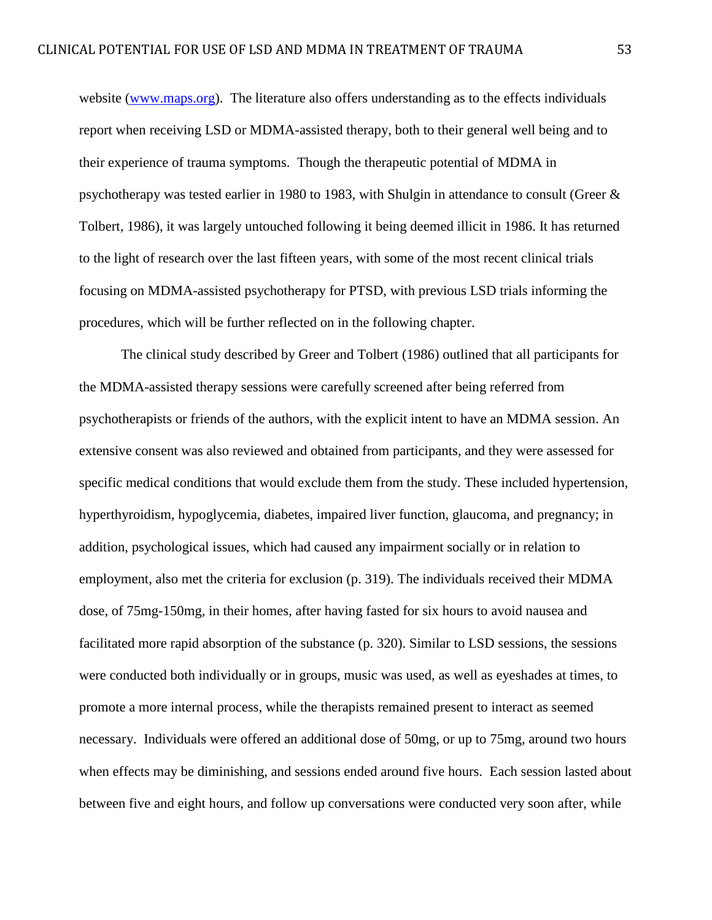website (www.maps.org). The literature also offers understanding as to the effects individuals report when receiving LSD or MDMA-assisted therapy, both to their general well being and to their experience of trauma symptoms. Though the therapeutic potential of MDMA in psychotherapy was tested earlier in 1980 to 1983, with Shulgin in attendance to consult (Greer & Tolbert, 1986), it was largely untouched following it being deemed illicit in 1986. It has returned to the light of research over the last fifteen years, with some of the most recent clinical trials focusing on MDMA-assisted psychotherapy for PTSD, with previous LSD trials informing the procedures, which will be further reflected on in the following chapter.

The clinical study described by Greer and Tolbert (1986) outlined that all participants for the MDMA-assisted therapy sessions were carefully screened after being referred from psychotherapists or friends of the authors, with the explicit intent to have an MDMA session. An extensive consent was also reviewed and obtained from participants, and they were assessed for specific medical conditions that would exclude them from the study. These included hypertension, hyperthyroidism, hypoglycemia, diabetes, impaired liver function, glaucoma, and pregnancy; in addition, psychological issues, which had caused any impairment socially or in relation to employment, also met the criteria for exclusion (p. 319). The individuals received their MDMA dose, of 75mg-150mg, in their homes, after having fasted for six hours to avoid nausea and facilitated more rapid absorption of the substance (p. 320). Similar to LSD sessions, the sessions were conducted both individually or in groups, music was used, as well as eyeshades at times, to promote a more internal process, while the therapists remained present to interact as seemed necessary. Individuals were offered an additional dose of 50mg, or up to 75mg, around two hours when effects may be diminishing, and sessions ended around five hours. Each session lasted about between five and eight hours, and follow up conversations were conducted very soon after, while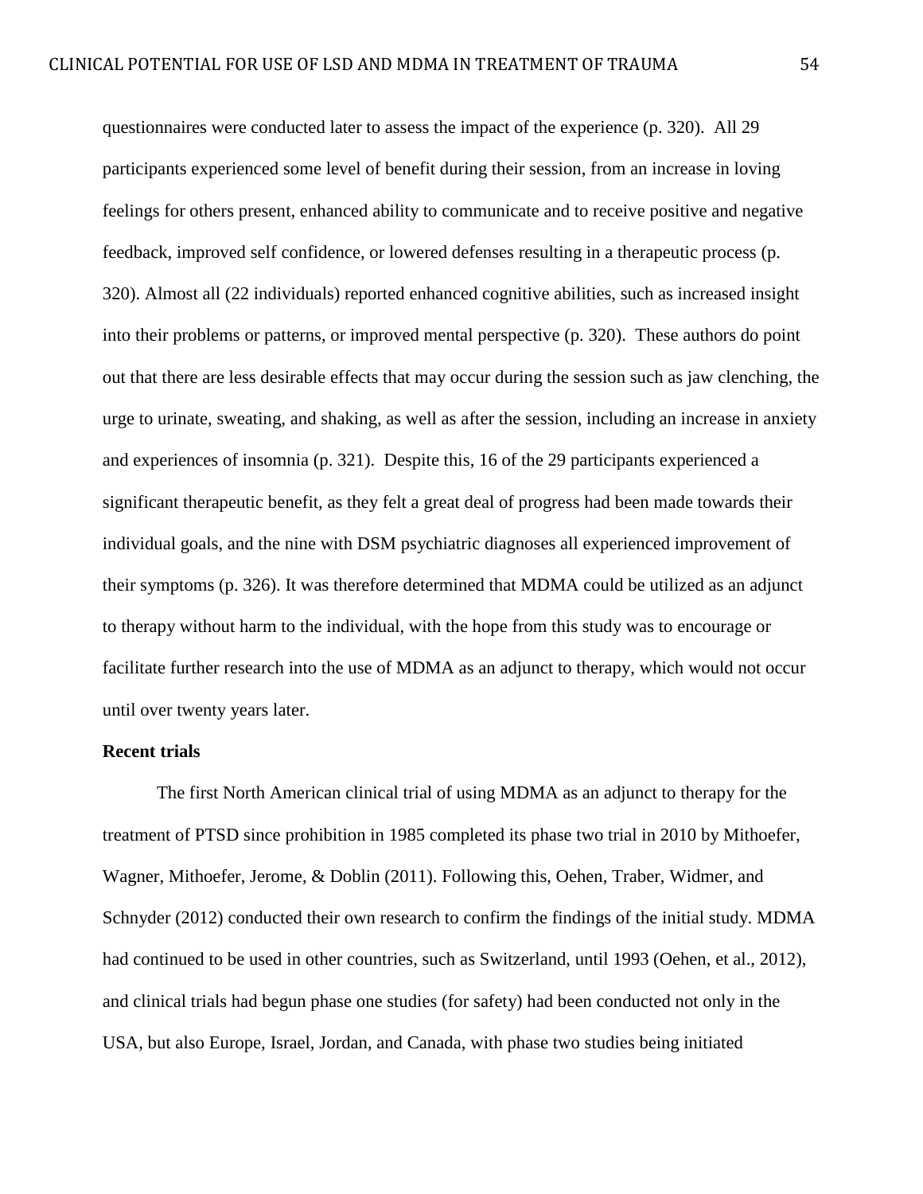questionnaires were conducted later to assess the impact of the experience (p. 320). All 29 participants experienced some level of benefit during their session, from an increase in loving feelings for others present, enhanced ability to communicate and to receive positive and negative feedback, improved self confidence, or lowered defenses resulting in a therapeutic process (p. 320). Almost all (22 individuals) reported enhanced cognitive abilities, such as increased insight into their problems or patterns, or improved mental perspective (p. 320). These authors do point out that there are less desirable effects that may occur during the session such as jaw clenching, the urge to urinate, sweating, and shaking, as well as after the session, including an increase in anxiety and experiences of insomnia (p. 321). Despite this, 16 of the 29 participants experienced a significant therapeutic benefit, as they felt a great deal of progress had been made towards their individual goals, and the nine with DSM psychiatric diagnoses all experienced improvement of their symptoms (p. 326). It was therefore determined that MDMA could be utilized as an adjunct to therapy without harm to the individual, with the hope from this study was to encourage or facilitate further research into the use of MDMA as an adjunct to therapy, which would not occur until over twenty years later.

**Recent trials**

The first North American clinical trial of using MDMA as an adjunct to therapy for the treatment of PTSD since prohibition in 1985 completed its phase two trial in 2010 by Mithoefer, Wagner, Mithoefer, Jerome, & Doblin (2011). Following this, Oehen, Traber, Widmer, and Schnyder (2012) conducted their own research to confirm the findings of the initial study. MDMA had continued to be used in other countries, such as Switzerland, until 1993 (Oehen, et al., 2012), and clinical trials had begun phase one studies (for safety) had been conducted not only in the USA, but also Europe, Israel, Jordan, and Canada, with phase two studies being initiated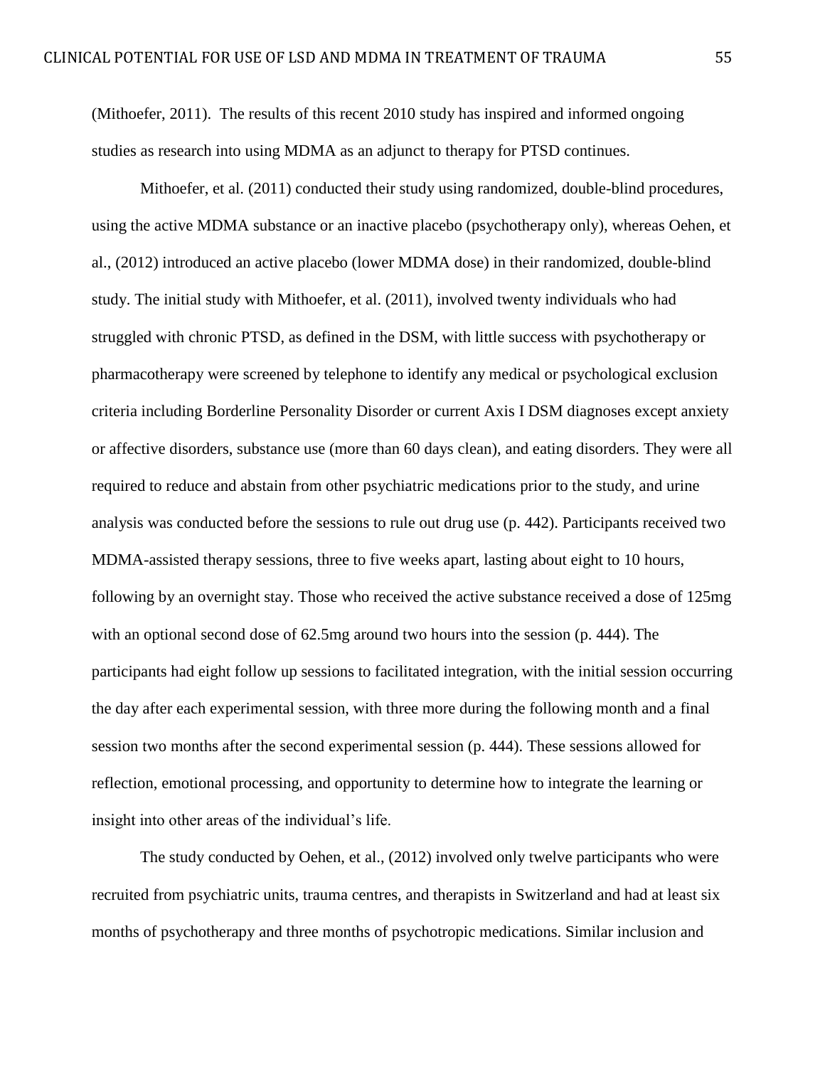(Mithoefer, 2011). The results of this recent 2010 study has inspired and informed ongoing studies as research into using MDMA as an adjunct to therapy for PTSD continues.

Mithoefer, et al. (2011) conducted their study using randomized, double-blind procedures, using the active MDMA substance or an inactive placebo (psychotherapy only), whereas Oehen, et al., (2012) introduced an active placebo (lower MDMA dose) in their randomized, double-blind study. The initial study with Mithoefer, et al. (2011), involved twenty individuals who had struggled with chronic PTSD, as defined in the DSM, with little success with psychotherapy or pharmacotherapy were screened by telephone to identify any medical or psychological exclusion criteria including Borderline Personality Disorder or current Axis I DSM diagnoses except anxiety or affective disorders, substance use (more than 60 days clean), and eating disorders. They were all required to reduce and abstain from other psychiatric medications prior to the study, and urine analysis was conducted before the sessions to rule out drug use (p. 442). Participants received two MDMA-assisted therapy sessions, three to five weeks apart, lasting about eight to 10 hours, following by an overnight stay. Those who received the active substance received a dose of 125mg with an optional second dose of 62.5mg around two hours into the session (p. 444). The participants had eight follow up sessions to facilitated integration, with the initial session occurring the day after each experimental session, with three more during the following month and a final session two months after the second experimental session (p. 444). These sessions allowed for reflection, emotional processing, and opportunity to determine how to integrate the learning or insight into other areas of the individual's life.

The study conducted by Oehen, et al., (2012) involved only twelve participants who were recruited from psychiatric units, trauma centres, and therapists in Switzerland and had at least six months of psychotherapy and three months of psychotropic medications. Similar inclusion and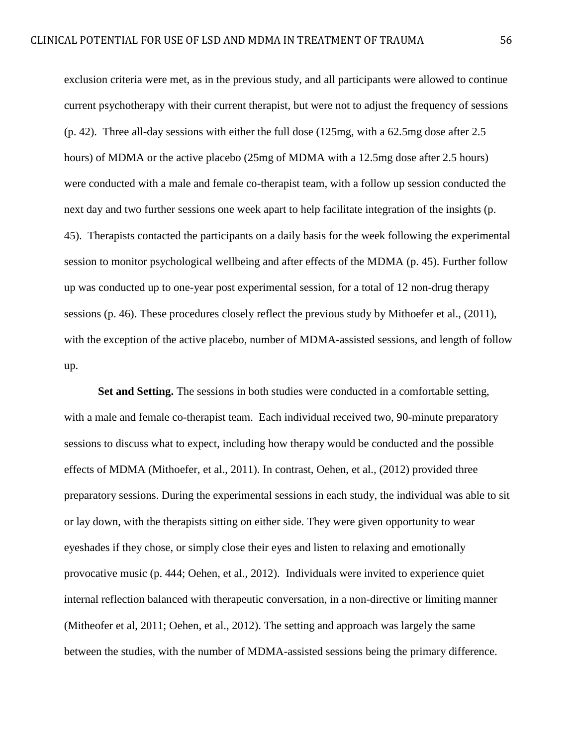exclusion criteria were met, as in the previous study, and all participants were allowed to continue current psychotherapy with their current therapist, but were not to adjust the frequency of sessions (p. 42). Three all-day sessions with either the full dose (125mg, with a 62.5mg dose after 2.5 hours) of MDMA or the active placebo (25mg of MDMA with a 12.5mg dose after 2.5 hours) were conducted with a male and female co-therapist team, with a follow up session conducted the next day and two further sessions one week apart to help facilitate integration of the insights (p. 45). Therapists contacted the participants on a daily basis for the week following the experimental session to monitor psychological wellbeing and after effects of the MDMA (p. 45). Further follow up was conducted up to one-year post experimental session, for a total of 12 non-drug therapy sessions (p. 46). These procedures closely reflect the previous study by Mithoefer et al., (2011), with the exception of the active placebo, number of MDMA-assisted sessions, and length of follow up.

**Set and Setting.** The sessions in both studies were conducted in a comfortable setting, with a male and female co-therapist team. Each individual received two, 90-minute preparatory sessions to discuss what to expect, including how therapy would be conducted and the possible effects of MDMA (Mithoefer, et al., 2011). In contrast, Oehen, et al., (2012) provided three preparatory sessions. During the experimental sessions in each study, the individual was able to sit or lay down, with the therapists sitting on either side. They were given opportunity to wear eyeshades if they chose, or simply close their eyes and listen to relaxing and emotionally provocative music (p. 444; Oehen, et al., 2012). Individuals were invited to experience quiet internal reflection balanced with therapeutic conversation, in a non-directive or limiting manner (Mitheofer et al, 2011; Oehen, et al., 2012). The setting and approach was largely the same between the studies, with the number of MDMA-assisted sessions being the primary difference.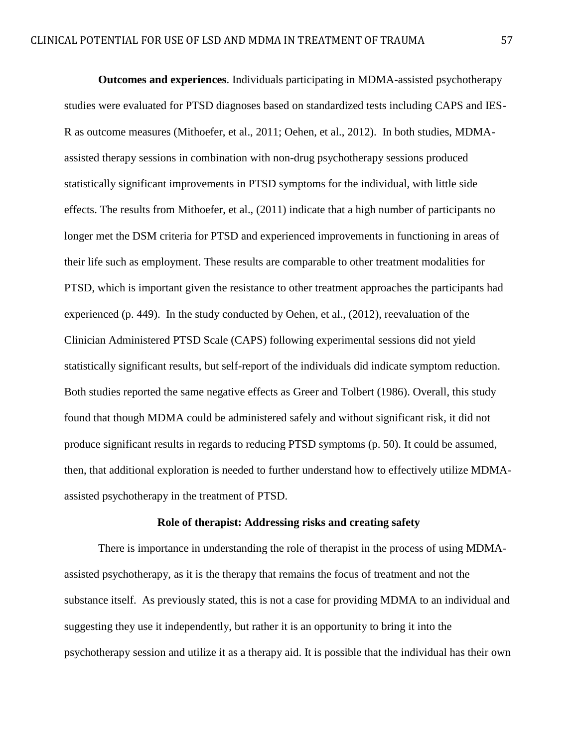**Outcomes and experiences**. Individuals participating in MDMA-assisted psychotherapy studies were evaluated for PTSD diagnoses based on standardized tests including CAPS and IES-R as outcome measures (Mithoefer, et al., 2011; Oehen, et al., 2012). In both studies, MDMA-assisted therapy sessions in combination with non-drug psychotherapy sessions produced statistically significant improvements in PTSD symptoms for the individual, with little side effects. The results from Mithoefer, et al., (2011) indicate that a high number of participants no longer met the DSM criteria for PTSD and experienced improvements in functioning in areas of their life such as employment. These results are comparable to other treatment modalities for PTSD, which is important given the resistance to other treatment approaches the participants had experienced (p. 449). In the study conducted by Oehen, et al., (2012), reevaluation of the Clinician Administered PTSD Scale (CAPS) following experimental sessions did not yield statistically significant results, but self-report of the individuals did indicate symptom reduction. Both studies reported the same negative effects as Greer and Tolbert (1986). Overall, this study found that though MDMA could be administered safely and without significant risk, it did not produce significant results in regards to reducing PTSD symptoms (p. 50). It could be assumed, then, that additional exploration is needed to further understand how to effectively utilize MDMA-assisted psychotherapy in the treatment of PTSD.

## Role of therapist: Addressing risks and creating safety

There is importance in understanding the role of therapist in the process of using MDMA-assisted psychotherapy, as it is the therapy that remains the focus of treatment and not the substance itself. As previously stated, this is not a case for providing MDMA to an individual and suggesting they use it independently, but rather it is an opportunity to bring it into the psychotherapy session and utilize it as a therapy aid. It is possible that the individual has their own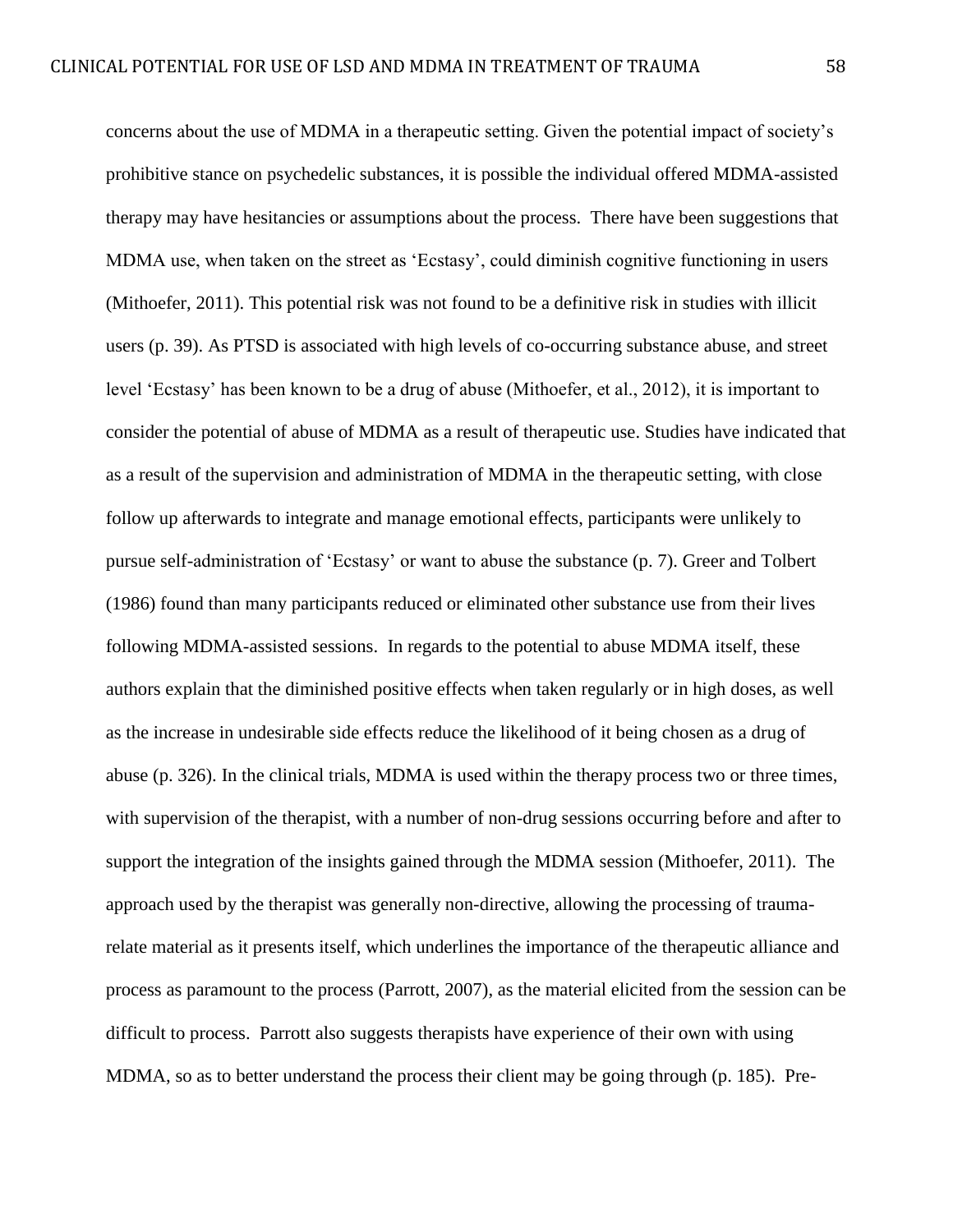concerns about the use of MDMA in a therapeutic setting. Given the potential impact of society's prohibitive stance on psychedelic substances, it is possible the individual offered MDMA-assisted therapy may have hesitancies or assumptions about the process. There have been suggestions that MDMA use, when taken on the street as 'Ecstasy', could diminish cognitive functioning in users (Mithoefer, 2011). This potential risk was not found to be a definitive risk in studies with illicit users (p. 39). As PTSD is associated with high levels of co-occurring substance abuse, and street level 'Ecstasy' has been known to be a drug of abuse (Mithoefer, et al., 2012), it is important to consider the potential of abuse of MDMA as a result of therapeutic use. Studies have indicated that as a result of the supervision and administration of MDMA in the therapeutic setting, with close follow up afterwards to integrate and manage emotional effects, participants were unlikely to pursue self-administration of 'Ecstasy' or want to abuse the substance (p. 7). Greer and Tolbert (1986) found than many participants reduced or eliminated other substance use from their lives following MDMA-assisted sessions. In regards to the potential to abuse MDMA itself, these authors explain that the diminished positive effects when taken regularly or in high doses, as well as the increase in undesirable side effects reduce the likelihood of it being chosen as a drug of abuse (p. 326). In the clinical trials, MDMA is used within the therapy process two or three times, with supervision of the therapist, with a number of non-drug sessions occurring before and after to support the integration of the insights gained through the MDMA session (Mithoefer, 2011). The approach used by the therapist was generally non-directive, allowing the processing of trauma-relate material as it presents itself, which underlines the importance of the therapeutic alliance and process as paramount to the process (Parrott, 2007), as the material elicited from the session can be difficult to process. Parrott also suggests therapists have experience of their own with using MDMA, so as to better understand the process their client may be going through (p. 185). Pre-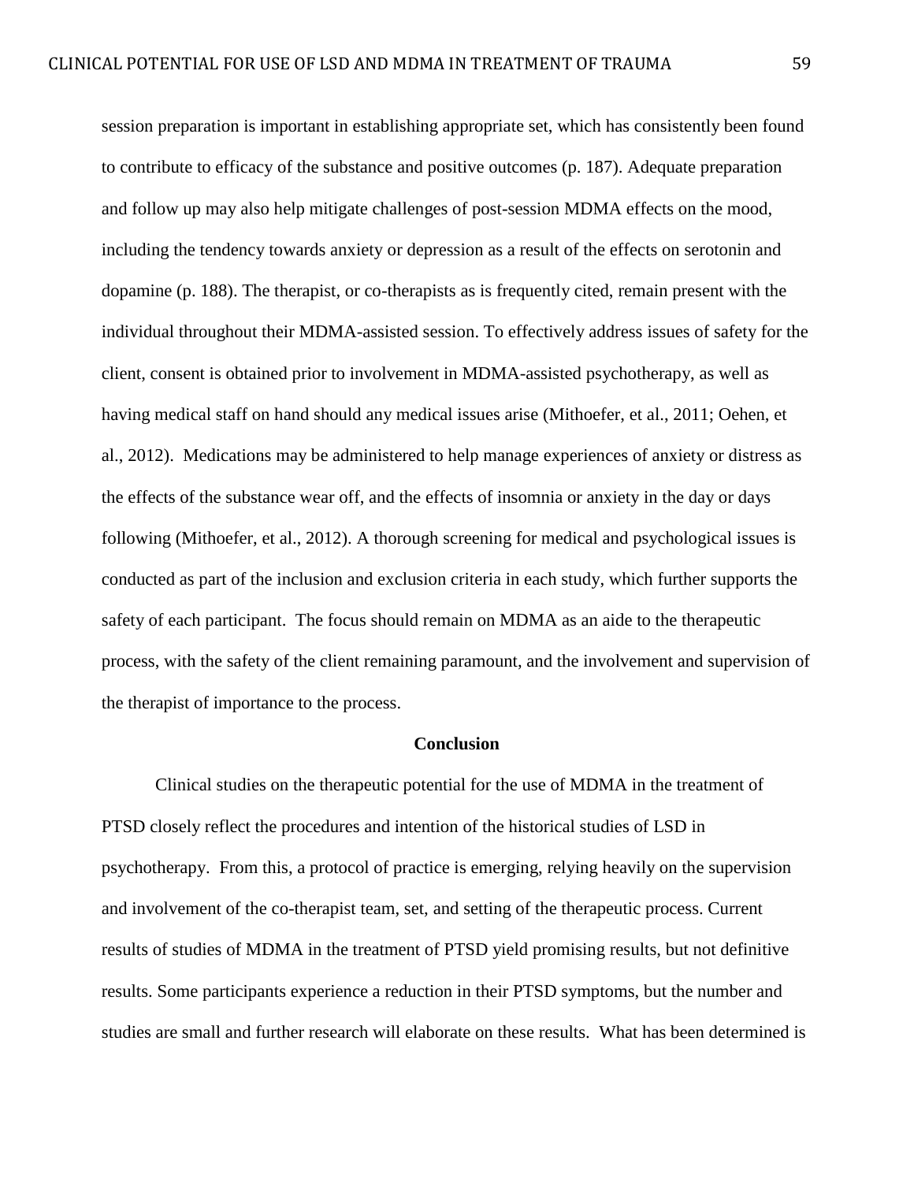session preparation is important in establishing appropriate set, which has consistently been found to contribute to efficacy of the substance and positive outcomes (p. 187). Adequate preparation and follow up may also help mitigate challenges of post-session MDMA effects on the mood, including the tendency towards anxiety or depression as a result of the effects on serotonin and dopamine (p. 188). The therapist, or co-therapists as is frequently cited, remain present with the individual throughout their MDMA-assisted session. To effectively address issues of safety for the client, consent is obtained prior to involvement in MDMA-assisted psychotherapy, as well as having medical staff on hand should any medical issues arise (Mithoefer, et al., 2011; Oehen, et al., 2012). Medications may be administered to help manage experiences of anxiety or distress as the effects of the substance wear off, and the effects of insomnia or anxiety in the day or days following (Mithoefer, et al., 2012). A thorough screening for medical and psychological issues is conducted as part of the inclusion and exclusion criteria in each study, which further supports the safety of each participant. The focus should remain on MDMA as an aide to the therapeutic process, with the safety of the client remaining paramount, and the involvement and supervision of the therapist of importance to the process.

## Conclusion

Clinical studies on the therapeutic potential for the use of MDMA in the treatment of PTSD closely reflect the procedures and intention of the historical studies of LSD in psychotherapy. From this, a protocol of practice is emerging, relying heavily on the supervision and involvement of the co-therapist team, set, and setting of the therapeutic process. Current results of studies of MDMA in the treatment of PTSD yield promising results, but not definitive results. Some participants experience a reduction in their PTSD symptoms, but the number and studies are small and further research will elaborate on these results. What has been determined is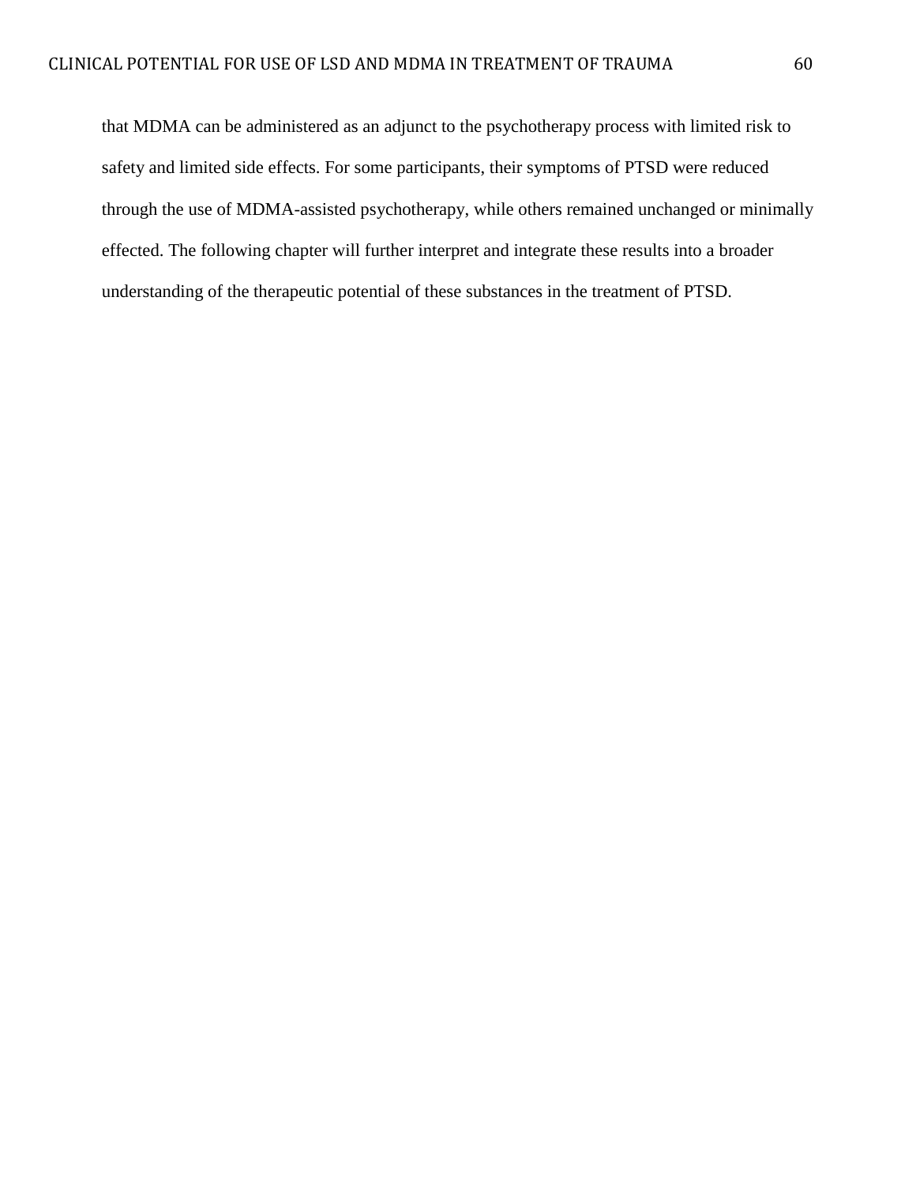that MDMA can be administered as an adjunct to the psychotherapy process with limited risk to safety and limited side effects. For some participants, their symptoms of PTSD were reduced through the use of MDMA-assisted psychotherapy, while others remained unchanged or minimally effected. The following chapter will further interpret and integrate these results into a broader understanding of the therapeutic potential of these substances in the treatment of PTSD.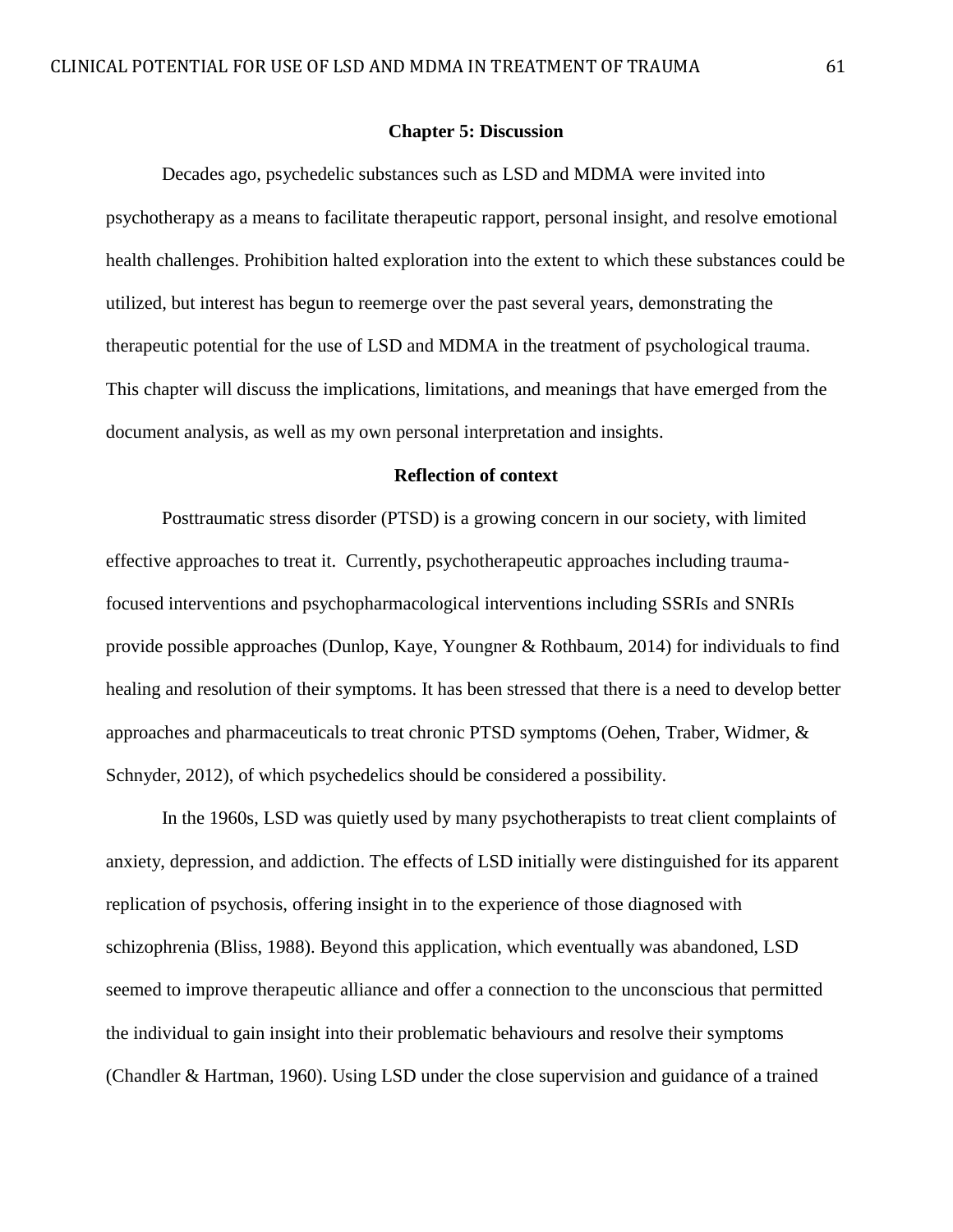## Chapter 5: Discussion

Decades ago, psychedelic substances such as LSD and MDMA were invited into psychotherapy as a means to facilitate therapeutic rapport, personal insight, and resolve emotional health challenges. Prohibition halted exploration into the extent to which these substances could be utilized, but interest has begun to reemerge over the past several years, demonstrating the therapeutic potential for the use of LSD and MDMA in the treatment of psychological trauma. This chapter will discuss the implications, limitations, and meanings that have emerged from the document analysis, as well as my own personal interpretation and insights.

### Reflection of context

Posttraumatic stress disorder (PTSD) is a growing concern in our society, with limited effective approaches to treat it. Currently, psychotherapeutic approaches including trauma-focused interventions and psychopharmacological interventions including SSRIs and SNRIs provide possible approaches (Dunlop, Kaye, Youngner & Rothbaum, 2014) for individuals to find healing and resolution of their symptoms. It has been stressed that there is a need to develop better approaches and pharmaceuticals to treat chronic PTSD symptoms (Oehen, Traber, Widmer, & Schnyder, 2012), of which psychedelics should be considered a possibility.

In the 1960s, LSD was quietly used by many psychotherapists to treat client complaints of anxiety, depression, and addiction. The effects of LSD initially were distinguished for its apparent replication of psychosis, offering insight in to the experience of those diagnosed with schizophrenia (Bliss, 1988). Beyond this application, which eventually was abandoned, LSD seemed to improve therapeutic alliance and offer a connection to the unconscious that permitted the individual to gain insight into their problematic behaviours and resolve their symptoms (Chandler & Hartman, 1960). Using LSD under the close supervision and guidance of a trained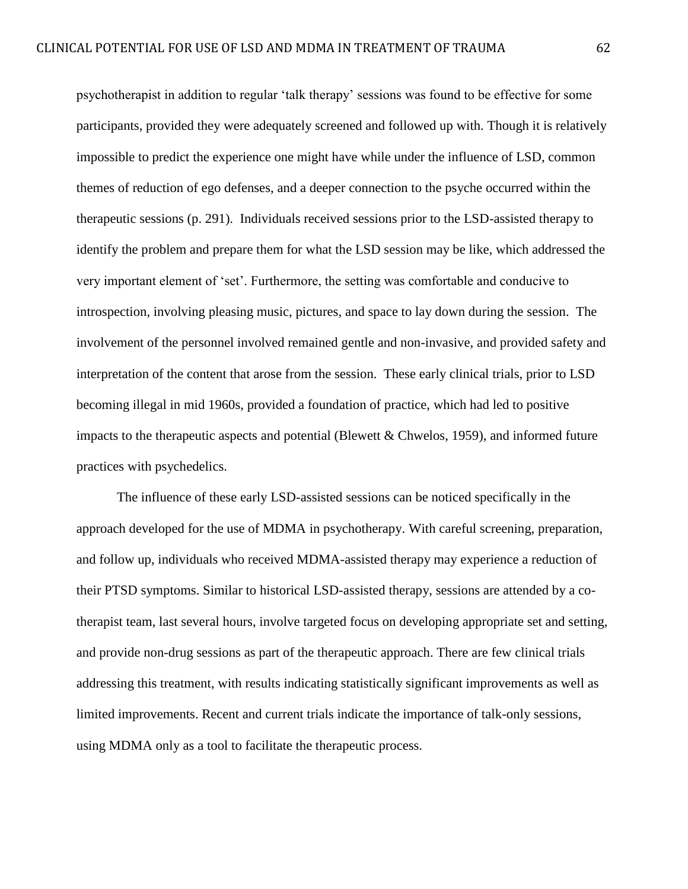psychotherapist in addition to regular 'talk therapy' sessions was found to be effective for some participants, provided they were adequately screened and followed up with. Though it is relatively impossible to predict the experience one might have while under the influence of LSD, common themes of reduction of ego defenses, and a deeper connection to the psyche occurred within the therapeutic sessions (p. 291). Individuals received sessions prior to the LSD-assisted therapy to identify the problem and prepare them for what the LSD session may be like, which addressed the very important element of 'set'. Furthermore, the setting was comfortable and conducive to introspection, involving pleasing music, pictures, and space to lay down during the session. The involvement of the personnel involved remained gentle and non-invasive, and provided safety and interpretation of the content that arose from the session. These early clinical trials, prior to LSD becoming illegal in mid 1960s, provided a foundation of practice, which had led to positive impacts to the therapeutic aspects and potential (Blewett & Chwelos, 1959), and informed future practices with psychedelics.

The influence of these early LSD-assisted sessions can be noticed specifically in the approach developed for the use of MDMA in psychotherapy. With careful screening, preparation, and follow up, individuals who received MDMA-assisted therapy may experience a reduction of their PTSD symptoms. Similar to historical LSD-assisted therapy, sessions are attended by a co-therapist team, last several hours, involve targeted focus on developing appropriate set and setting, and provide non-drug sessions as part of the therapeutic approach. There are few clinical trials addressing this treatment, with results indicating statistically significant improvements as well as limited improvements. Recent and current trials indicate the importance of talk-only sessions, using MDMA only as a tool to facilitate the therapeutic process.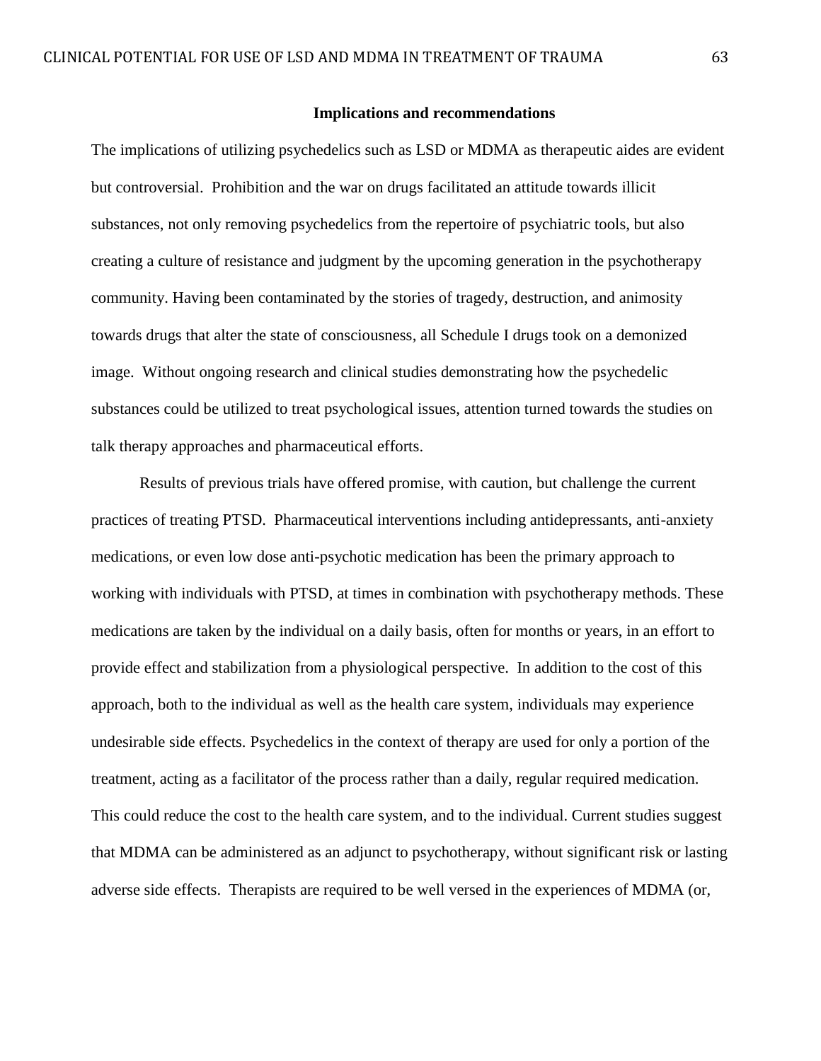## Implications and recommendations

The implications of utilizing psychedelics such as LSD or MDMA as therapeutic aides are evident but controversial. Prohibition and the war on drugs facilitated an attitude towards illicit substances, not only removing psychedelics from the repertoire of psychiatric tools, but also creating a culture of resistance and judgment by the upcoming generation in the psychotherapy community. Having been contaminated by the stories of tragedy, destruction, and animosity towards drugs that alter the state of consciousness, all Schedule I drugs took on a demonized image. Without ongoing research and clinical studies demonstrating how the psychedelic substances could be utilized to treat psychological issues, attention turned towards the studies on talk therapy approaches and pharmaceutical efforts.

Results of previous trials have offered promise, with caution, but challenge the current practices of treating PTSD. Pharmaceutical interventions including antidepressants, anti-anxiety medications, or even low dose anti-psychotic medication has been the primary approach to working with individuals with PTSD, at times in combination with psychotherapy methods. These medications are taken by the individual on a daily basis, often for months or years, in an effort to provide effect and stabilization from a physiological perspective. In addition to the cost of this approach, both to the individual as well as the health care system, individuals may experience undesirable side effects. Psychedelics in the context of therapy are used for only a portion of the treatment, acting as a facilitator of the process rather than a daily, regular required medication. This could reduce the cost to the health care system, and to the individual. Current studies suggest that MDMA can be administered as an adjunct to psychotherapy, without significant risk or lasting adverse side effects. Therapists are required to be well versed in the experiences of MDMA (or,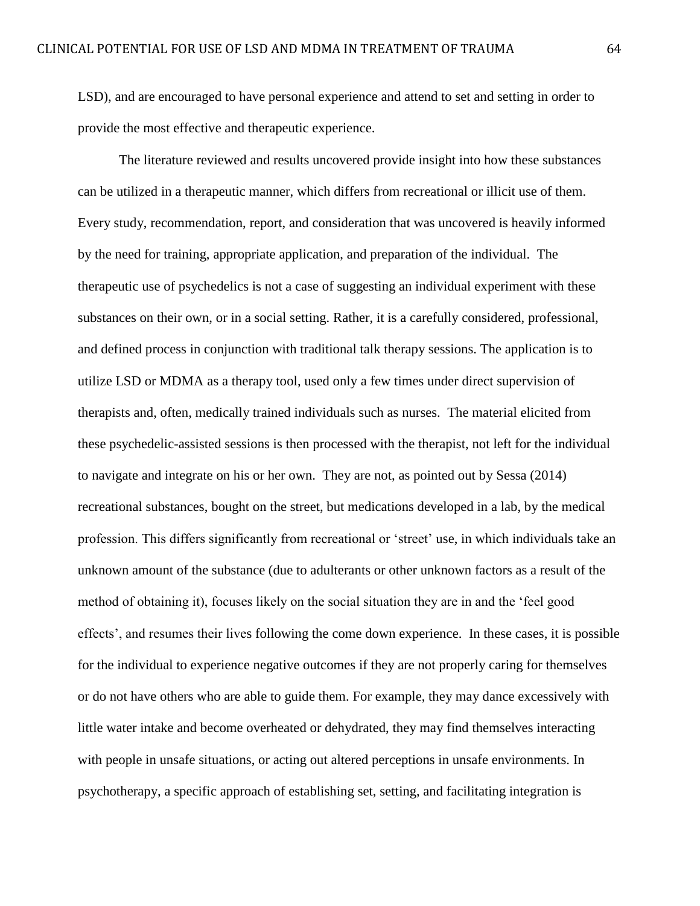LSD), and are encouraged to have personal experience and attend to set and setting in order to provide the most effective and therapeutic experience.

The literature reviewed and results uncovered provide insight into how these substances can be utilized in a therapeutic manner, which differs from recreational or illicit use of them. Every study, recommendation, report, and consideration that was uncovered is heavily informed by the need for training, appropriate application, and preparation of the individual. The therapeutic use of psychedelics is not a case of suggesting an individual experiment with these substances on their own, or in a social setting. Rather, it is a carefully considered, professional, and defined process in conjunction with traditional talk therapy sessions. The application is to utilize LSD or MDMA as a therapy tool, used only a few times under direct supervision of therapists and, often, medically trained individuals such as nurses. The material elicited from these psychedelic-assisted sessions is then processed with the therapist, not left for the individual to navigate and integrate on his or her own. They are not, as pointed out by Sessa (2014) recreational substances, bought on the street, but medications developed in a lab, by the medical profession. This differs significantly from recreational or 'street' use, in which individuals take an unknown amount of the substance (due to adulterants or other unknown factors as a result of the method of obtaining it), focuses likely on the social situation they are in and the 'feel good effects', and resumes their lives following the come down experience. In these cases, it is possible for the individual to experience negative outcomes if they are not properly caring for themselves or do not have others who are able to guide them. For example, they may dance excessively with little water intake and become overheated or dehydrated, they may find themselves interacting with people in unsafe situations, or acting out altered perceptions in unsafe environments. In psychotherapy, a specific approach of establishing set, setting, and facilitating integration is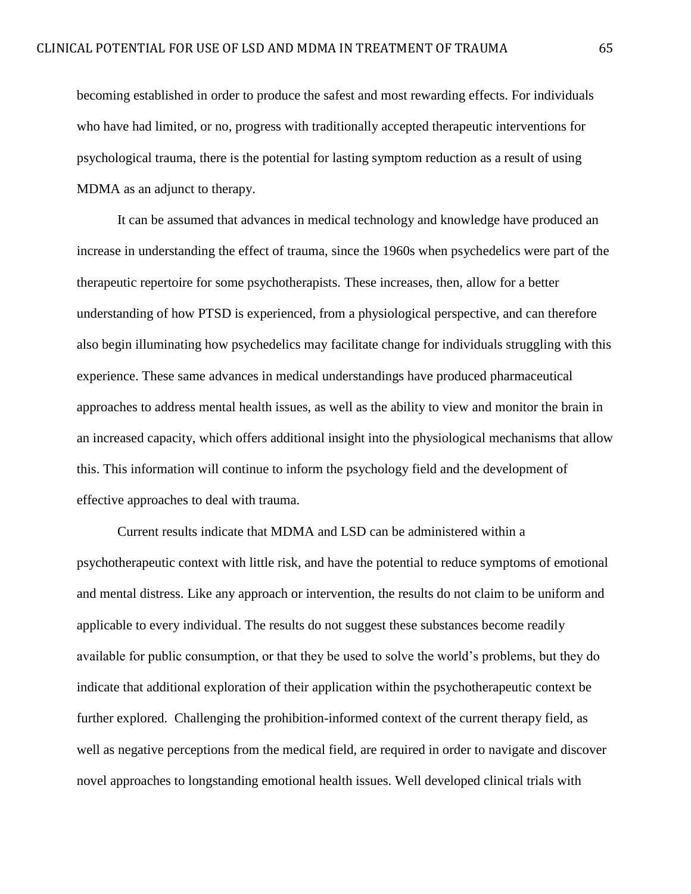becoming established in order to produce the safest and most rewarding effects. For individuals who have had limited, or no, progress with traditionally accepted therapeutic interventions for psychological trauma, there is the potential for lasting symptom reduction as a result of using MDMA as an adjunct to therapy.

It can be assumed that advances in medical technology and knowledge have produced an increase in understanding the effect of trauma, since the 1960s when psychedelics were part of the therapeutic repertoire for some psychotherapists. These increases, then, allow for a better understanding of how PTSD is experienced, from a physiological perspective, and can therefore also begin illuminating how psychedelics may facilitate change for individuals struggling with this experience. These same advances in medical understandings have produced pharmaceutical approaches to address mental health issues, as well as the ability to view and monitor the brain in an increased capacity, which offers additional insight into the physiological mechanisms that allow this. This information will continue to inform the psychology field and the development of effective approaches to deal with trauma.

Current results indicate that MDMA and LSD can be administered within a psychotherapeutic context with little risk, and have the potential to reduce symptoms of emotional and mental distress. Like any approach or intervention, the results do not claim to be uniform and applicable to every individual. The results do not suggest these substances become readily available for public consumption, or that they be used to solve the world's problems, but they do indicate that additional exploration of their application within the psychotherapeutic context be further explored. Challenging the prohibition-informed context of the current therapy field, as well as negative perceptions from the medical field, are required in order to navigate and discover novel approaches to longstanding emotional health issues. Well developed clinical trials with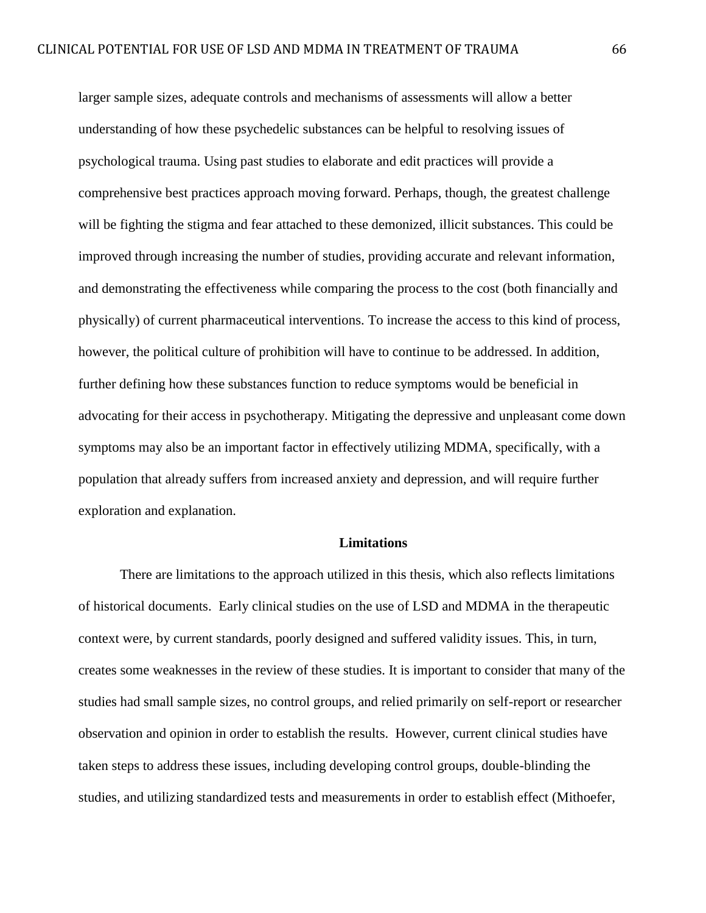larger sample sizes, adequate controls and mechanisms of assessments will allow a better understanding of how these psychedelic substances can be helpful to resolving issues of psychological trauma. Using past studies to elaborate and edit practices will provide a comprehensive best practices approach moving forward. Perhaps, though, the greatest challenge will be fighting the stigma and fear attached to these demonized, illicit substances. This could be improved through increasing the number of studies, providing accurate and relevant information, and demonstrating the effectiveness while comparing the process to the cost (both financially and physically) of current pharmaceutical interventions. To increase the access to this kind of process, however, the political culture of prohibition will have to continue to be addressed. In addition, further defining how these substances function to reduce symptoms would be beneficial in advocating for their access in psychotherapy. Mitigating the depressive and unpleasant come down symptoms may also be an important factor in effectively utilizing MDMA, specifically, with a population that already suffers from increased anxiety and depression, and will require further exploration and explanation.

## Limitations

There are limitations to the approach utilized in this thesis, which also reflects limitations of historical documents. Early clinical studies on the use of LSD and MDMA in the therapeutic context were, by current standards, poorly designed and suffered validity issues. This, in turn, creates some weaknesses in the review of these studies. It is important to consider that many of the studies had small sample sizes, no control groups, and relied primarily on self-report or researcher observation and opinion in order to establish the results. However, current clinical studies have taken steps to address these issues, including developing control groups, double-blinding the studies, and utilizing standardized tests and measurements in order to establish effect (Mithoefer,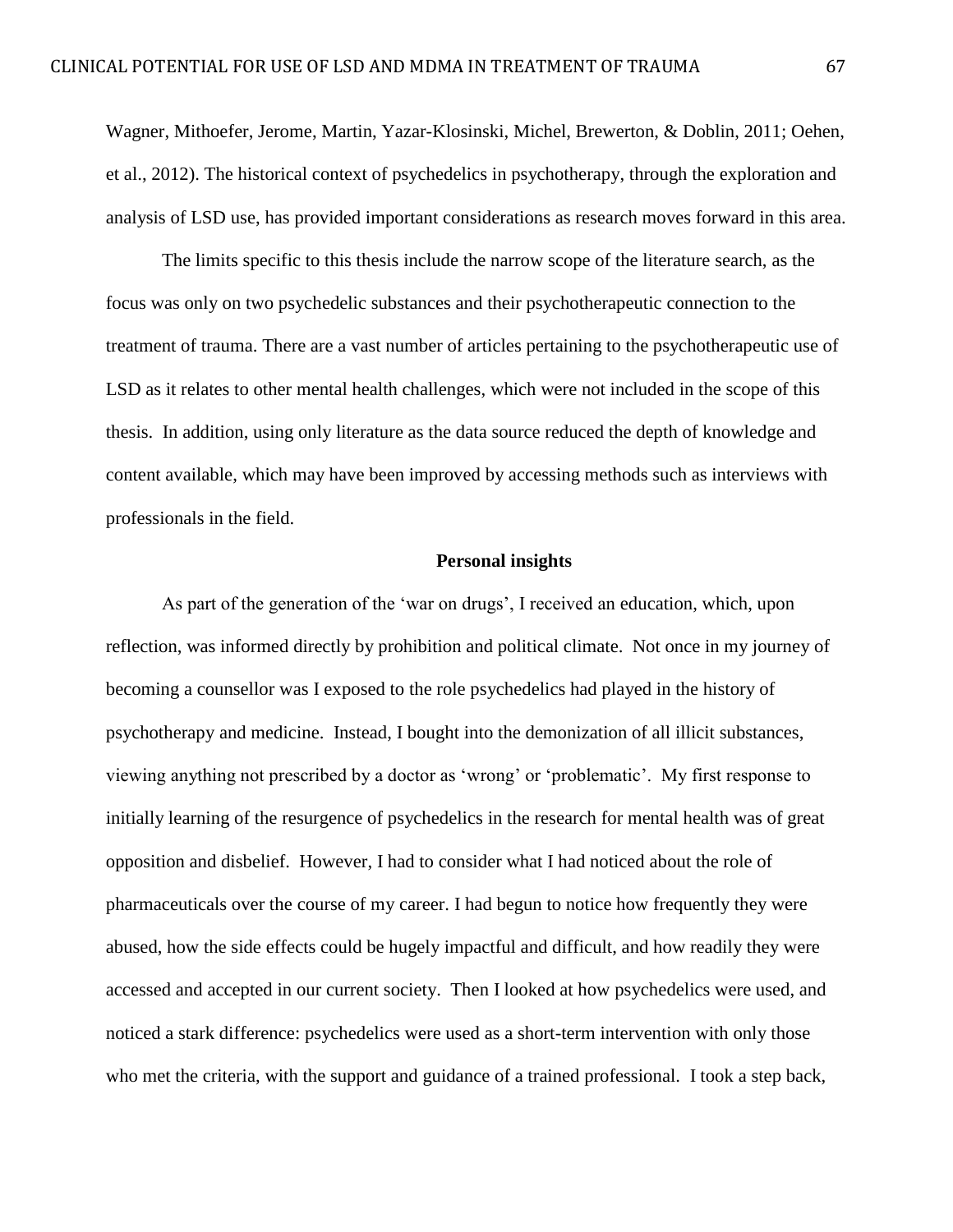Wagner, Mithoefer, Jerome, Martin, Yazar-Klosinski, Michel, Brewerton, & Doblin, 2011; Oehen, et al., 2012). The historical context of psychedelics in psychotherapy, through the exploration and analysis of LSD use, has provided important considerations as research moves forward in this area.

The limits specific to this thesis include the narrow scope of the literature search, as the focus was only on two psychedelic substances and their psychotherapeutic connection to the treatment of trauma. There are a vast number of articles pertaining to the psychotherapeutic use of LSD as it relates to other mental health challenges, which were not included in the scope of this thesis. In addition, using only literature as the data source reduced the depth of knowledge and content available, which may have been improved by accessing methods such as interviews with professionals in the field.

## Personal insights

As part of the generation of the 'war on drugs', I received an education, which, upon reflection, was informed directly by prohibition and political climate. Not once in my journey of becoming a counsellor was I exposed to the role psychedelics had played in the history of psychotherapy and medicine. Instead, I bought into the demonization of all illicit substances, viewing anything not prescribed by a doctor as 'wrong' or 'problematic'. My first response to initially learning of the resurgence of psychedelics in the research for mental health was of great opposition and disbelief. However, I had to consider what I had noticed about the role of pharmaceuticals over the course of my career. I had begun to notice how frequently they were abused, how the side effects could be hugely impactful and difficult, and how readily they were accessed and accepted in our current society. Then I looked at how psychedelics were used, and noticed a stark difference: psychedelics were used as a short-term intervention with only those who met the criteria, with the support and guidance of a trained professional. I took a step back,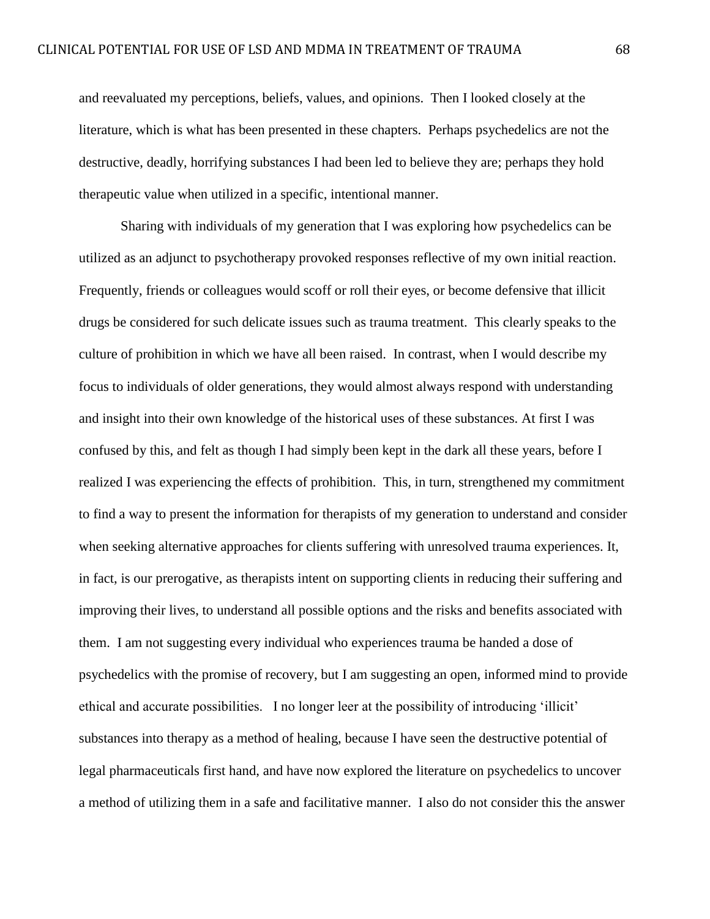and reevaluated my perceptions, beliefs, values, and opinions. Then I looked closely at the literature, which is what has been presented in these chapters. Perhaps psychedelics are not the destructive, deadly, horrifying substances I had been led to believe they are; perhaps they hold therapeutic value when utilized in a specific, intentional manner.

Sharing with individuals of my generation that I was exploring how psychedelics can be utilized as an adjunct to psychotherapy provoked responses reflective of my own initial reaction. Frequently, friends or colleagues would scoff or roll their eyes, or become defensive that illicit drugs be considered for such delicate issues such as trauma treatment. This clearly speaks to the culture of prohibition in which we have all been raised. In contrast, when I would describe my focus to individuals of older generations, they would almost always respond with understanding and insight into their own knowledge of the historical uses of these substances. At first I was confused by this, and felt as though I had simply been kept in the dark all these years, before I realized I was experiencing the effects of prohibition. This, in turn, strengthened my commitment to find a way to present the information for therapists of my generation to understand and consider when seeking alternative approaches for clients suffering with unresolved trauma experiences. It, in fact, is our prerogative, as therapists intent on supporting clients in reducing their suffering and improving their lives, to understand all possible options and the risks and benefits associated with them. I am not suggesting every individual who experiences trauma be handed a dose of psychedelics with the promise of recovery, but I am suggesting an open, informed mind to provide ethical and accurate possibilities. I no longer leer at the possibility of introducing 'illicit' substances into therapy as a method of healing, because I have seen the destructive potential of legal pharmaceuticals first hand, and have now explored the literature on psychedelics to uncover a method of utilizing them in a safe and facilitative manner. I also do not consider this the answer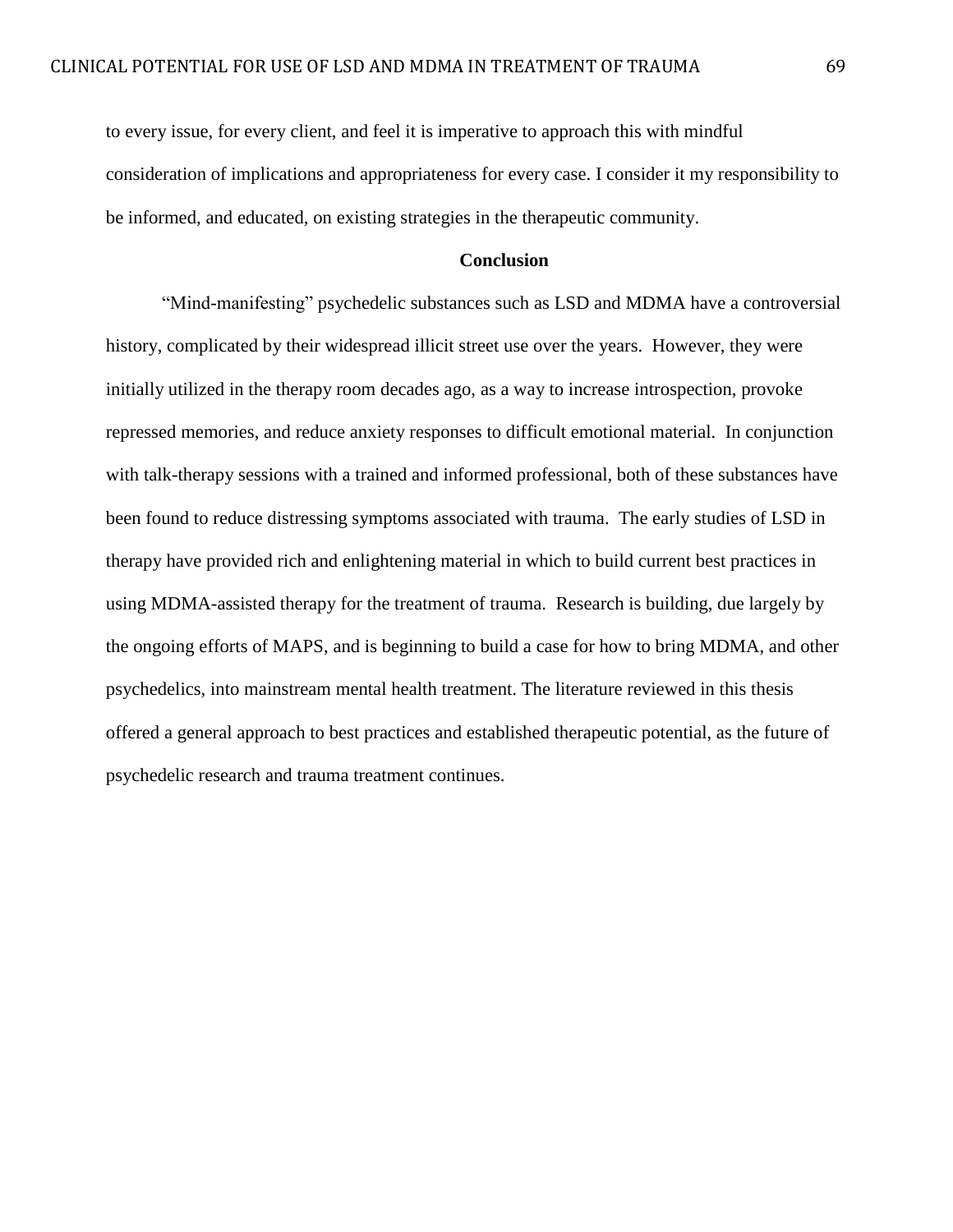to every issue, for every client, and feel it is imperative to approach this with mindful consideration of implications and appropriateness for every case. I consider it my responsibility to be informed, and educated, on existing strategies in the therapeutic community.

## Conclusion

"Mind-manifesting" psychedelic substances such as LSD and MDMA have a controversial history, complicated by their widespread illicit street use over the years. However, they were initially utilized in the therapy room decades ago, as a way to increase introspection, provoke repressed memories, and reduce anxiety responses to difficult emotional material. In conjunction with talk-therapy sessions with a trained and informed professional, both of these substances have been found to reduce distressing symptoms associated with trauma. The early studies of LSD in therapy have provided rich and enlightening material in which to build current best practices in using MDMA-assisted therapy for the treatment of trauma. Research is building, due largely by the ongoing efforts of MAPS, and is beginning to build a case for how to bring MDMA, and other psychedelics, into mainstream mental health treatment. The literature reviewed in this thesis offered a general approach to best practices and established therapeutic potential, as the future of psychedelic research and trauma treatment continues.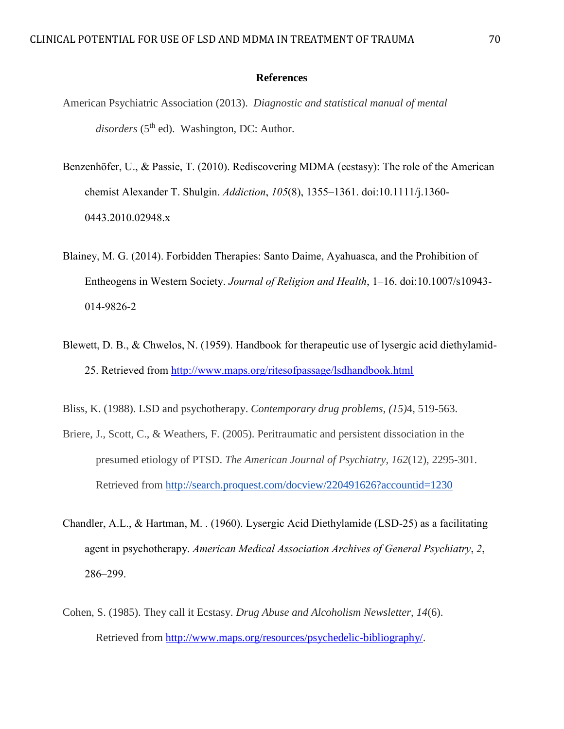## References

American Psychiatric Association (2013). *Diagnostic and statistical manual of mental disorders* (5th ed). Washington, DC: Author.

Benzenhöfer, U., & Passie, T. (2010). Rediscovering MDMA (ecstasy): The role of the American chemist Alexander T. Shulgin. *Addiction*, *105*(8), 1355–1361. doi:10.1111/j.1360-0443.2010.02948.x

Blainey, M. G. (2014). Forbidden Therapies: Santo Daime, Ayahuasca, and the Prohibition of Entheogens in Western Society. *Journal of Religion and Health*, 1–16. doi:10.1007/s10943-014-9826-2

Blewett, D. B., & Chwelos, N. (1959). Handbook for therapeutic use of lysergic acid diethylamid-25. Retrieved from http://www.maps.org/ritesofpassage/lsdhandbook.html

Bliss, K. (1988). LSD and psychotherapy. *Contemporary drug problems, (15)*4, 519-563.

Briere, J., Scott, C., & Weathers, F. (2005). Peritraumatic and persistent dissociation in the presumed etiology of PTSD. *The American Journal of Psychiatry, 162*(12), 2295-301. Retrieved from http://search.proquest.com/docview/220491626?accountid=1230

Chandler, A.L., & Hartman, M. . (1960). Lysergic Acid Diethylamide (LSD-25) as a facilitating agent in psychotherapy. *American Medical Association Archives of General Psychiatry*, *2*, 286–299.

Cohen, S. (1985). They call it Ecstasy. *Drug Abuse and Alcoholism Newsletter, 14*(6). Retrieved from http://www.maps.org/resources/psychedelic-bibliography/.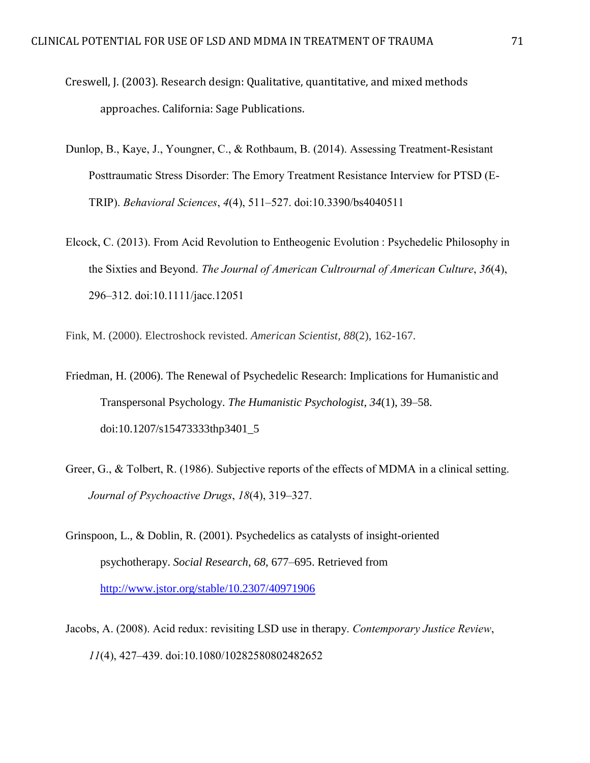Creswell, J. (2003). Research design: Qualitative, quantitative, and mixed methods approaches. California: Sage Publications.

Dunlop, B., Kaye, J., Youngner, C., & Rothbaum, B. (2014). Assessing Treatment-Resistant Posttraumatic Stress Disorder: The Emory Treatment Resistance Interview for PTSD (E-TRIP). *Behavioral Sciences*, *4*(4), 511–527. doi:10.3390/bs4040511

Elcock, C. (2013). From Acid Revolution to Entheogenic Evolution : Psychedelic Philosophy in the Sixties and Beyond. *The Journal of American Cultrournal of American Culture*, *36*(4), 296–312. doi:10.1111/jacc.12051

Fink, M. (2000). Electroshock revisted. *American Scientist, 88*(2), 162-167.

Friedman, H. (2006). The Renewal of Psychedelic Research: Implications for Humanistic and Transpersonal Psychology. *The Humanistic Psychologist*, *34*(1), 39–58. doi:10.1207/s15473333thp3401_5

Greer, G., & Tolbert, R. (1986). Subjective reports of the effects of MDMA in a clinical setting. *Journal of Psychoactive Drugs*, *18*(4), 319–327.

Grinspoon, L., & Doblin, R. (2001). Psychedelics as catalysts of insight-oriented psychotherapy. *Social Research*, *68*, 677–695. Retrieved from http://www.jstor.org/stable/10.2307/40971906

Jacobs, A. (2008). Acid redux: revisiting LSD use in therapy. *Contemporary Justice Review*, *11*(4), 427–439. doi:10.1080/10282580802482652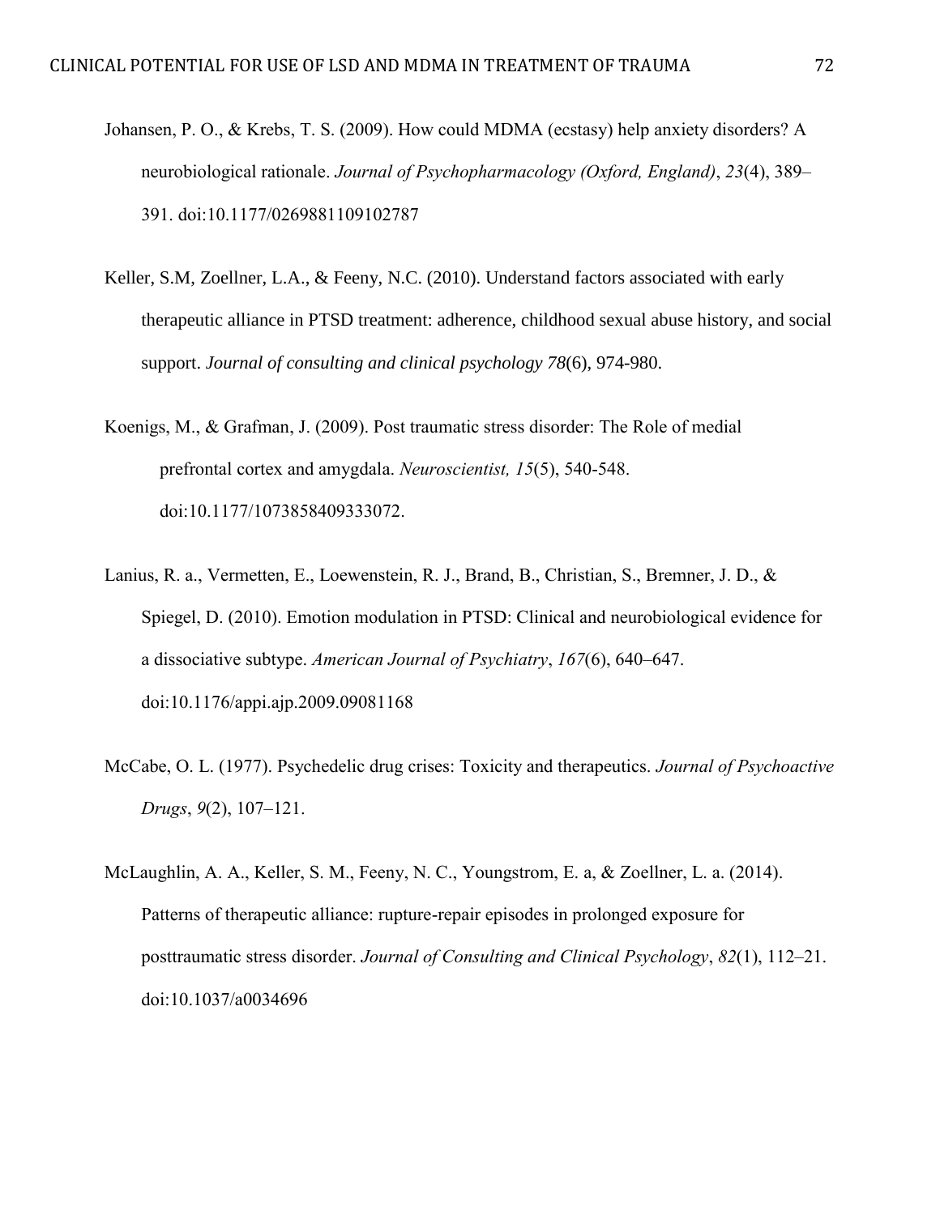Johansen, P. O., & Krebs, T. S. (2009). How could MDMA (ecstasy) help anxiety disorders? A neurobiological rationale. *Journal of Psychopharmacology (Oxford, England)*, *23*(4), 389–391. doi:10.1177/0269881109102787

Keller, S.M, Zoellner, L.A., & Feeny, N.C. (2010). Understand factors associated with early therapeutic alliance in PTSD treatment: adherence, childhood sexual abuse history, and social support. *Journal of consulting and clinical psychology 78*(6), 974-980.

Koenigs, M., & Grafman, J. (2009). Post traumatic stress disorder: The Role of medial prefrontal cortex and amygdala. *Neuroscientist, 15*(5), 540-548. doi:10.1177/1073858409333072.

Lanius, R. a., Vermetten, E., Loewenstein, R. J., Brand, B., Christian, S., Bremner, J. D., & Spiegel, D. (2010). Emotion modulation in PTSD: Clinical and neurobiological evidence for a dissociative subtype. *American Journal of Psychiatry*, *167*(6), 640–647. doi:10.1176/appi.ajp.2009.09081168

McCabe, O. L. (1977). Psychedelic drug crises: Toxicity and therapeutics. *Journal of Psychoactive Drugs*, *9*(2), 107–121.

McLaughlin, A. A., Keller, S. M., Feeny, N. C., Youngstrom, E. a, & Zoellner, L. a. (2014). Patterns of therapeutic alliance: rupture-repair episodes in prolonged exposure for posttraumatic stress disorder. *Journal of Consulting and Clinical Psychology*, *82*(1), 112–21. doi:10.1037/a0034696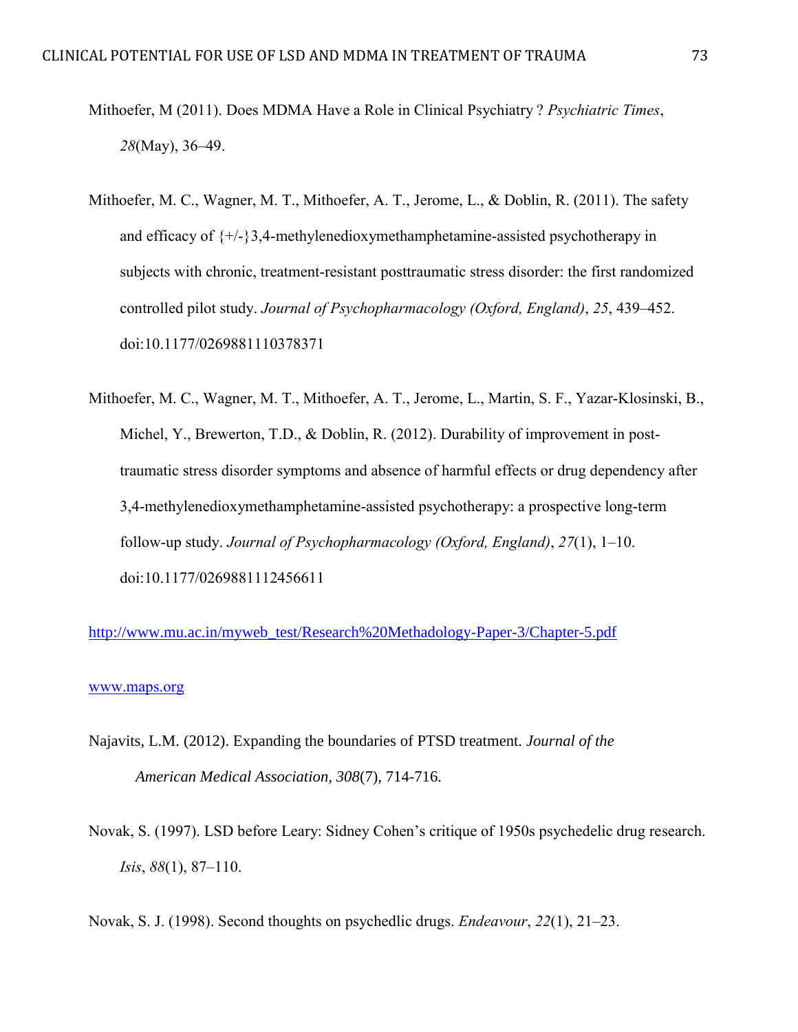Mithoefer, M (2011). Does MDMA Have a Role in Clinical Psychiatry ? *Psychiatric Times*, *28*(May), 36–49.

Mithoefer, M. C., Wagner, M. T., Mithoefer, A. T., Jerome, L., & Doblin, R. (2011). The safety and efficacy of {+/-}3,4-methylenedioxymethamphetamine-assisted psychotherapy in subjects with chronic, treatment-resistant posttraumatic stress disorder: the first randomized controlled pilot study. *Journal of Psychopharmacology (Oxford, England)*, *25*, 439–452. doi:10.1177/0269881110378371

Mithoefer, M. C., Wagner, M. T., Mithoefer, A. T., Jerome, L., Martin, S. F., Yazar-Klosinski, B., Michel, Y., Brewerton, T.D., & Doblin, R. (2012). Durability of improvement in post-traumatic stress disorder symptoms and absence of harmful effects or drug dependency after 3,4-methylenedioxymethamphetamine-assisted psychotherapy: a prospective long-term follow-up study. *Journal of Psychopharmacology (Oxford, England)*, *27*(1), 1–10. doi:10.1177/0269881112456611

http://www.mu.ac.in/myweb_test/Research%20Methadology-Paper-3/Chapter-5.pdf

www.maps.org

Najavits, L.M. (2012). Expanding the boundaries of PTSD treatment. *Journal of the American Medical Association, 308*(7), 714-716.

Novak, S. (1997). LSD before Leary: Sidney Cohen's critique of 1950s psychedelic drug research. *Isis*, *88*(1), 87–110.

Novak, S. J. (1998). Second thoughts on psychedlic drugs. *Endeavour*, *22*(1), 21–23.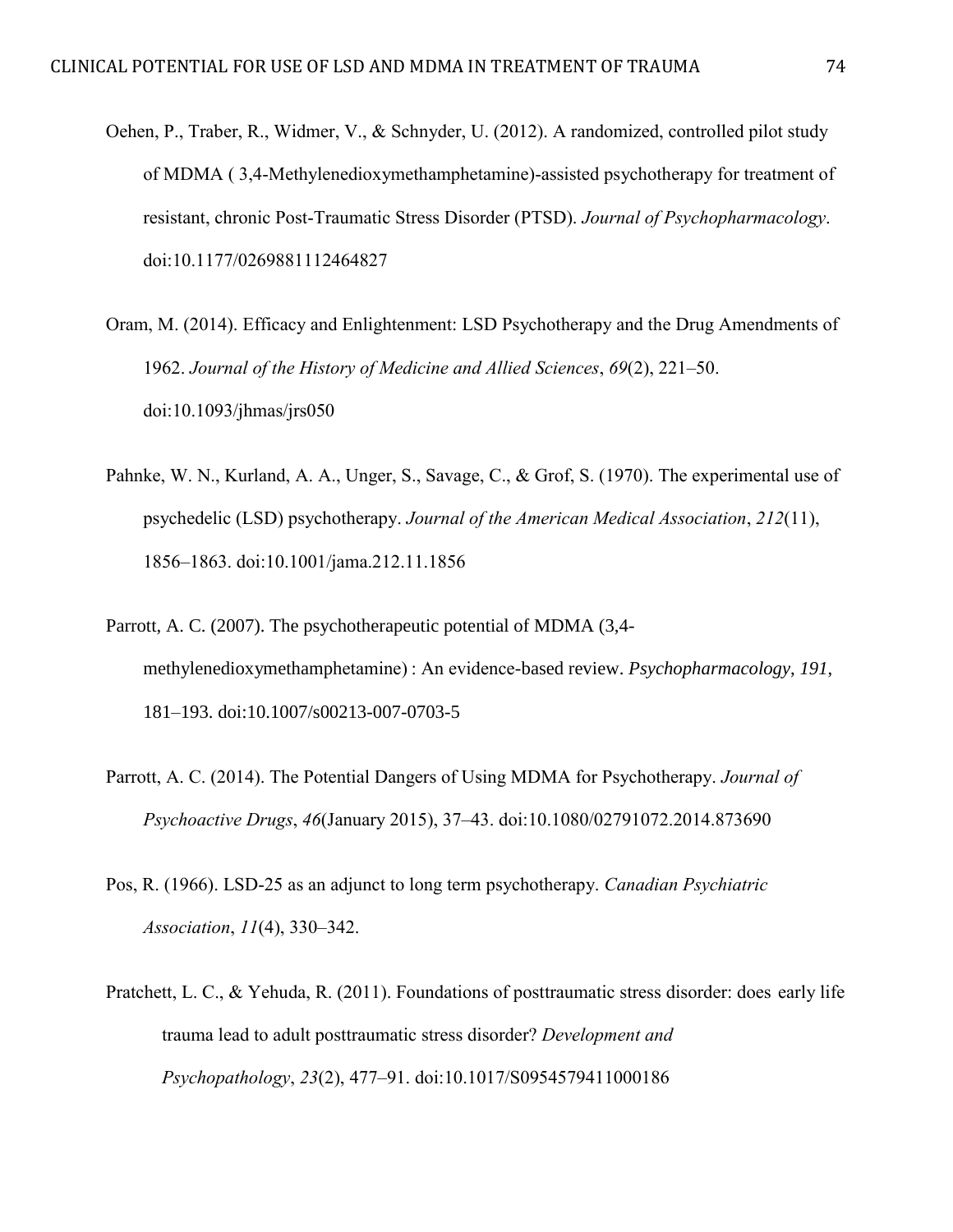Oehen, P., Traber, R., Widmer, V., & Schnyder, U. (2012). A randomized, controlled pilot study of MDMA ( 3,4-Methylenedioxymethamphetamine)-assisted psychotherapy for treatment of resistant, chronic Post-Traumatic Stress Disorder (PTSD). *Journal of Psychopharmacology*. doi:10.1177/0269881112464827

Oram, M. (2014). Efficacy and Enlightenment: LSD Psychotherapy and the Drug Amendments of 1962. *Journal of the History of Medicine and Allied Sciences*, *69*(2), 221–50. doi:10.1093/jhmas/jrs050

Pahnke, W. N., Kurland, A. A., Unger, S., Savage, C., & Grof, S. (1970). The experimental use of psychedelic (LSD) psychotherapy. *Journal of the American Medical Association*, *212*(11), 1856–1863. doi:10.1001/jama.212.11.1856

Parrott, A. C. (2007). The psychotherapeutic potential of MDMA (3,4-methylenedioxymethamphetamine) : An evidence-based review. *Psychopharmacology, 191*, 181–193. doi:10.1007/s00213-007-0703-5

Parrott, A. C. (2014). The Potential Dangers of Using MDMA for Psychotherapy. *Journal of Psychoactive Drugs*, *46*(January 2015), 37–43. doi:10.1080/02791072.2014.873690

Pos, R. (1966). LSD-25 as an adjunct to long term psychotherapy. *Canadian Psychiatric Association*, *11*(4), 330–342.

Pratchett, L. C., & Yehuda, R. (2011). Foundations of posttraumatic stress disorder: does early life trauma lead to adult posttraumatic stress disorder? *Development and Psychopathology*, *23*(2), 477–91. doi:10.1017/S0954579411000186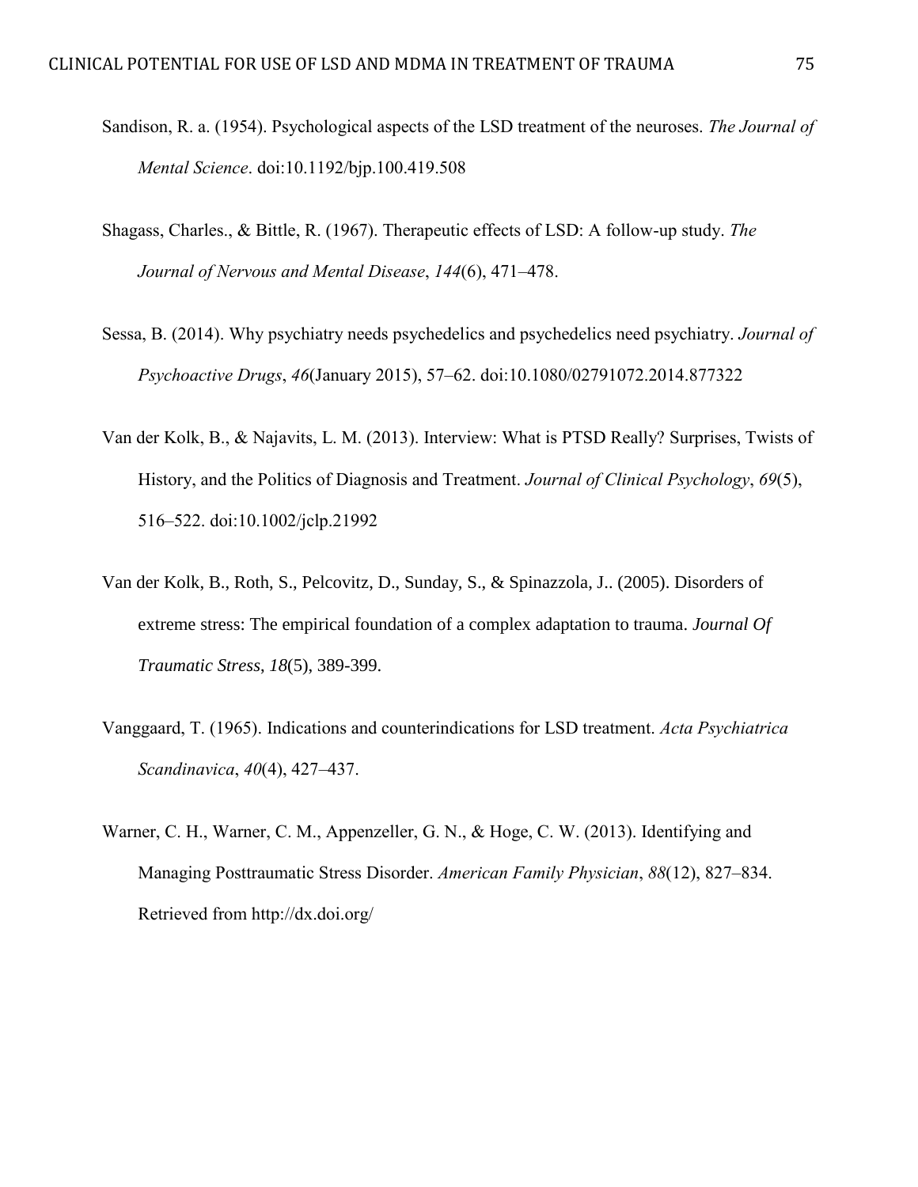Sandison, R. a. (1954). Psychological aspects of the LSD treatment of the neuroses. *The Journal of Mental Science*. doi:10.1192/bjp.100.419.508

Shagass, Charles., & Bittle, R. (1967). Therapeutic effects of LSD: A follow-up study. *The Journal of Nervous and Mental Disease*, *144*(6), 471–478.

Sessa, B. (2014). Why psychiatry needs psychedelics and psychedelics need psychiatry. *Journal of Psychoactive Drugs*, *46*(January 2015), 57–62. doi:10.1080/02791072.2014.877322

Van der Kolk, B., & Najavits, L. M. (2013). Interview: What is PTSD Really? Surprises, Twists of History, and the Politics of Diagnosis and Treatment. *Journal of Clinical Psychology*, *69*(5), 516–522. doi:10.1002/jclp.21992

Van der Kolk, B., Roth, S., Pelcovitz, D., Sunday, S., & Spinazzola, J.. (2005). Disorders of extreme stress: The empirical foundation of a complex adaptation to trauma. *Journal Of Traumatic Stress*, *18*(5), 389-399.

Vanggaard, T. (1965). Indications and counterindications for LSD treatment. *Acta Psychiatrica Scandinavica*, *40*(4), 427–437.

Warner, C. H., Warner, C. M., Appenzeller, G. N., & Hoge, C. W. (2013). Identifying and Managing Posttraumatic Stress Disorder. *American Family Physician*, *88*(12), 827–834. Retrieved from http://dx.doi.org/